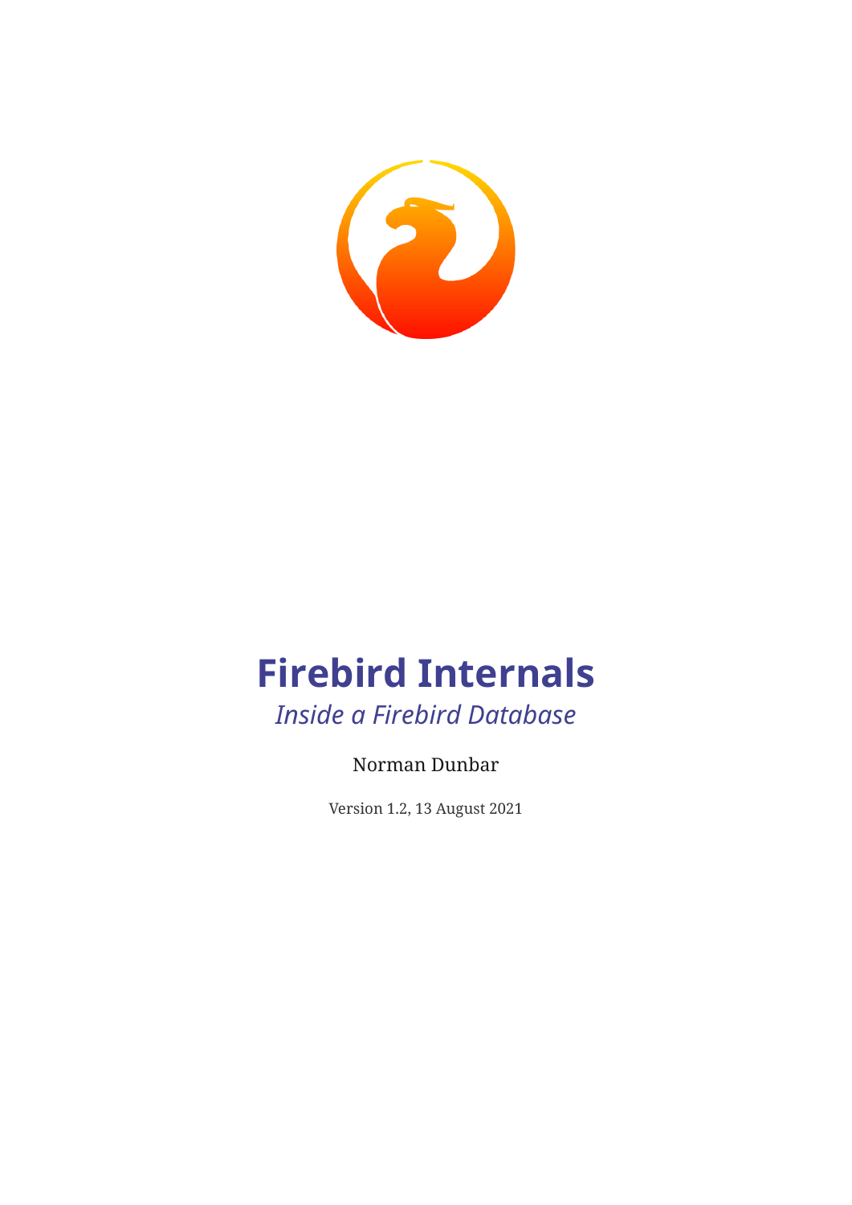# Firebird Internals

*Inside a Firebird Database*

Norman Dunbar

Version 1.2, 13 August 2021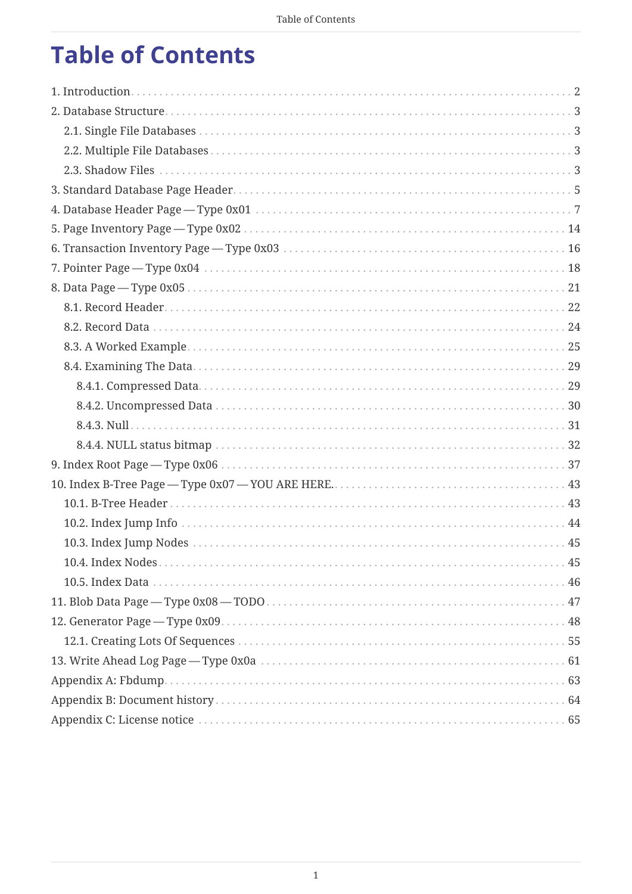# Table of Contents

- 1. Introduction ... 2
- 2. Database Structure ... 3
  - 2.1. Single File Databases ... 3
  - 2.2. Multiple File Databases ... 3
  - 2.3. Shadow Files ... 3
- 3. Standard Database Page Header ... 5
- 4. Database Header Page — Type 0x01 ... 7
- 5. Page Inventory Page — Type 0x02 ... 14
- 6. Transaction Inventory Page — Type 0x03 ... 16
- 7. Pointer Page — Type 0x04 ... 18
- 8. Data Page — Type 0x05 ... 21
  - 8.1. Record Header ... 22
  - 8.2. Record Data ... 24
  - 8.3. A Worked Example ... 25
  - 8.4. Examining The Data ... 29
    - 8.4.1. Compressed Data ... 29
    - 8.4.2. Uncompressed Data ... 30
    - 8.4.3. Null ... 31
    - 8.4.4. NULL status bitmap ... 32
- 9. Index Root Page — Type 0x06 ... 37
- 10. Index B-Tree Page — Type 0x07 — YOU ARE HERE. ... 43
  - 10.1. B-Tree Header ... 43
  - 10.2. Index Jump Info ... 44
  - 10.3. Index Jump Nodes ... 45
  - 10.4. Index Nodes ... 45
  - 10.5. Index Data ... 46
- 11. Blob Data Page — Type 0x08 — TODO ... 47
- 12. Generator Page — Type 0x09 ... 48
  - 12.1. Creating Lots Of Sequences ... 55
- 13. Write Ahead Log Page — Type 0x0a ... 61
- Appendix A: Fbdump ... 63
- Appendix B: Document history ... 64
- Appendix C: License notice ... 65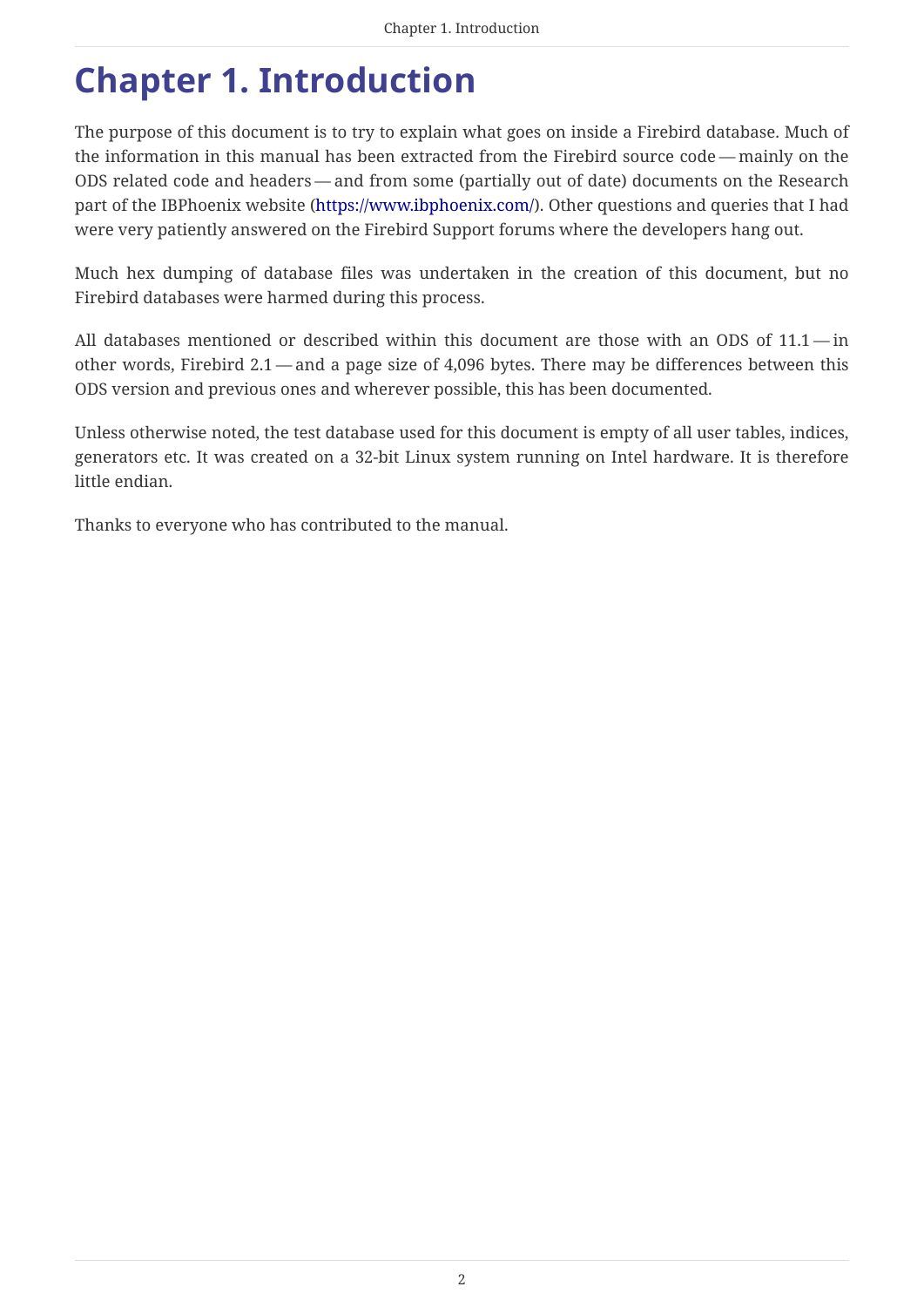# Chapter 1. Introduction

The purpose of this document is to try to explain what goes on inside a Firebird database. Much of the information in this manual has been extracted from the Firebird source code — mainly on the ODS related code and headers — and from some (partially out of date) documents on the Research part of the IBPhoenix website (https://www.ibphoenix.com/). Other questions and queries that I had were very patiently answered on the Firebird Support forums where the developers hang out.

Much hex dumping of database files was undertaken in the creation of this document, but no Firebird databases were harmed during this process.

All databases mentioned or described within this document are those with an ODS of 11.1 — in other words, Firebird 2.1 — and a page size of 4,096 bytes. There may be differences between this ODS version and previous ones and wherever possible, this has been documented.

Unless otherwise noted, the test database used for this document is empty of all user tables, indices, generators etc. It was created on a 32-bit Linux system running on Intel hardware. It is therefore little endian.

Thanks to everyone who has contributed to the manual.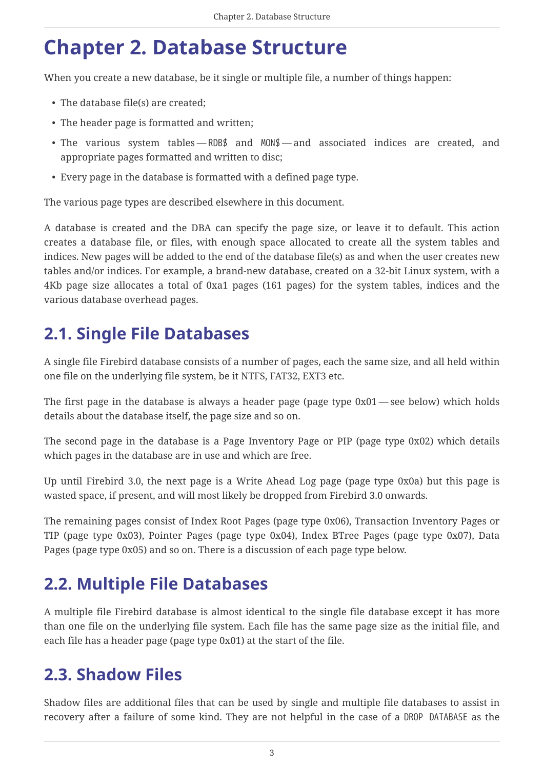# Chapter 2. Database Structure

When you create a new database, be it single or multiple file, a number of things happen:

- The database file(s) are created;
- The header page is formatted and written;
- The various system tables — `RDB$` and `MON$` — and associated indices are created, and appropriate pages formatted and written to disc;
- Every page in the database is formatted with a defined page type.

The various page types are described elsewhere in this document.

A database is created and the DBA can specify the page size, or leave it to default. This action creates a database file, or files, with enough space allocated to create all the system tables and indices. New pages will be added to the end of the database file(s) as and when the user creates new tables and/or indices. For example, a brand-new database, created on a 32-bit Linux system, with a 4Kb page size allocates a total of 0xa1 pages (161 pages) for the system tables, indices and the various database overhead pages.

## 2.1. Single File Databases

A single file Firebird database consists of a number of pages, each the same size, and all held within one file on the underlying file system, be it NTFS, FAT32, EXT3 etc.

The first page in the database is always a header page (page type 0x01 — see below) which holds details about the database itself, the page size and so on.

The second page in the database is a Page Inventory Page or PIP (page type 0x02) which details which pages in the database are in use and which are free.

Up until Firebird 3.0, the next page is a Write Ahead Log page (page type 0x0a) but this page is wasted space, if present, and will most likely be dropped from Firebird 3.0 onwards.

The remaining pages consist of Index Root Pages (page type 0x06), Transaction Inventory Pages or TIP (page type 0x03), Pointer Pages (page type 0x04), Index BTree Pages (page type 0x07), Data Pages (page type 0x05) and so on. There is a discussion of each page type below.

## 2.2. Multiple File Databases

A multiple file Firebird database is almost identical to the single file database except it has more than one file on the underlying file system. Each file has the same page size as the initial file, and each file has a header page (page type 0x01) at the start of the file.

## 2.3. Shadow Files

Shadow files are additional files that can be used by single and multiple file databases to assist in recovery after a failure of some kind. They are not helpful in the case of a `DROP DATABASE` as the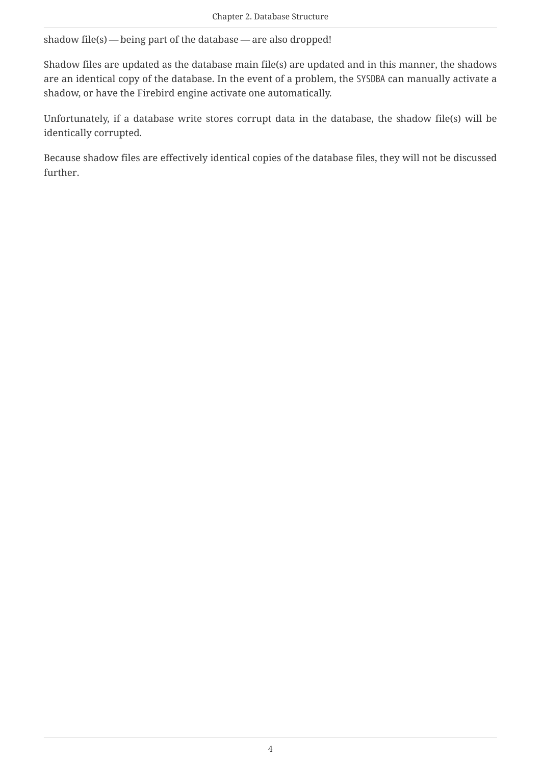shadow file(s) — being part of the database — are also dropped!

Shadow files are updated as the database main file(s) are updated and in this manner, the shadows are an identical copy of the database. In the event of a problem, the `SYSDBA` can manually activate a shadow, or have the Firebird engine activate one automatically.

Unfortunately, if a database write stores corrupt data in the database, the shadow file(s) will be identically corrupted.

Because shadow files are effectively identical copies of the database files, they will not be discussed further.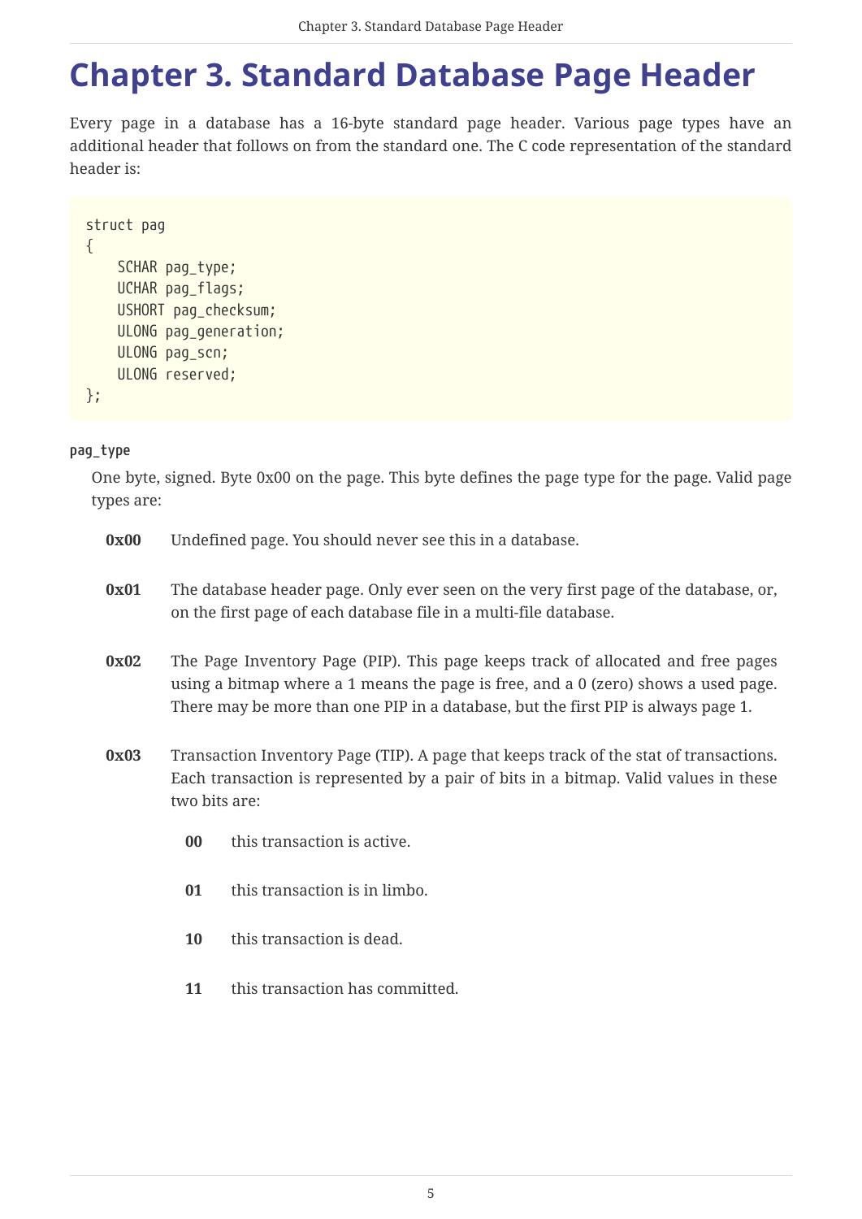# Chapter 3. Standard Database Page Header

Every page in a database has a 16-byte standard page header. Various page types have an additional header that follows on from the standard one. The C code representation of the standard header is:

```
struct pag
{
    SCHAR pag_type;
    UCHAR pag_flags;
    USHORT pag_checksum;
    ULONG pag_generation;
    ULONG pag_scn;
    ULONG reserved;
};
```

**pag_type**

One byte, signed. Byte 0x00 on the page. This byte defines the page type for the page. Valid page types are:

**0x00** Undefined page. You should never see this in a database.

**0x01** The database header page. Only ever seen on the very first page of the database, or, on the first page of each database file in a multi-file database.

**0x02** The Page Inventory Page (PIP). This page keeps track of allocated and free pages using a bitmap where a 1 means the page is free, and a 0 (zero) shows a used page. There may be more than one PIP in a database, but the first PIP is always page 1.

**0x03** Transaction Inventory Page (TIP). A page that keeps track of the stat of transactions. Each transaction is represented by a pair of bits in a bitmap. Valid values in these two bits are:

- **00** this transaction is active.
- **01** this transaction is in limbo.
- **10** this transaction is dead.
- **11** this transaction has committed.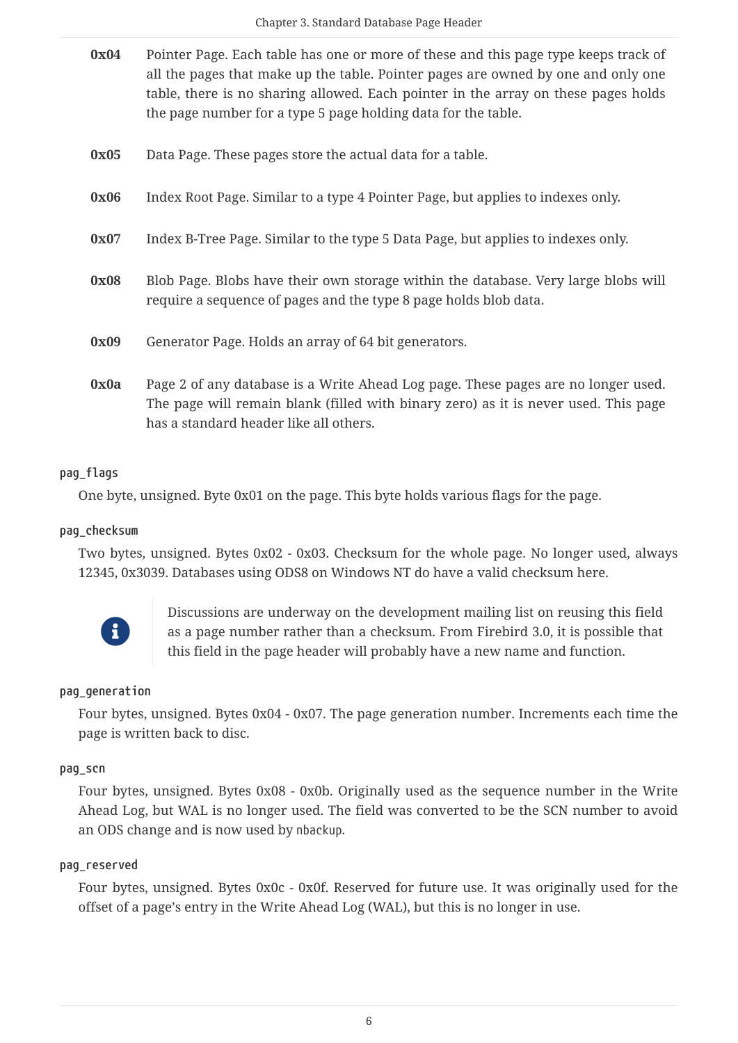**0x04** Pointer Page. Each table has one or more of these and this page type keeps track of all the pages that make up the table. Pointer pages are owned by one and only one table, there is no sharing allowed. Each pointer in the array on these pages holds the page number for a type 5 page holding data for the table.

**0x05** Data Page. These pages store the actual data for a table.

**0x06** Index Root Page. Similar to a type 4 Pointer Page, but applies to indexes only.

**0x07** Index B-Tree Page. Similar to the type 5 Data Page, but applies to indexes only.

**0x08** Blob Page. Blobs have their own storage within the database. Very large blobs will require a sequence of pages and the type 8 page holds blob data.

**0x09** Generator Page. Holds an array of 64 bit generators.

**0x0a** Page 2 of any database is a Write Ahead Log page. These pages are no longer used. The page will remain blank (filled with binary zero) as it is never used. This page has a standard header like all others.

`pag_flags`

One byte, unsigned. Byte 0x01 on the page. This byte holds various flags for the page.

`pag_checksum`

Two bytes, unsigned. Bytes 0x02 - 0x03. Checksum for the whole page. No longer used, always 12345, 0x3039. Databases using ODS8 on Windows NT do have a valid checksum here.

> Discussions are underway on the development mailing list on reusing this field as a page number rather than a checksum. From Firebird 3.0, it is possible that this field in the page header will probably have a new name and function.

`pag_generation`

Four bytes, unsigned. Bytes 0x04 - 0x07. The page generation number. Increments each time the page is written back to disc.

`pag_scn`

Four bytes, unsigned. Bytes 0x08 - 0x0b. Originally used as the sequence number in the Write Ahead Log, but WAL is no longer used. The field was converted to be the SCN number to avoid an ODS change and is now used by `nbackup`.

`pag_reserved`

Four bytes, unsigned. Bytes 0x0c - 0x0f. Reserved for future use. It was originally used for the offset of a page's entry in the Write Ahead Log (WAL), but this is no longer in use.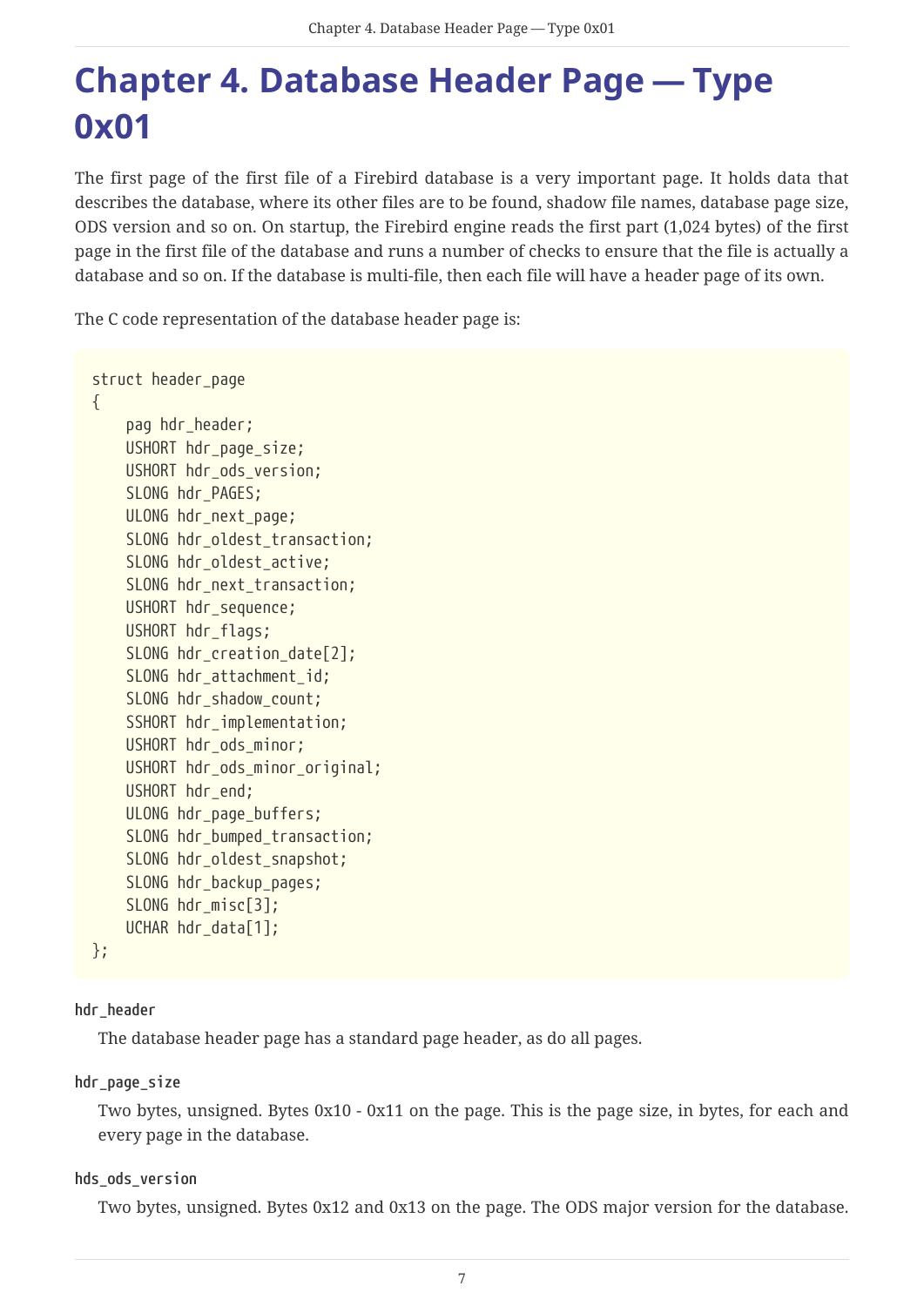# Chapter 4. Database Header Page — Type 0x01

The first page of the first file of a Firebird database is a very important page. It holds data that describes the database, where its other files are to be found, shadow file names, database page size, ODS version and so on. On startup, the Firebird engine reads the first part (1,024 bytes) of the first page in the first file of the database and runs a number of checks to ensure that the file is actually a database and so on. If the database is multi-file, then each file will have a header page of its own.

The C code representation of the database header page is:

```
struct header_page
{
    pag hdr_header;
    USHORT hdr_page_size;
    USHORT hdr_ods_version;
    SLONG hdr_PAGES;
    ULONG hdr_next_page;
    SLONG hdr_oldest_transaction;
    SLONG hdr_oldest_active;
    SLONG hdr_next_transaction;
    USHORT hdr_sequence;
    USHORT hdr_flags;
    SLONG hdr_creation_date[2];
    SLONG hdr_attachment_id;
    SLONG hdr_shadow_count;
    SSHORT hdr_implementation;
    USHORT hdr_ods_minor;
    USHORT hdr_ods_minor_original;
    USHORT hdr_end;
    ULONG hdr_page_buffers;
    SLONG hdr_bumped_transaction;
    SLONG hdr_oldest_snapshot;
    SLONG hdr_backup_pages;
    SLONG hdr_misc[3];
    UCHAR hdr_data[1];
};
```

**hdr_header**

The database header page has a standard page header, as do all pages.

**hdr_page_size**

Two bytes, unsigned. Bytes 0x10 - 0x11 on the page. This is the page size, in bytes, for each and every page in the database.

**hds_ods_version**

Two bytes, unsigned. Bytes 0x12 and 0x13 on the page. The ODS major version for the database.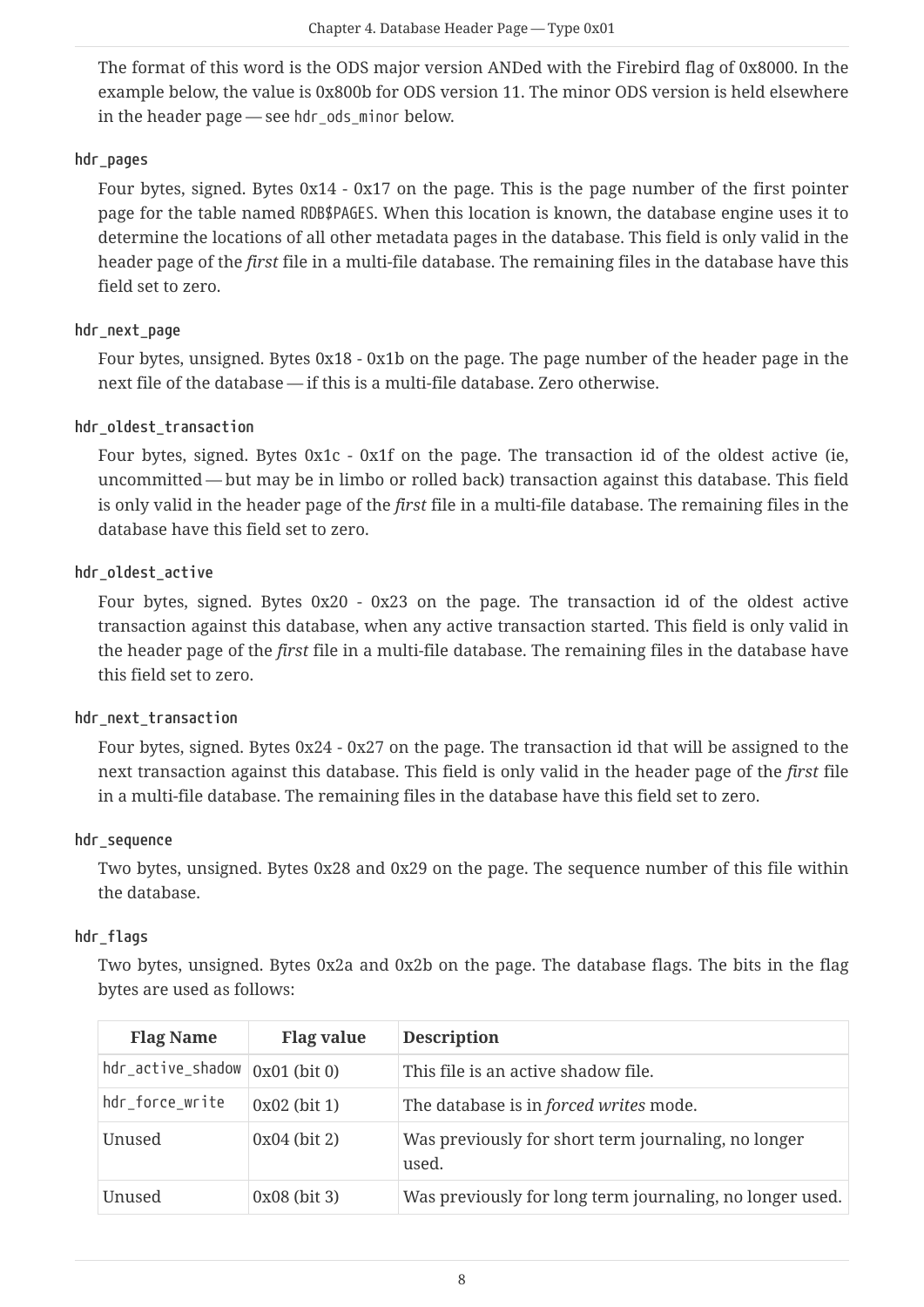The format of this word is the ODS major version ANDed with the Firebird flag of 0x8000. In the example below, the value is 0x800b for ODS version 11. The minor ODS version is held elsewhere in the header page — see `hdr_ods_minor` below.

**hdr_pages**

Four bytes, signed. Bytes 0x14 - 0x17 on the page. This is the page number of the first pointer page for the table named `RDB$PAGES`. When this location is known, the database engine uses it to determine the locations of all other metadata pages in the database. This field is only valid in the header page of the *first* file in a multi-file database. The remaining files in the database have this field set to zero.

**hdr_next_page**

Four bytes, unsigned. Bytes 0x18 - 0x1b on the page. The page number of the header page in the next file of the database — if this is a multi-file database. Zero otherwise.

**hdr_oldest_transaction**

Four bytes, signed. Bytes 0x1c - 0x1f on the page. The transaction id of the oldest active (ie, uncommitted — but may be in limbo or rolled back) transaction against this database. This field is only valid in the header page of the *first* file in a multi-file database. The remaining files in the database have this field set to zero.

**hdr_oldest_active**

Four bytes, signed. Bytes 0x20 - 0x23 on the page. The transaction id of the oldest active transaction against this database, when any active transaction started. This field is only valid in the header page of the *first* file in a multi-file database. The remaining files in the database have this field set to zero.

**hdr_next_transaction**

Four bytes, signed. Bytes 0x24 - 0x27 on the page. The transaction id that will be assigned to the next transaction against this database. This field is only valid in the header page of the *first* file in a multi-file database. The remaining files in the database have this field set to zero.

**hdr_sequence**

Two bytes, unsigned. Bytes 0x28 and 0x29 on the page. The sequence number of this file within the database.

**hdr_flags**

Two bytes, unsigned. Bytes 0x2a and 0x2b on the page. The database flags. The bits in the flag bytes are used as follows:

| Flag Name | Flag value | Description |
|---|---|---|
| `hdr_active_shadow` | 0x01 (bit 0) | This file is an active shadow file. |
| `hdr_force_write` | 0x02 (bit 1) | The database is in *forced writes* mode. |
| Unused | 0x04 (bit 2) | Was previously for short term journaling, no longer used. |
| Unused | 0x08 (bit 3) | Was previously for long term journaling, no longer used. |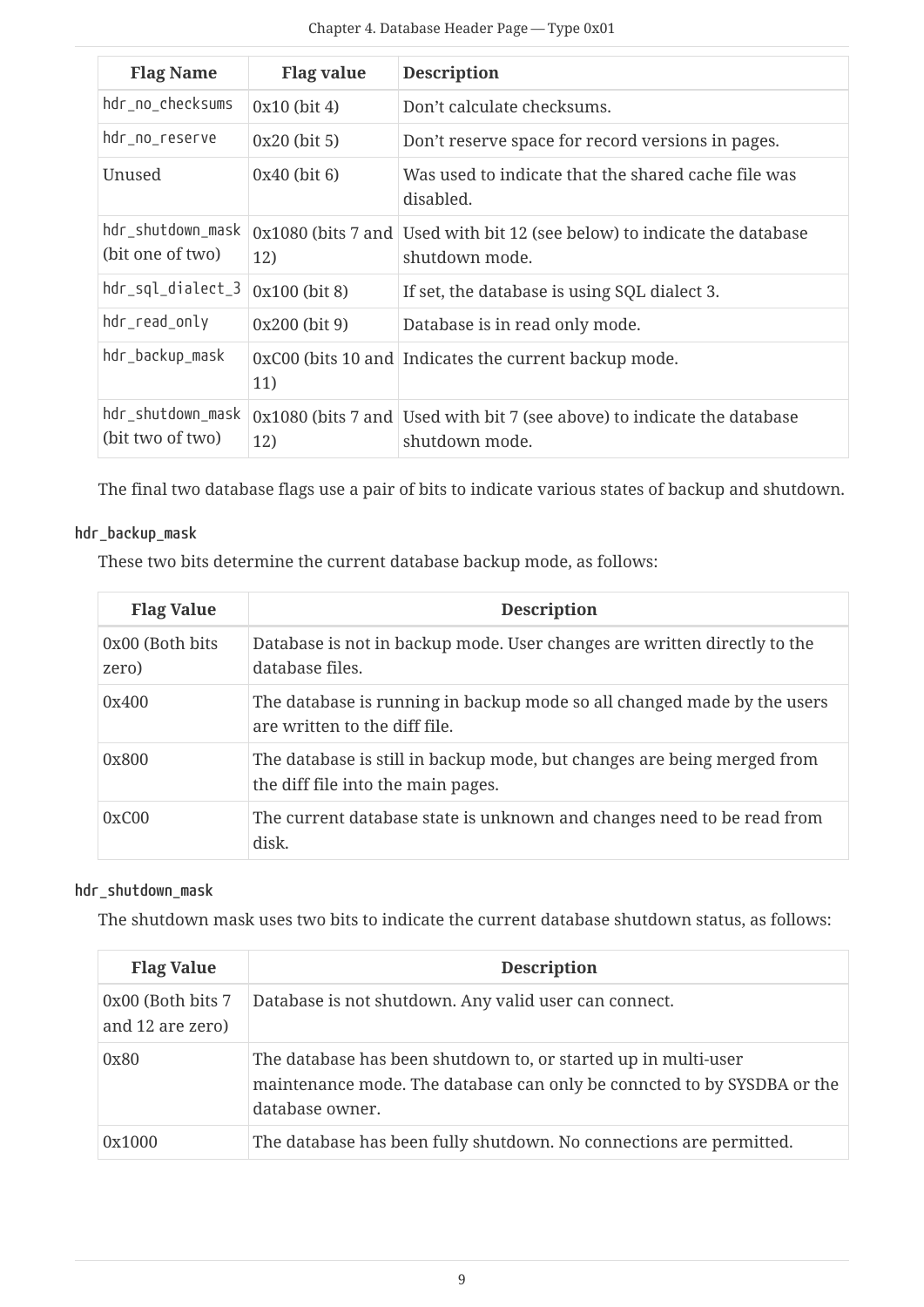| Flag Name | Flag value | Description |
| --- | --- | --- |
| `hdr_no_checksums` | 0x10 (bit 4) | Don't calculate checksums. |
| `hdr_no_reserve` | 0x20 (bit 5) | Don't reserve space for record versions in pages. |
| Unused | 0x40 (bit 6) | Was used to indicate that the shared cache file was disabled. |
| `hdr_shutdown_mask` (bit one of two) | 0x1080 (bits 7 and 12) | Used with bit 12 (see below) to indicate the database shutdown mode. |
| `hdr_sql_dialect_3` | 0x100 (bit 8) | If set, the database is using SQL dialect 3. |
| `hdr_read_only` | 0x200 (bit 9) | Database is in read only mode. |
| `hdr_backup_mask` | 0xC00 (bits 10 and 11) | Indicates the current backup mode. |
| `hdr_shutdown_mask` (bit two of two) | 0x1080 (bits 7 and 12) | Used with bit 7 (see above) to indicate the database shutdown mode. |

The final two database flags use a pair of bits to indicate various states of backup and shutdown.

**`hdr_backup_mask`**

These two bits determine the current database backup mode, as follows:

| Flag Value | Description |
| --- | --- |
| 0x00 (Both bits zero) | Database is not in backup mode. User changes are written directly to the database files. |
| 0x400 | The database is running in backup mode so all changed made by the users are written to the diff file. |
| 0x800 | The database is still in backup mode, but changes are being merged from the diff file into the main pages. |
| 0xC00 | The current database state is unknown and changes need to be read from disk. |

**`hdr_shutdown_mask`**

The shutdown mask uses two bits to indicate the current database shutdown status, as follows:

| Flag Value | Description |
| --- | --- |
| 0x00 (Both bits 7 and 12 are zero) | Database is not shutdown. Any valid user can connect. |
| 0x80 | The database has been shutdown to, or started up in multi-user maintenance mode. The database can only be conncted to by SYSDBA or the database owner. |
| 0x1000 | The database has been fully shutdown. No connections are permitted. |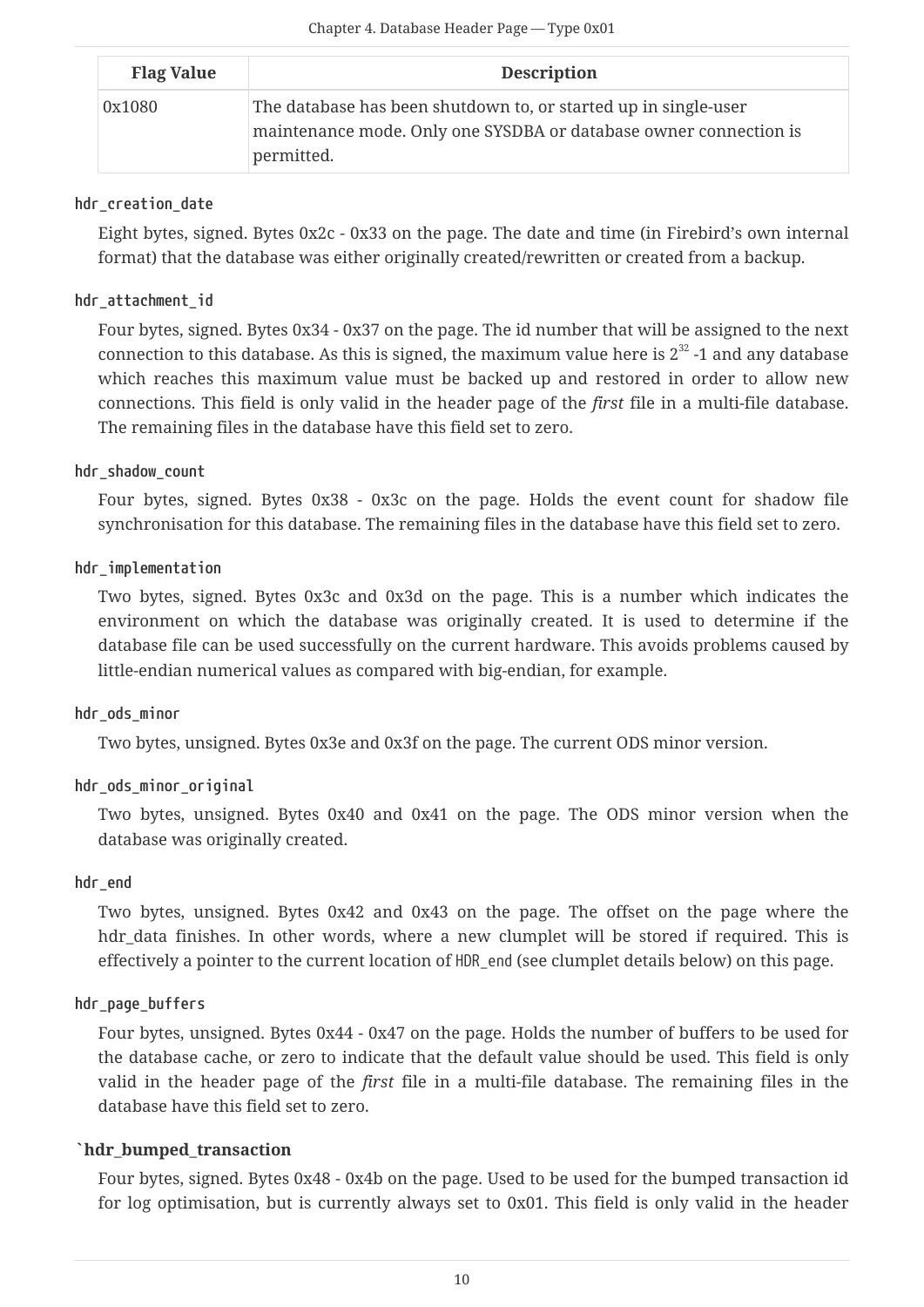| Flag Value | Description |
| --- | --- |
| 0x1080 | The database has been shutdown to, or started up in single-user maintenance mode. Only one SYSDBA or database owner connection is permitted. |

**hdr_creation_date**

Eight bytes, signed. Bytes 0x2c - 0x33 on the page. The date and time (in Firebird's own internal format) that the database was either originally created/rewritten or created from a backup.

**hdr_attachment_id**

Four bytes, signed. Bytes 0x34 - 0x37 on the page. The id number that will be assigned to the next connection to this database. As this is signed, the maximum value here is $2^{32}$ -1 and any database which reaches this maximum value must be backed up and restored in order to allow new connections. This field is only valid in the header page of the *first* file in a multi-file database. The remaining files in the database have this field set to zero.

**hdr_shadow_count**

Four bytes, signed. Bytes 0x38 - 0x3c on the page. Holds the event count for shadow file synchronisation for this database. The remaining files in the database have this field set to zero.

**hdr_implementation**

Two bytes, signed. Bytes 0x3c and 0x3d on the page. This is a number which indicates the environment on which the database was originally created. It is used to determine if the database file can be used successfully on the current hardware. This avoids problems caused by little-endian numerical values as compared with big-endian, for example.

**hdr_ods_minor**

Two bytes, unsigned. Bytes 0x3e and 0x3f on the page. The current ODS minor version.

**hdr_ods_minor_original**

Two bytes, unsigned. Bytes 0x40 and 0x41 on the page. The ODS minor version when the database was originally created.

**hdr_end**

Two bytes, unsigned. Bytes 0x42 and 0x43 on the page. The offset on the page where the hdr_data finishes. In other words, where a new clumplet will be stored if required. This is effectively a pointer to the current location of `HDR_end` (see clumplet details below) on this page.

**hdr_page_buffers**

Four bytes, unsigned. Bytes 0x44 - 0x47 on the page. Holds the number of buffers to be used for the database cache, or zero to indicate that the default value should be used. This field is only valid in the header page of the *first* file in a multi-file database. The remaining files in the database have this field set to zero.

**`hdr_bumped_transaction**

Four bytes, signed. Bytes 0x48 - 0x4b on the page. Used to be used for the bumped transaction id for log optimisation, but is currently always set to 0x01. This field is only valid in the header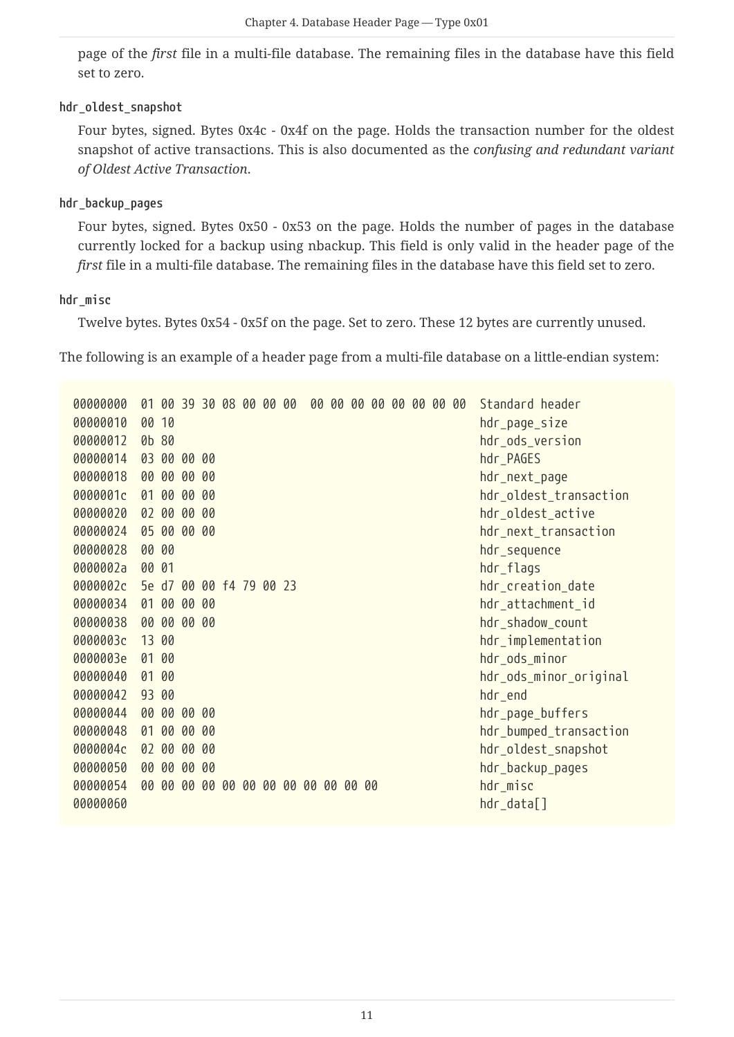page of the *first* file in a multi-file database. The remaining files in the database have this field set to zero.

**hdr_oldest_snapshot**

Four bytes, signed. Bytes 0x4c - 0x4f on the page. Holds the transaction number for the oldest snapshot of active transactions. This is also documented as the *confusing and redundant variant of Oldest Active Transaction*.

**hdr_backup_pages**

Four bytes, signed. Bytes 0x50 - 0x53 on the page. Holds the number of pages in the database currently locked for a backup using nbackup. This field is only valid in the header page of the *first* file in a multi-file database. The remaining files in the database have this field set to zero.

**hdr_misc**

Twelve bytes. Bytes 0x54 - 0x5f on the page. Set to zero. These 12 bytes are currently unused.

The following is an example of a header page from a multi-file database on a little-endian system:

```
00000000  01 00 39 30 08 00 00 00  00 00 00 00 00 00 00 00  Standard header
00000010  00 10                                             hdr_page_size
00000012  0b 80                                             hdr_ods_version
00000014  03 00 00 00                                       hdr_PAGES
00000018  00 00 00 00                                       hdr_next_page
0000001c  01 00 00 00                                       hdr_oldest_transaction
00000020  02 00 00 00                                       hdr_oldest_active
00000024  05 00 00 00                                       hdr_next_transaction
00000028  00 00                                             hdr_sequence
0000002a  00 01                                             hdr_flags
0000002c  5e d7 00 00 f4 79 00 23                           hdr_creation_date
00000034  01 00 00 00                                       hdr_attachment_id
00000038  00 00 00 00                                       hdr_shadow_count
0000003c  13 00                                             hdr_implementation
0000003e  01 00                                             hdr_ods_minor
00000040  01 00                                             hdr_ods_minor_original
00000042  93 00                                             hdr_end
00000044  00 00 00 00                                       hdr_page_buffers
00000048  01 00 00 00                                       hdr_bumped_transaction
0000004c  02 00 00 00                                       hdr_oldest_snapshot
00000050  00 00 00 00                                       hdr_backup_pages
00000054  00 00 00 00 00 00 00 00 00 00 00 00               hdr_misc
00000060                                                    hdr_data[]
```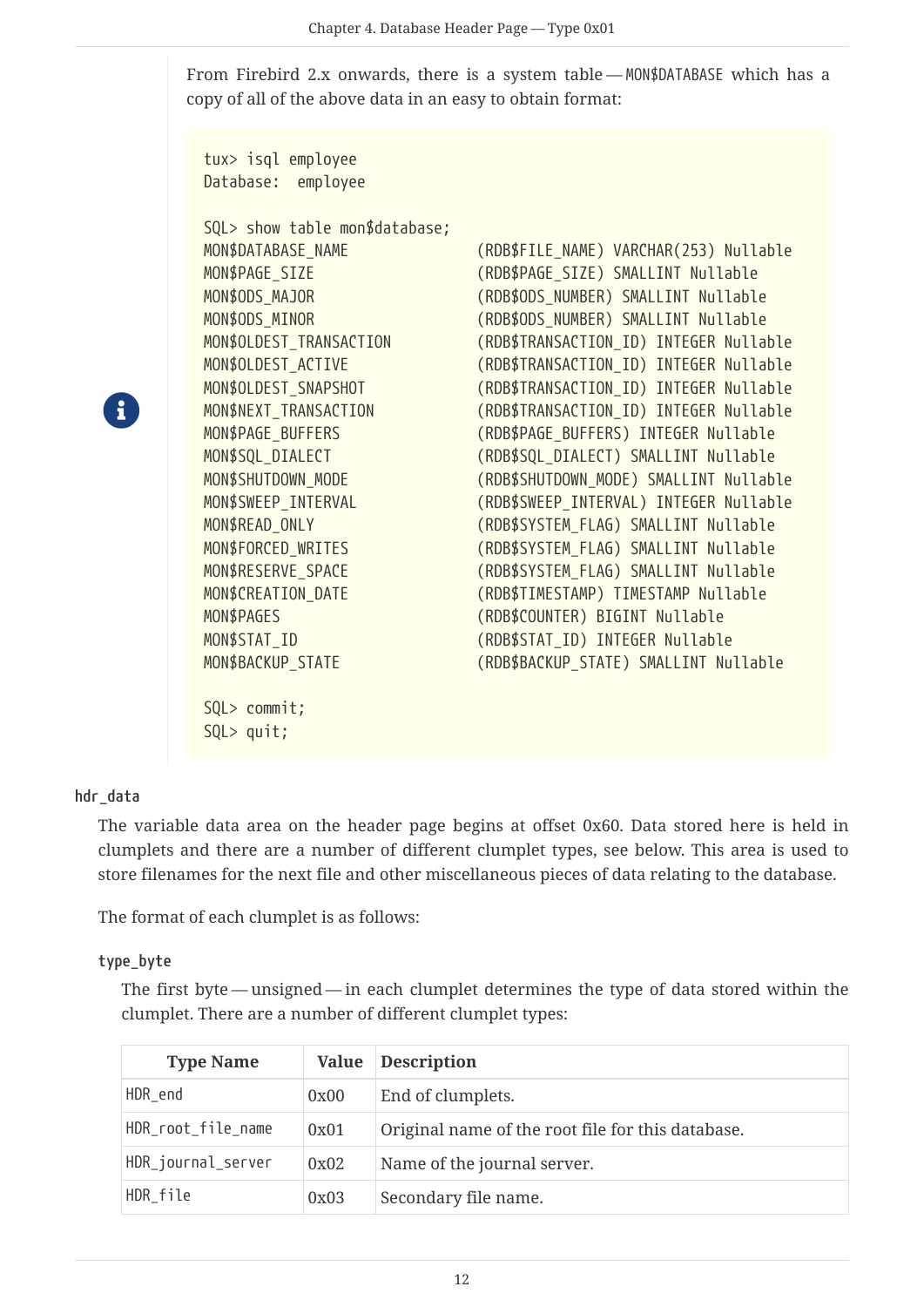> **Note**
>
> From Firebird 2.x onwards, there is a system table — MON$DATABASE which has a copy of all of the above data in an easy to obtain format:
>
> ```
> tux> isql employee
> Database:  employee
> 
> SQL> show table mon$database;
> MON$DATABASE_NAME               (RDB$FILE_NAME) VARCHAR(253) Nullable
> MON$PAGE_SIZE                   (RDB$PAGE_SIZE) SMALLINT Nullable
> MON$ODS_MAJOR                   (RDB$ODS_NUMBER) SMALLINT Nullable
> MON$ODS_MINOR                   (RDB$ODS_NUMBER) SMALLINT Nullable
> MON$OLDEST_TRANSACTION          (RDB$TRANSACTION_ID) INTEGER Nullable
> MON$OLDEST_ACTIVE               (RDB$TRANSACTION_ID) INTEGER Nullable
> MON$OLDEST_SNAPSHOT             (RDB$TRANSACTION_ID) INTEGER Nullable
> MON$NEXT_TRANSACTION            (RDB$TRANSACTION_ID) INTEGER Nullable
> MON$PAGE_BUFFERS                (RDB$PAGE_BUFFERS) INTEGER Nullable
> MON$SQL_DIALECT                 (RDB$SQL_DIALECT) SMALLINT Nullable
> MON$SHUTDOWN_MODE               (RDB$SHUTDOWN_MODE) SMALLINT Nullable
> MON$SWEEP_INTERVAL              (RDB$SWEEP_INTERVAL) INTEGER Nullable
> MON$READ_ONLY                   (RDB$SYSTEM_FLAG) SMALLINT Nullable
> MON$FORCED_WRITES               (RDB$SYSTEM_FLAG) SMALLINT Nullable
> MON$RESERVE_SPACE               (RDB$SYSTEM_FLAG) SMALLINT Nullable
> MON$CREATION_DATE               (RDB$TIMESTAMP) TIMESTAMP Nullable
> MON$PAGES                       (RDB$COUNTER) BIGINT Nullable
> MON$STAT_ID                     (RDB$STAT_ID) INTEGER Nullable
> MON$BACKUP_STATE                (RDB$BACKUP_STATE) SMALLINT Nullable
> 
> SQL> commit;
> SQL> quit;
> ```

**hdr_data**

The variable data area on the header page begins at offset 0x60. Data stored here is held in clumplets and there are a number of different clumplet types, see below. This area is used to store filenames for the next file and other miscellaneous pieces of data relating to the database.

The format of each clumplet is as follows:

**type_byte**

The first byte — unsigned — in each clumplet determines the type of data stored within the clumplet. There are a number of different clumplet types:

| Type Name | Value | Description |
|---|---|---|
| HDR_end | 0x00 | End of clumplets. |
| HDR_root_file_name | 0x01 | Original name of the root file for this database. |
| HDR_journal_server | 0x02 | Name of the journal server. |
| HDR_file | 0x03 | Secondary file name. |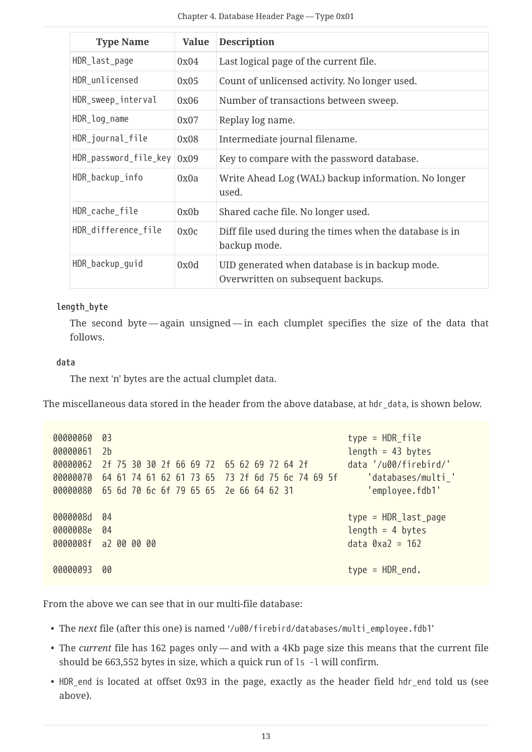| Type Name | Value | Description |
|---|---|---|
| HDR_last_page | 0x04 | Last logical page of the current file. |
| HDR_unlicensed | 0x05 | Count of unlicensed activity. No longer used. |
| HDR_sweep_interval | 0x06 | Number of transactions between sweep. |
| HDR_log_name | 0x07 | Replay log name. |
| HDR_journal_file | 0x08 | Intermediate journal filename. |
| HDR_password_file_key | 0x09 | Key to compare with the password database. |
| HDR_backup_info | 0x0a | Write Ahead Log (WAL) backup information. No longer used. |
| HDR_cache_file | 0x0b | Shared cache file. No longer used. |
| HDR_difference_file | 0x0c | Diff file used during the times when the database is in backup mode. |
| HDR_backup_guid | 0x0d | UID generated when database is in backup mode. Overwritten on subsequent backups. |

**length_byte**

The second byte — again unsigned — in each clumplet specifies the size of the data that follows.

**data**

The next 'n' bytes are the actual clumplet data.

The miscellaneous data stored in the header from the above database, at `hdr_data`, is shown below.

```
00000060  03                                                type = HDR_file
00000061  2b                                                length = 43 bytes
00000062  2f 75 30 30 2f 66 69 72  65 62 69 72 64 2f        data '/u00/firebird/'
00000070  64 61 74 61 62 61 73 65  73 2f 6d 75 6c 74 69 5f       'databases/multi_'
00000080  65 6d 70 6c 6f 79 65 65  2e 66 64 62 31                'employee.fdb1'

0000008d  04                                                type = HDR_last_page
0000008e  04                                                length = 4 bytes
0000008f  a2 00 00 00                                       data 0xa2 = 162

00000093  00                                                type = HDR_end.
```

From the above we can see that in our multi-file database:

- The *next* file (after this one) is named '`/u00/firebird/databases/multi_employee.fdb1`'
- The *current* file has 162 pages only — and with a 4Kb page size this means that the current file should be 663,552 bytes in size, which a quick run of `ls -l` will confirm.
- `HDR_end` is located at offset 0x93 in the page, exactly as the header field `hdr_end` told us (see above).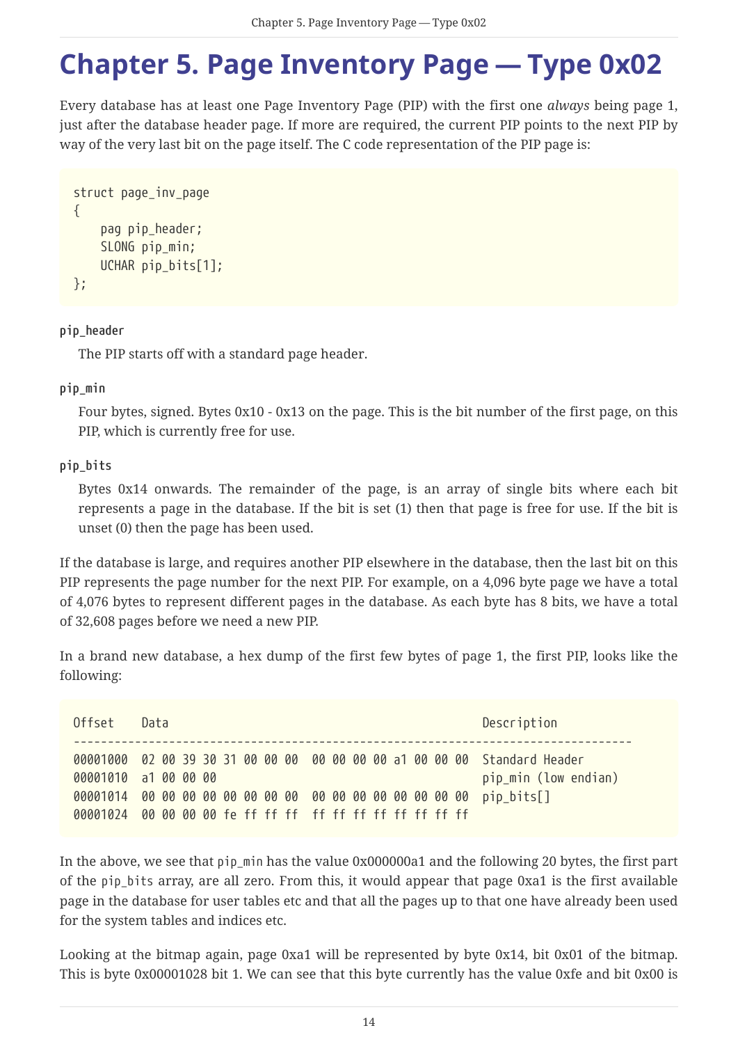# Chapter 5. Page Inventory Page — Type 0x02

Every database has at least one Page Inventory Page (PIP) with the first one *always* being page 1, just after the database header page. If more are required, the current PIP points to the next PIP by way of the very last bit on the page itself. The C code representation of the PIP page is:

```
struct page_inv_page
{
    pag pip_header;
    SLONG pip_min;
    UCHAR pip_bits[1];
};
```

**pip_header**

The PIP starts off with a standard page header.

**pip_min**

Four bytes, signed. Bytes 0x10 - 0x13 on the page. This is the bit number of the first page, on this PIP, which is currently free for use.

**pip_bits**

Bytes 0x14 onwards. The remainder of the page, is an array of single bits where each bit represents a page in the database. If the bit is set (1) then that page is free for use. If the bit is unset (0) then the page has been used.

If the database is large, and requires another PIP elsewhere in the database, then the last bit on this PIP represents the page number for the next PIP. For example, on a 4,096 byte page we have a total of 4,076 bytes to represent different pages in the database. As each byte has 8 bits, we have a total of 32,608 pages before we need a new PIP.

In a brand new database, a hex dump of the first few bytes of page 1, the first PIP, looks like the following:

```
Offset    Data                                              Description
----------------------------------------------------------------------------------
00001000  02 00 39 30 31 00 00 00  00 00 00 00 a1 00 00 00  Standard Header
00001010  a1 00 00 00                                       pip_min (low endian)
00001014  00 00 00 00 00 00 00 00  00 00 00 00 00 00 00 00  pip_bits[]
00001024  00 00 00 00 fe ff ff ff  ff ff ff ff ff ff ff ff
```

In the above, we see that `pip_min` has the value 0x000000a1 and the following 20 bytes, the first part of the `pip_bits` array, are all zero. From this, it would appear that page 0xa1 is the first available page in the database for user tables etc and that all the pages up to that one have already been used for the system tables and indices etc.

Looking at the bitmap again, page 0xa1 will be represented by byte 0x14, bit 0x01 of the bitmap. This is byte 0x00001028 bit 1. We can see that this byte currently has the value 0xfe and bit 0x00 is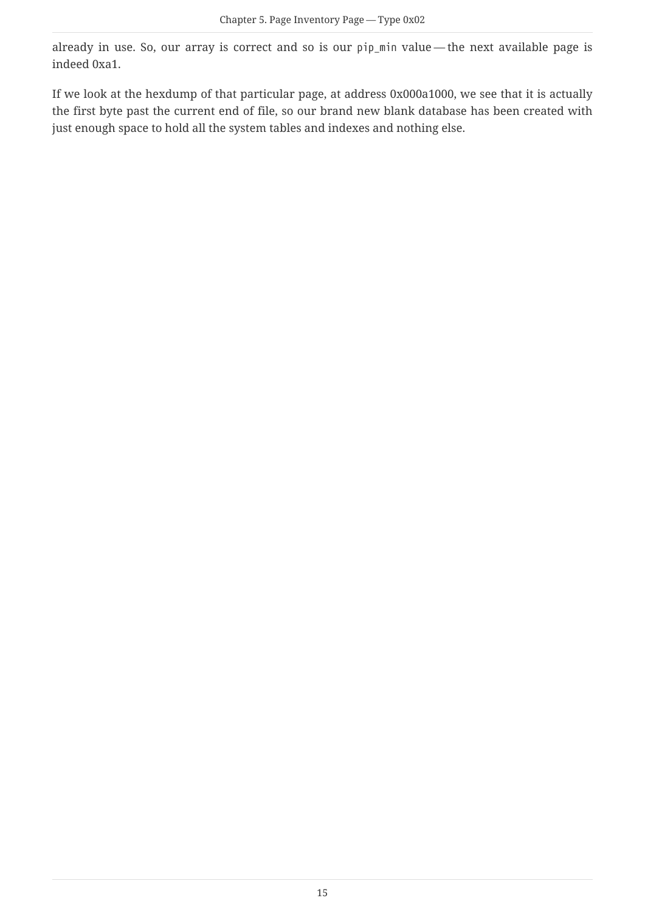already in use. So, our array is correct and so is our `pip_min` value — the next available page is indeed 0xa1.

If we look at the hexdump of that particular page, at address 0x000a1000, we see that it is actually the first byte past the current end of file, so our brand new blank database has been created with just enough space to hold all the system tables and indexes and nothing else.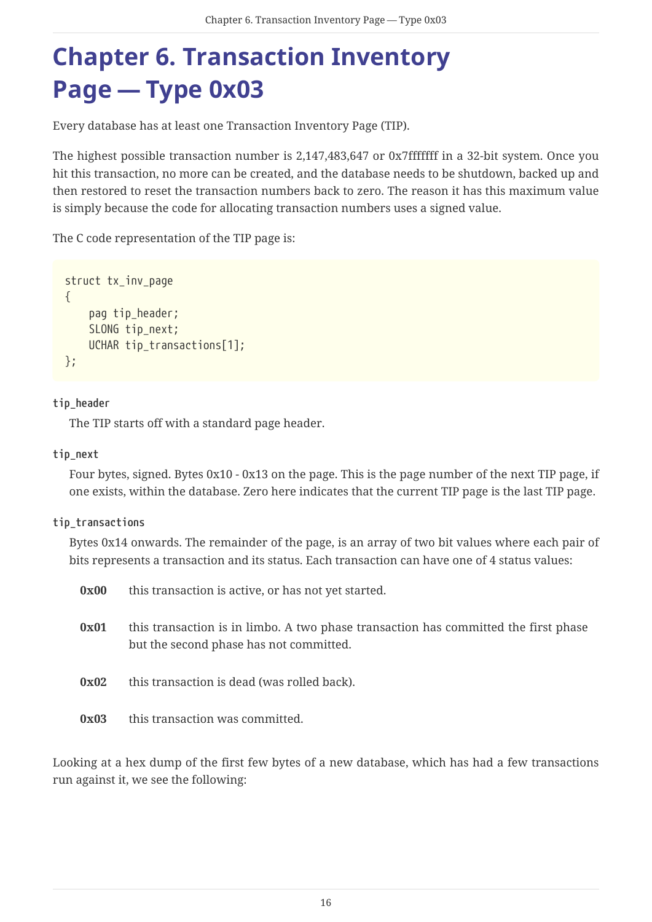# Chapter 6. Transaction Inventory Page — Type 0x03

Every database has at least one Transaction Inventory Page (TIP).

The highest possible transaction number is 2,147,483,647 or 0x7fffffff in a 32-bit system. Once you hit this transaction, no more can be created, and the database needs to be shutdown, backed up and then restored to reset the transaction numbers back to zero. The reason it has this maximum value is simply because the code for allocating transaction numbers uses a signed value.

The C code representation of the TIP page is:

```
struct tx_inv_page
{
    pag tip_header;
    SLONG tip_next;
    UCHAR tip_transactions[1];
};
```

**tip_header**

The TIP starts off with a standard page header.

**tip_next**

Four bytes, signed. Bytes 0x10 - 0x13 on the page. This is the page number of the next TIP page, if one exists, within the database. Zero here indicates that the current TIP page is the last TIP page.

**tip_transactions**

Bytes 0x14 onwards. The remainder of the page, is an array of two bit values where each pair of bits represents a transaction and its status. Each transaction can have one of 4 status values:

- **0x00** this transaction is active, or has not yet started.
- **0x01** this transaction is in limbo. A two phase transaction has committed the first phase but the second phase has not committed.
- **0x02** this transaction is dead (was rolled back).
- **0x03** this transaction was committed.

Looking at a hex dump of the first few bytes of a new database, which has had a few transactions run against it, we see the following: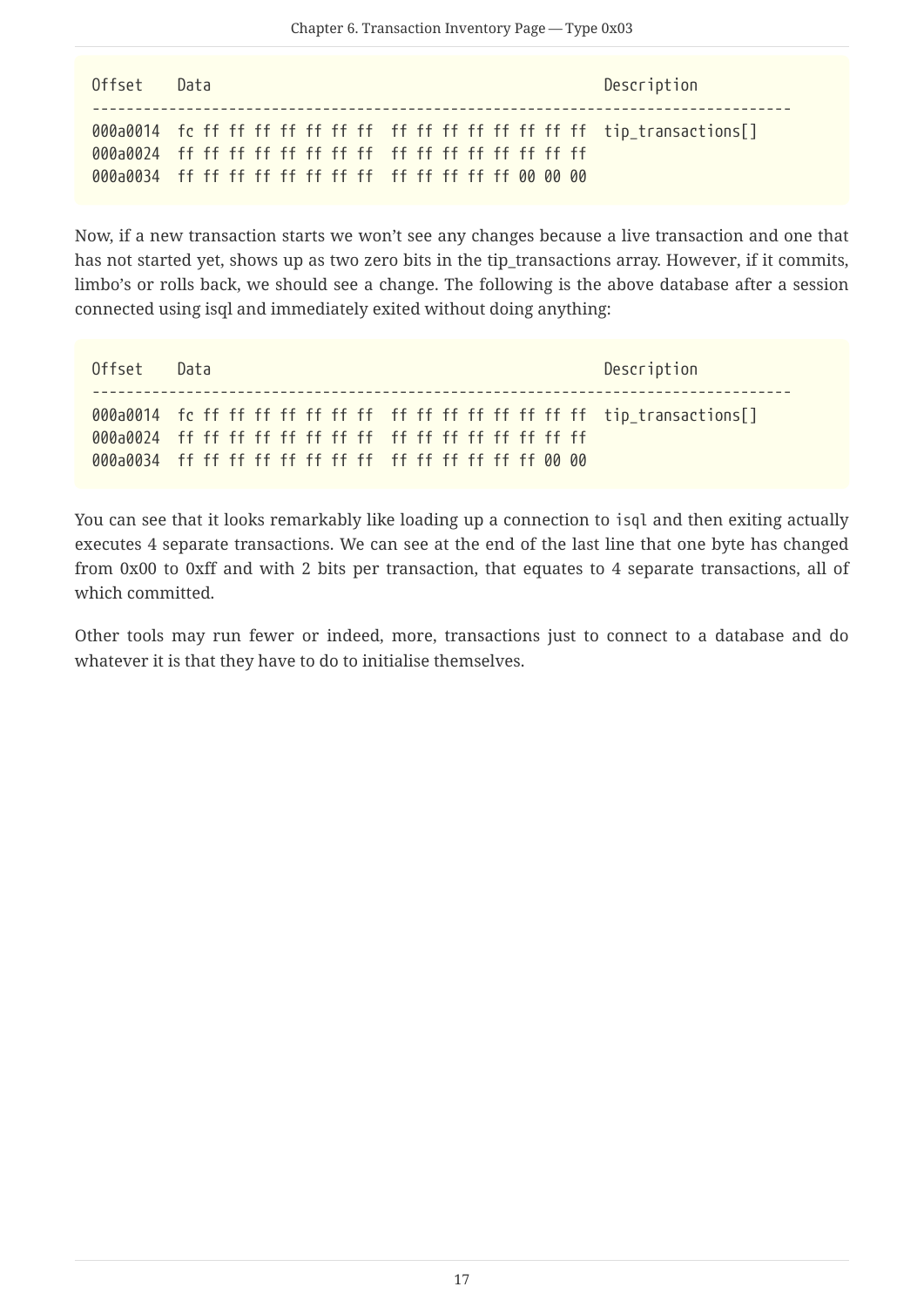```
Offset    Data                                              Description
-----------------------------------------------------------------------------------
000a0014  fc ff ff ff ff ff ff ff  ff ff ff ff ff ff ff ff  tip_transactions[]
000a0024  ff ff ff ff ff ff ff ff  ff ff ff ff ff ff ff ff
000a0034  ff ff ff ff ff ff ff ff  ff ff ff ff ff 00 00 00
```

Now, if a new transaction starts we won't see any changes because a live transaction and one that has not started yet, shows up as two zero bits in the tip_transactions array. However, if it commits, limbo's or rolls back, we should see a change. The following is the above database after a session connected using isql and immediately exited without doing anything:

```
Offset    Data                                              Description
-----------------------------------------------------------------------------------
000a0014  fc ff ff ff ff ff ff ff  ff ff ff ff ff ff ff ff  tip_transactions[]
000a0024  ff ff ff ff ff ff ff ff  ff ff ff ff ff ff ff ff
000a0034  ff ff ff ff ff ff ff ff  ff ff ff ff ff ff 00 00
```

You can see that it looks remarkably like loading up a connection to `isql` and then exiting actually executes 4 separate transactions. We can see at the end of the last line that one byte has changed from 0x00 to 0xff and with 2 bits per transaction, that equates to 4 separate transactions, all of which committed.

Other tools may run fewer or indeed, more, transactions just to connect to a database and do whatever it is that they have to do to initialise themselves.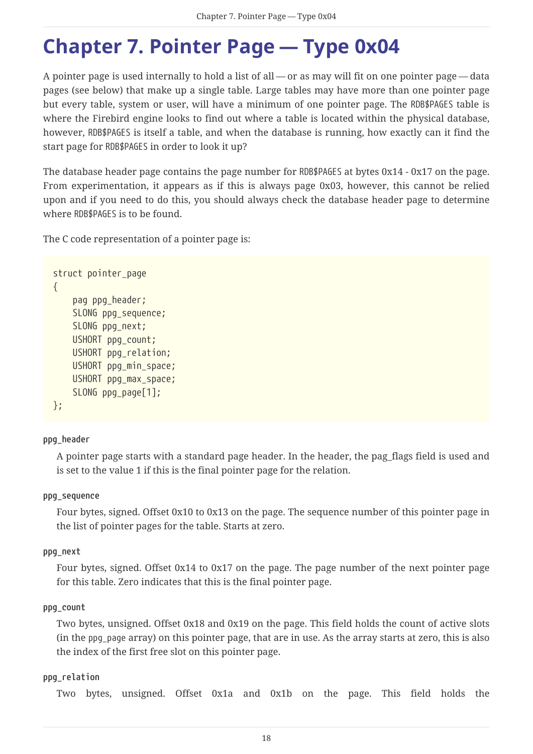# Chapter 7. Pointer Page — Type 0x04

A pointer page is used internally to hold a list of all — or as may will fit on one pointer page — data pages (see below) that make up a single table. Large tables may have more than one pointer page but every table, system or user, will have a minimum of one pointer page. The RDB$PAGES table is where the Firebird engine looks to find out where a table is located within the physical database, however, RDB$PAGES is itself a table, and when the database is running, how exactly can it find the start page for RDB$PAGES in order to look it up?

The database header page contains the page number for RDB$PAGES at bytes 0x14 - 0x17 on the page. From experimentation, it appears as if this is always page 0x03, however, this cannot be relied upon and if you need to do this, you should always check the database header page to determine where RDB$PAGES is to be found.

The C code representation of a pointer page is:

```
struct pointer_page
{
    pag ppg_header;
    SLONG ppg_sequence;
    SLONG ppg_next;
    USHORT ppg_count;
    USHORT ppg_relation;
    USHORT ppg_min_space;
    USHORT ppg_max_space;
    SLONG ppg_page[1];
};
```

**ppg_header**

A pointer page starts with a standard page header. In the header, the pag_flags field is used and is set to the value 1 if this is the final pointer page for the relation.

**ppg_sequence**

Four bytes, signed. Offset 0x10 to 0x13 on the page. The sequence number of this pointer page in the list of pointer pages for the table. Starts at zero.

**ppg_next**

Four bytes, signed. Offset 0x14 to 0x17 on the page. The page number of the next pointer page for this table. Zero indicates that this is the final pointer page.

**ppg_count**

Two bytes, unsigned. Offset 0x18 and 0x19 on the page. This field holds the count of active slots (in the ppg_page array) on this pointer page, that are in use. As the array starts at zero, this is also the index of the first free slot on this pointer page.

**ppg_relation**

Two bytes, unsigned. Offset 0x1a and 0x1b on the page. This field holds the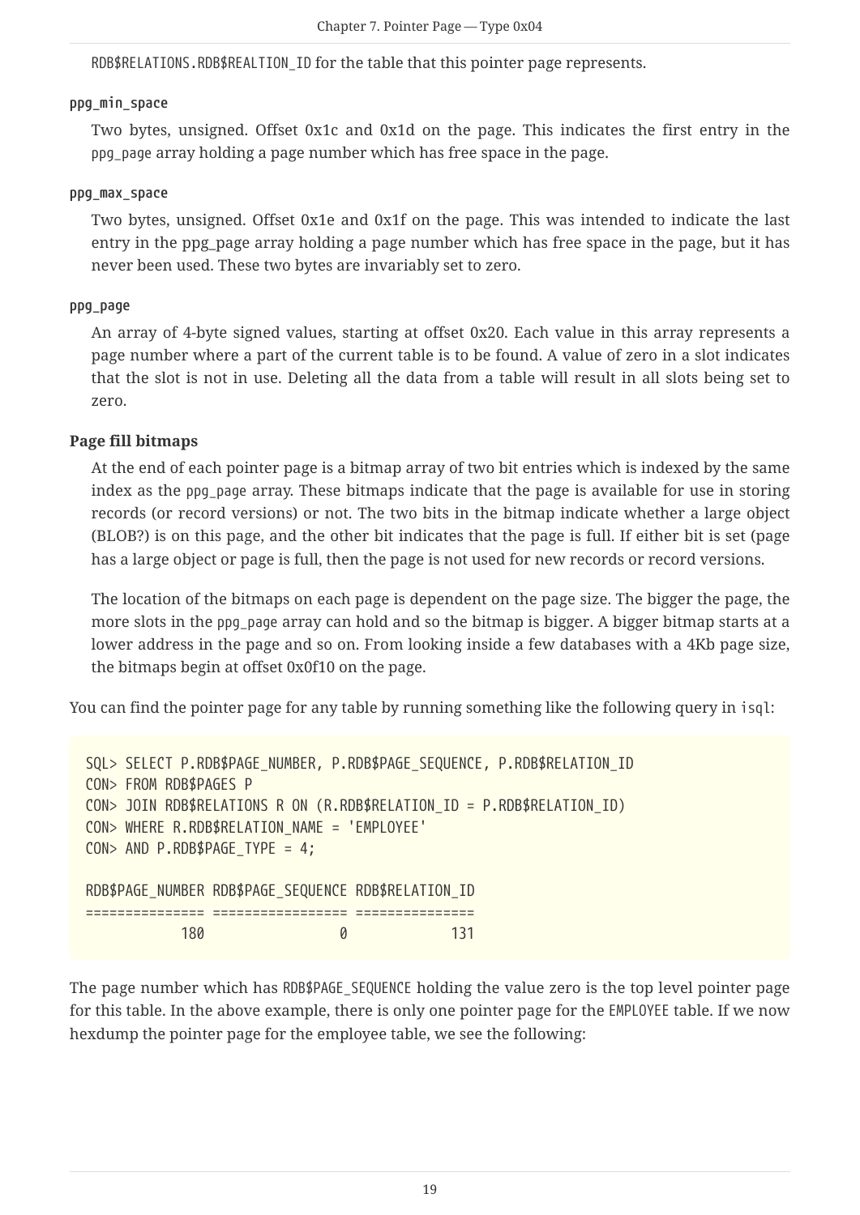`RDB$RELATIONS.RDB$REALTION_ID` for the table that this pointer page represents.

**ppg_min_space**

Two bytes, unsigned. Offset 0x1c and 0x1d on the page. This indicates the first entry in the `ppg_page` array holding a page number which has free space in the page.

**ppg_max_space**

Two bytes, unsigned. Offset 0x1e and 0x1f on the page. This was intended to indicate the last entry in the ppg_page array holding a page number which has free space in the page, but it has never been used. These two bytes are invariably set to zero.

**ppg_page**

An array of 4-byte signed values, starting at offset 0x20. Each value in this array represents a page number where a part of the current table is to be found. A value of zero in a slot indicates that the slot is not in use. Deleting all the data from a table will result in all slots being set to zero.

**Page fill bitmaps**

At the end of each pointer page is a bitmap array of two bit entries which is indexed by the same index as the `ppg_page` array. These bitmaps indicate that the page is available for use in storing records (or record versions) or not. The two bits in the bitmap indicate whether a large object (BLOB?) is on this page, and the other bit indicates that the page is full. If either bit is set (page has a large object or page is full, then the page is not used for new records or record versions.

The location of the bitmaps on each page is dependent on the page size. The bigger the page, the more slots in the `ppg_page` array can hold and so the bitmap is bigger. A bigger bitmap starts at a lower address in the page and so on. From looking inside a few databases with a 4Kb page size, the bitmaps begin at offset 0x0f10 on the page.

You can find the pointer page for any table by running something like the following query in `isql`:

```
SQL> SELECT P.RDB$PAGE_NUMBER, P.RDB$PAGE_SEQUENCE, P.RDB$RELATION_ID
CON> FROM RDB$PAGES P
CON> JOIN RDB$RELATIONS R ON (R.RDB$RELATION_ID = P.RDB$RELATION_ID)
CON> WHERE R.RDB$RELATION_NAME = 'EMPLOYEE'
CON> AND P.RDB$PAGE_TYPE = 4;

RDB$PAGE_NUMBER RDB$PAGE_SEQUENCE RDB$RELATION_ID
=============== ================= ===============
            180                 0             131
```

The page number which has `RDB$PAGE_SEQUENCE` holding the value zero is the top level pointer page for this table. In the above example, there is only one pointer page for the `EMPLOYEE` table. If we now hexdump the pointer page for the employee table, we see the following: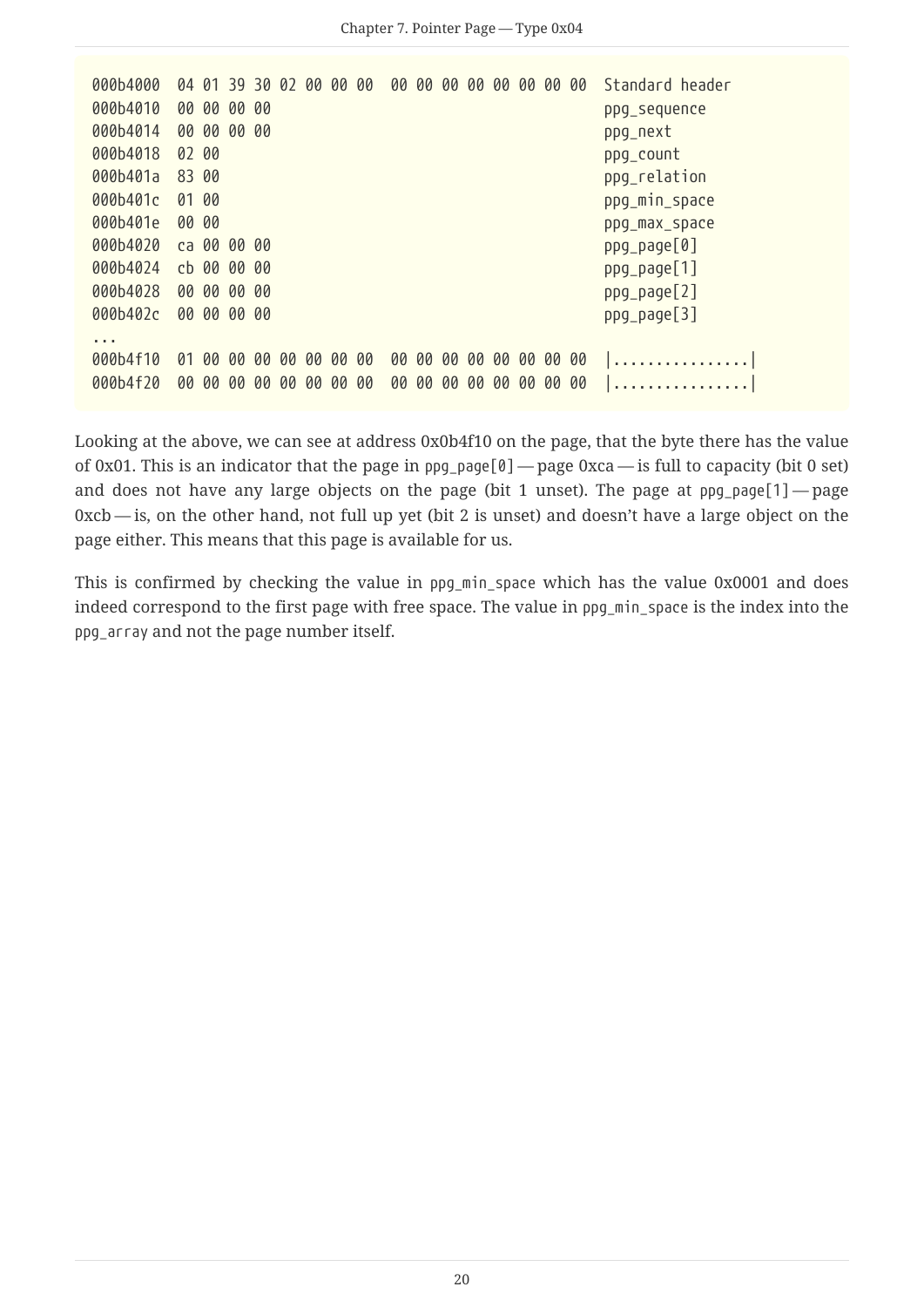```
000b4000  04 01 39 30 02 00 00 00  00 00 00 00 00 00 00 00  Standard header
000b4010  00 00 00 00                                       ppg_sequence
000b4014  00 00 00 00                                       ppg_next
000b4018  02 00                                             ppg_count
000b401a  83 00                                             ppg_relation
000b401c  01 00                                             ppg_min_space
000b401e  00 00                                             ppg_max_space
000b4020  ca 00 00 00                                       ppg_page[0]
000b4024  cb 00 00 00                                       ppg_page[1]
000b4028  00 00 00 00                                       ppg_page[2]
000b402c  00 00 00 00                                       ppg_page[3]
...
000b4f10  01 00 00 00 00 00 00 00  00 00 00 00 00 00 00 00  |................|
000b4f20  00 00 00 00 00 00 00 00  00 00 00 00 00 00 00 00  |................|
```

Looking at the above, we can see at address 0x0b4f10 on the page, that the byte there has the value of 0x01. This is an indicator that the page in `ppg_page[0]` — page 0xca — is full to capacity (bit 0 set) and does not have any large objects on the page (bit 1 unset). The page at `ppg_page[1]` — page 0xcb — is, on the other hand, not full up yet (bit 2 is unset) and doesn't have a large object on the page either. This means that this page is available for us.

This is confirmed by checking the value in `ppg_min_space` which has the value 0x0001 and does indeed correspond to the first page with free space. The value in `ppg_min_space` is the index into the `ppg_array` and not the page number itself.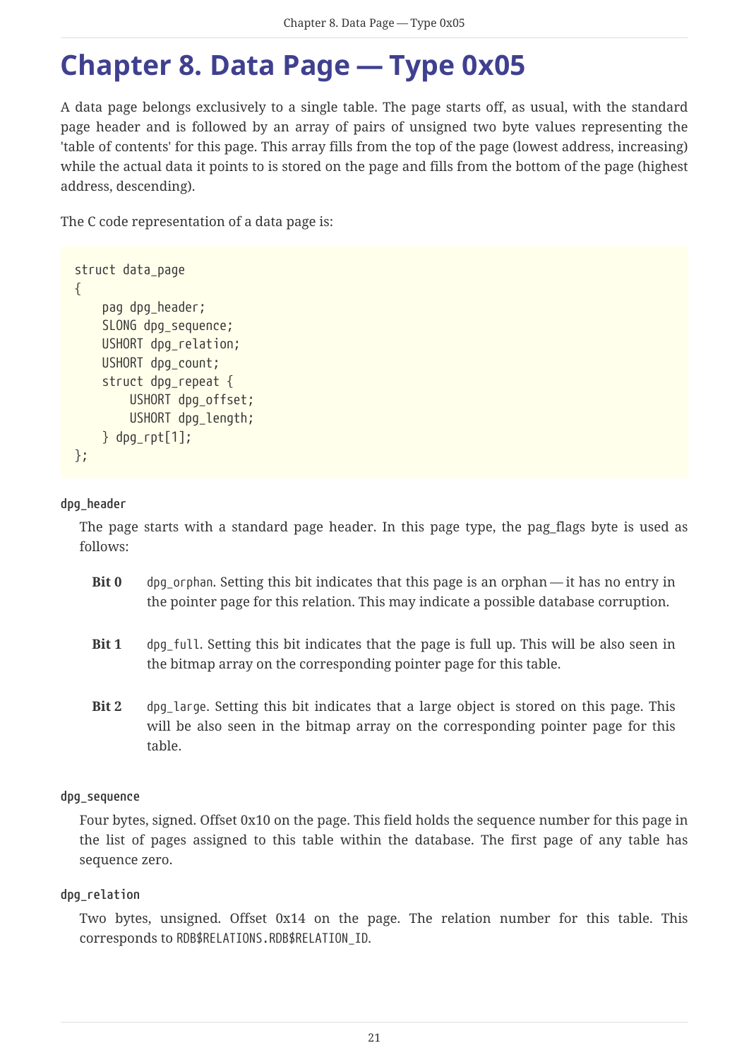# Chapter 8. Data Page — Type 0x05

A data page belongs exclusively to a single table. The page starts off, as usual, with the standard page header and is followed by an array of pairs of unsigned two byte values representing the 'table of contents' for this page. This array fills from the top of the page (lowest address, increasing) while the actual data it points to is stored on the page and fills from the bottom of the page (highest address, descending).

The C code representation of a data page is:

```
struct data_page
{
    pag dpg_header;
    SLONG dpg_sequence;
    USHORT dpg_relation;
    USHORT dpg_count;
    struct dpg_repeat {
        USHORT dpg_offset;
        USHORT dpg_length;
    } dpg_rpt[1];
};
```

**dpg_header**

The page starts with a standard page header. In this page type, the pag_flags byte is used as follows:

- **Bit 0** `dpg_orphan`. Setting this bit indicates that this page is an orphan — it has no entry in the pointer page for this relation. This may indicate a possible database corruption.
- **Bit 1** `dpg_full`. Setting this bit indicates that the page is full up. This will be also seen in the bitmap array on the corresponding pointer page for this table.
- **Bit 2** `dpg_large`. Setting this bit indicates that a large object is stored on this page. This will be also seen in the bitmap array on the corresponding pointer page for this table.

**dpg_sequence**

Four bytes, signed. Offset 0x10 on the page. This field holds the sequence number for this page in the list of pages assigned to this table within the database. The first page of any table has sequence zero.

**dpg_relation**

Two bytes, unsigned. Offset 0x14 on the page. The relation number for this table. This corresponds to `RDB$RELATIONS.RDB$RELATION_ID`.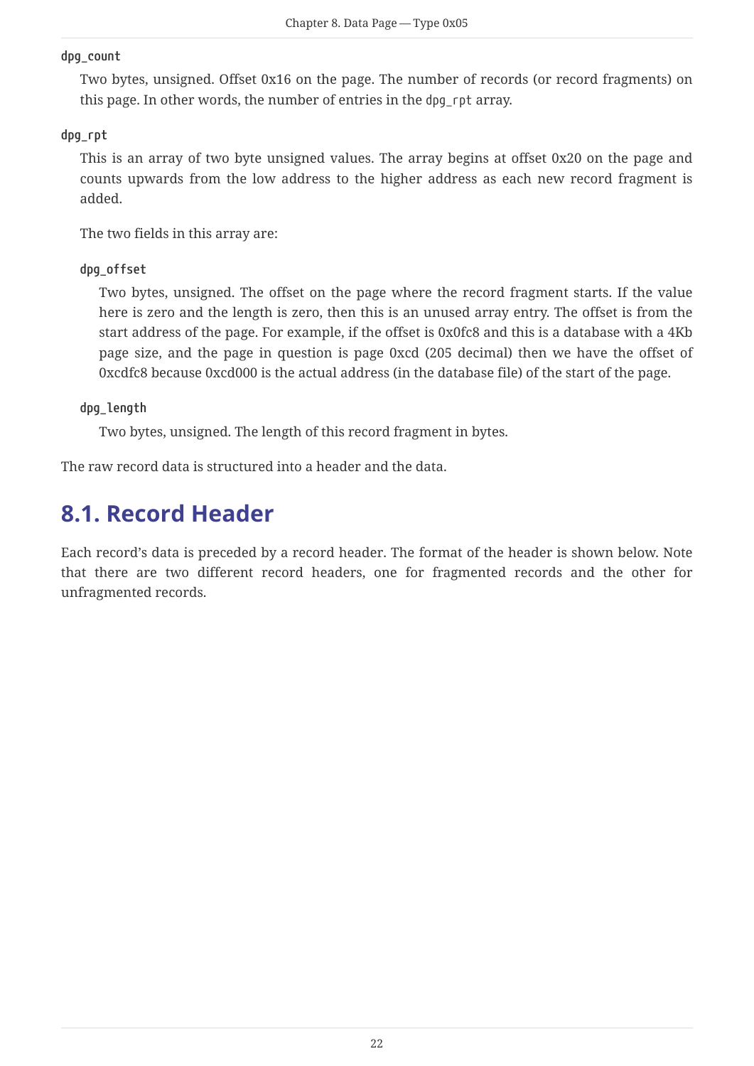**dpg_count**

Two bytes, unsigned. Offset 0x16 on the page. The number of records (or record fragments) on this page. In other words, the number of entries in the `dpg_rpt` array.

**dpg_rpt**

This is an array of two byte unsigned values. The array begins at offset 0x20 on the page and counts upwards from the low address to the higher address as each new record fragment is added.

The two fields in this array are:

**dpg_offset**

Two bytes, unsigned. The offset on the page where the record fragment starts. If the value here is zero and the length is zero, then this is an unused array entry. The offset is from the start address of the page. For example, if the offset is 0x0fc8 and this is a database with a 4Kb page size, and the page in question is page 0xcd (205 decimal) then we have the offset of 0xcdfc8 because 0xcd000 is the actual address (in the database file) of the start of the page.

**dpg_length**

Two bytes, unsigned. The length of this record fragment in bytes.

The raw record data is structured into a header and the data.

## 8.1. Record Header

Each record's data is preceded by a record header. The format of the header is shown below. Note that there are two different record headers, one for fragmented records and the other for unfragmented records.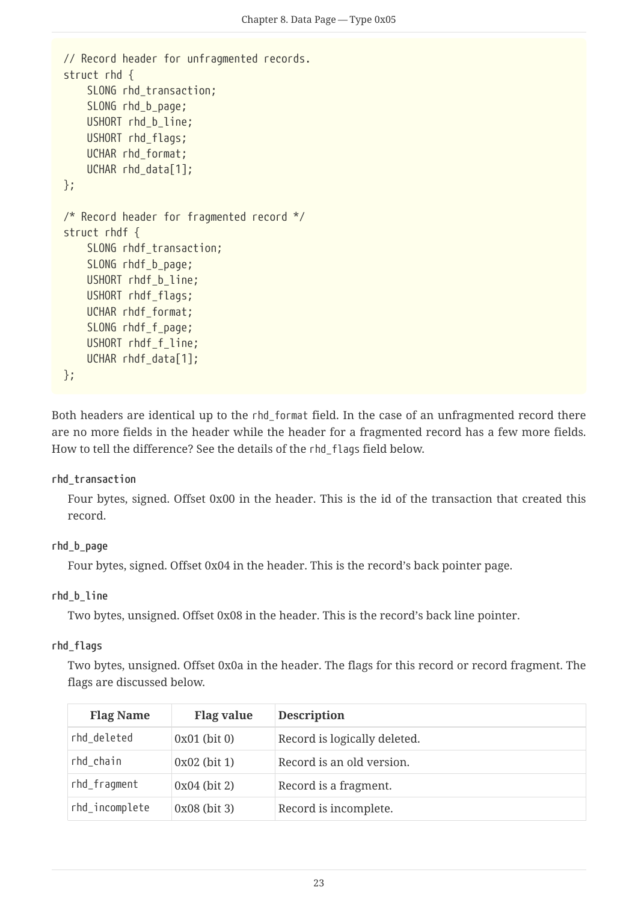```
// Record header for unfragmented records.
struct rhd {
    SLONG rhd_transaction;
    SLONG rhd_b_page;
    USHORT rhd_b_line;
    USHORT rhd_flags;
    UCHAR rhd_format;
    UCHAR rhd_data[1];
};

/* Record header for fragmented record */
struct rhdf {
    SLONG rhdf_transaction;
    SLONG rhdf_b_page;
    USHORT rhdf_b_line;
    USHORT rhdf_flags;
    UCHAR rhdf_format;
    SLONG rhdf_f_page;
    USHORT rhdf_f_line;
    UCHAR rhdf_data[1];
};
```

Both headers are identical up to the `rhd_format` field. In the case of an unfragmented record there are no more fields in the header while the header for a fragmented record has a few more fields. How to tell the difference? See the details of the `rhd_flags` field below.

**rhd_transaction**

Four bytes, signed. Offset 0x00 in the header. This is the id of the transaction that created this record.

**rhd_b_page**

Four bytes, signed. Offset 0x04 in the header. This is the record's back pointer page.

**rhd_b_line**

Two bytes, unsigned. Offset 0x08 in the header. This is the record's back line pointer.

**rhd_flags**

Two bytes, unsigned. Offset 0x0a in the header. The flags for this record or record fragment. The flags are discussed below.

| Flag Name | Flag value | Description |
| --- | --- | --- |
| rhd_deleted | 0x01 (bit 0) | Record is logically deleted. |
| rhd_chain | 0x02 (bit 1) | Record is an old version. |
| rhd_fragment | 0x04 (bit 2) | Record is a fragment. |
| rhd_incomplete | 0x08 (bit 3) | Record is incomplete. |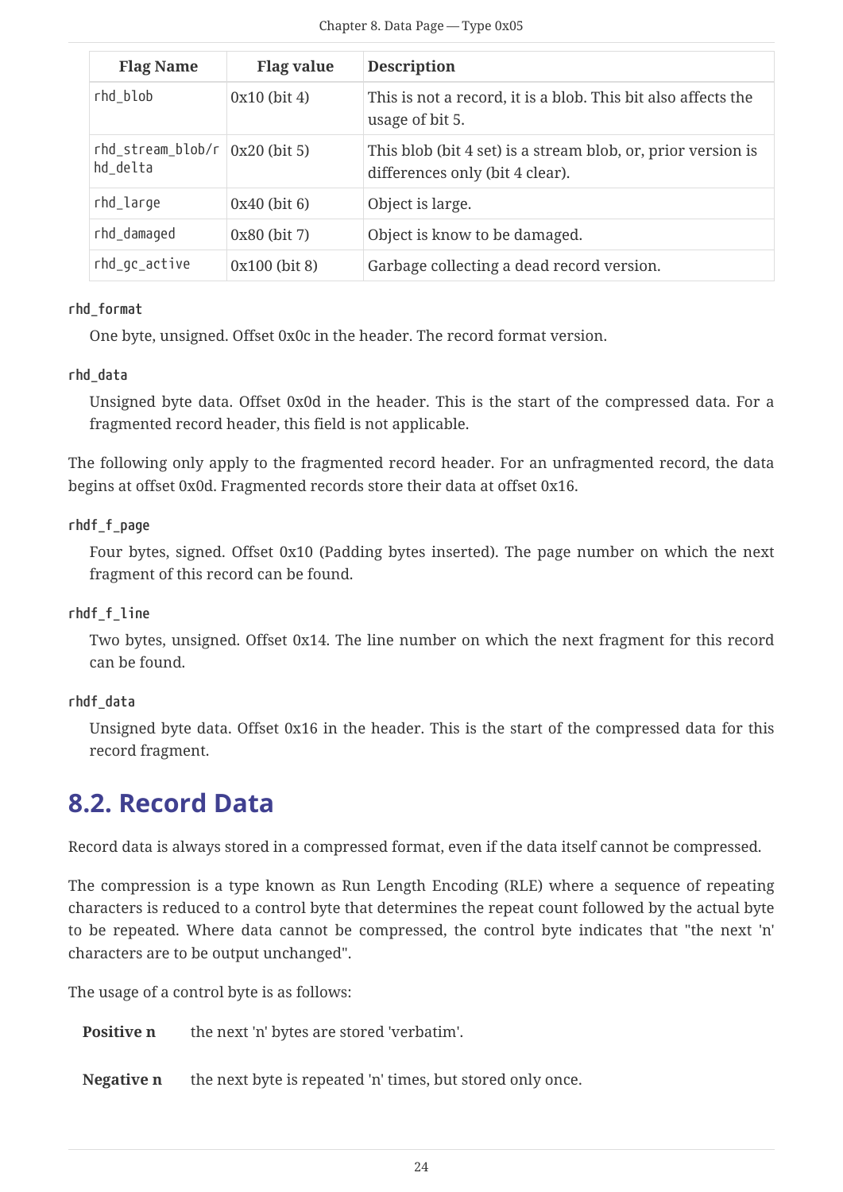| Flag Name | Flag value | Description |
|---|---|---|
| `rhd_blob` | 0x10 (bit 4) | This is not a record, it is a blob. This bit also affects the usage of bit 5. |
| `rhd_stream_blob/rhd_delta` | 0x20 (bit 5) | This blob (bit 4 set) is a stream blob, or, prior version is differences only (bit 4 clear). |
| `rhd_large` | 0x40 (bit 6) | Object is large. |
| `rhd_damaged` | 0x80 (bit 7) | Object is know to be damaged. |
| `rhd_gc_active` | 0x100 (bit 8) | Garbage collecting a dead record version. |

**`rhd_format`**

One byte, unsigned. Offset 0x0c in the header. The record format version.

**`rhd_data`**

Unsigned byte data. Offset 0x0d in the header. This is the start of the compressed data. For a fragmented record header, this field is not applicable.

The following only apply to the fragmented record header. For an unfragmented record, the data begins at offset 0x0d. Fragmented records store their data at offset 0x16.

**`rhdf_f_page`**

Four bytes, signed. Offset 0x10 (Padding bytes inserted). The page number on which the next fragment of this record can be found.

**`rhdf_f_line`**

Two bytes, unsigned. Offset 0x14. The line number on which the next fragment for this record can be found.

**`rhdf_data`**

Unsigned byte data. Offset 0x16 in the header. This is the start of the compressed data for this record fragment.

## 8.2. Record Data

Record data is always stored in a compressed format, even if the data itself cannot be compressed.

The compression is a type known as Run Length Encoding (RLE) where a sequence of repeating characters is reduced to a control byte that determines the repeat count followed by the actual byte to be repeated. Where data cannot be compressed, the control byte indicates that "the next 'n' characters are to be output unchanged".

The usage of a control byte is as follows:

**Positive n** the next 'n' bytes are stored 'verbatim'.

**Negative n** the next byte is repeated 'n' times, but stored only once.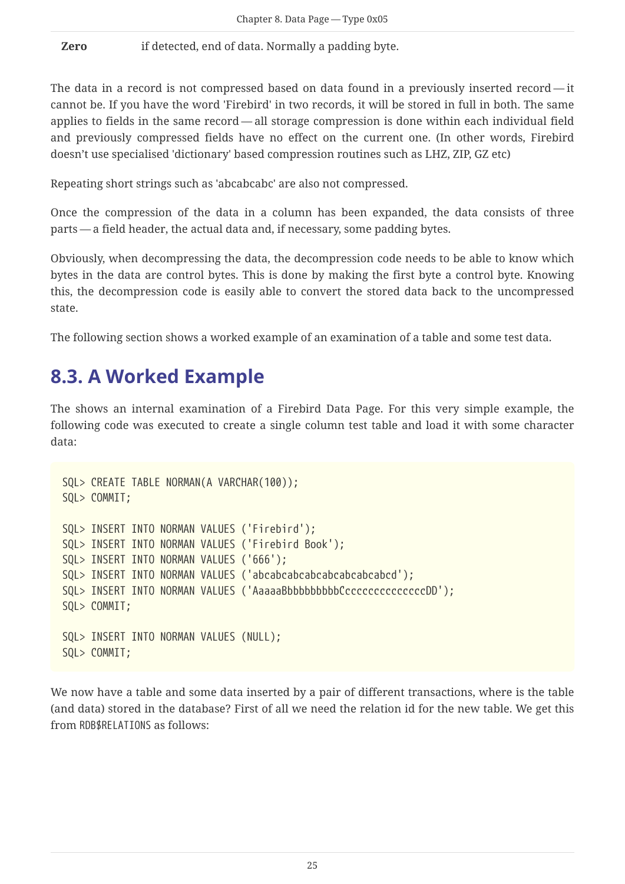**Zero** if detected, end of data. Normally a padding byte.

The data in a record is not compressed based on data found in a previously inserted record — it cannot be. If you have the word 'Firebird' in two records, it will be stored in full in both. The same applies to fields in the same record — all storage compression is done within each individual field and previously compressed fields have no effect on the current one. (In other words, Firebird doesn't use specialised 'dictionary' based compression routines such as LHZ, ZIP, GZ etc)

Repeating short strings such as 'abcabcabc' are also not compressed.

Once the compression of the data in a column has been expanded, the data consists of three parts — a field header, the actual data and, if necessary, some padding bytes.

Obviously, when decompressing the data, the decompression code needs to be able to know which bytes in the data are control bytes. This is done by making the first byte a control byte. Knowing this, the decompression code is easily able to convert the stored data back to the uncompressed state.

The following section shows a worked example of an examination of a table and some test data.

## 8.3. A Worked Example

The shows an internal examination of a Firebird Data Page. For this very simple example, the following code was executed to create a single column test table and load it with some character data:

```
SQL> CREATE TABLE NORMAN(A VARCHAR(100));
SQL> COMMIT;

SQL> INSERT INTO NORMAN VALUES ('Firebird');
SQL> INSERT INTO NORMAN VALUES ('Firebird Book');
SQL> INSERT INTO NORMAN VALUES ('666');
SQL> INSERT INTO NORMAN VALUES ('abcabcabcabcabcabcabcabcd');
SQL> INSERT INTO NORMAN VALUES ('AaaaaBbbbbbbbbbCccccccccccccccDD');
SQL> COMMIT;

SQL> INSERT INTO NORMAN VALUES (NULL);
SQL> COMMIT;
```

We now have a table and some data inserted by a pair of different transactions, where is the table (and data) stored in the database? First of all we need the relation id for the new table. We get this from RDB$RELATIONS as follows: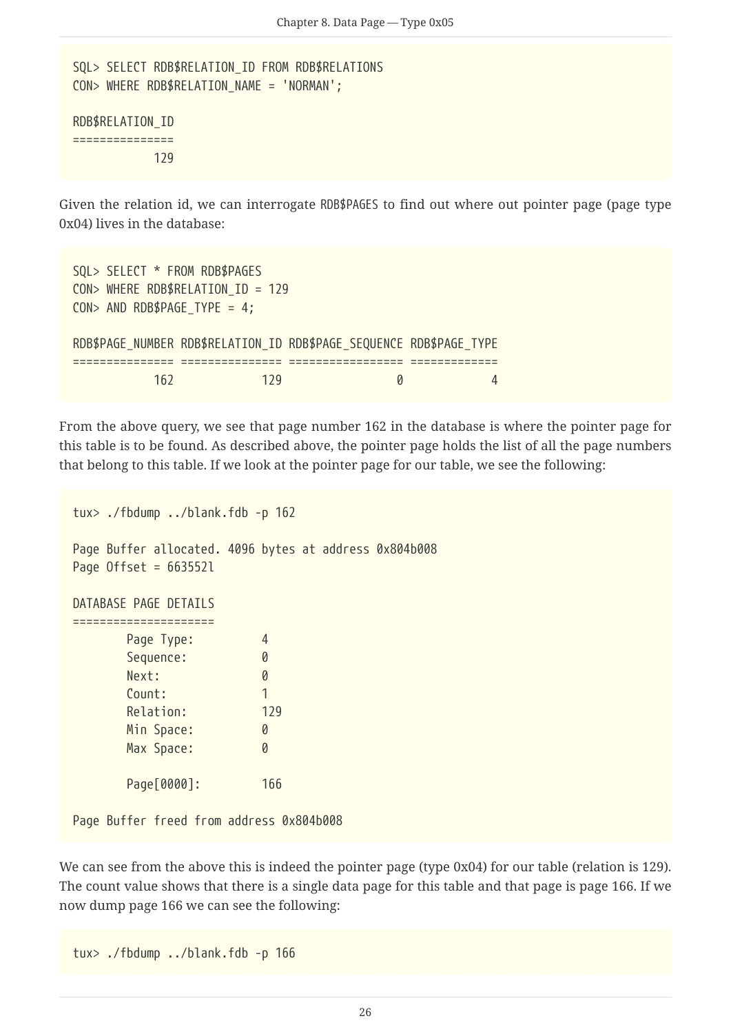```
SQL> SELECT RDB$RELATION_ID FROM RDB$RELATIONS
CON> WHERE RDB$RELATION_NAME = 'NORMAN';

RDB$RELATION_ID
===============
            129
```

Given the relation id, we can interrogate RDB$PAGES to find out where out pointer page (page type 0x04) lives in the database:

```
SQL> SELECT * FROM RDB$PAGES
CON> WHERE RDB$RELATION_ID = 129
CON> AND RDB$PAGE_TYPE = 4;

RDB$PAGE_NUMBER RDB$RELATION_ID RDB$PAGE_SEQUENCE RDB$PAGE_TYPE
=============== =============== ================= =============
            162             129                 0             4
```

From the above query, we see that page number 162 in the database is where the pointer page for this table is to be found. As described above, the pointer page holds the list of all the page numbers that belong to this table. If we look at the pointer page for our table, we see the following:

```
tux> ./fbdump ../blank.fdb -p 162

Page Buffer allocated. 4096 bytes at address 0x804b008
Page Offset = 663552l

DATABASE PAGE DETAILS
=====================
        Page Type:          4
        Sequence:           0
        Next:               0
        Count:              1
        Relation:           129
        Min Space:          0
        Max Space:          0

        Page[0000]:         166

Page Buffer freed from address 0x804b008
```

We can see from the above this is indeed the pointer page (type 0x04) for our table (relation is 129). The count value shows that there is a single data page for this table and that page is page 166. If we now dump page 166 we can see the following:

```
tux> ./fbdump ../blank.fdb -p 166
```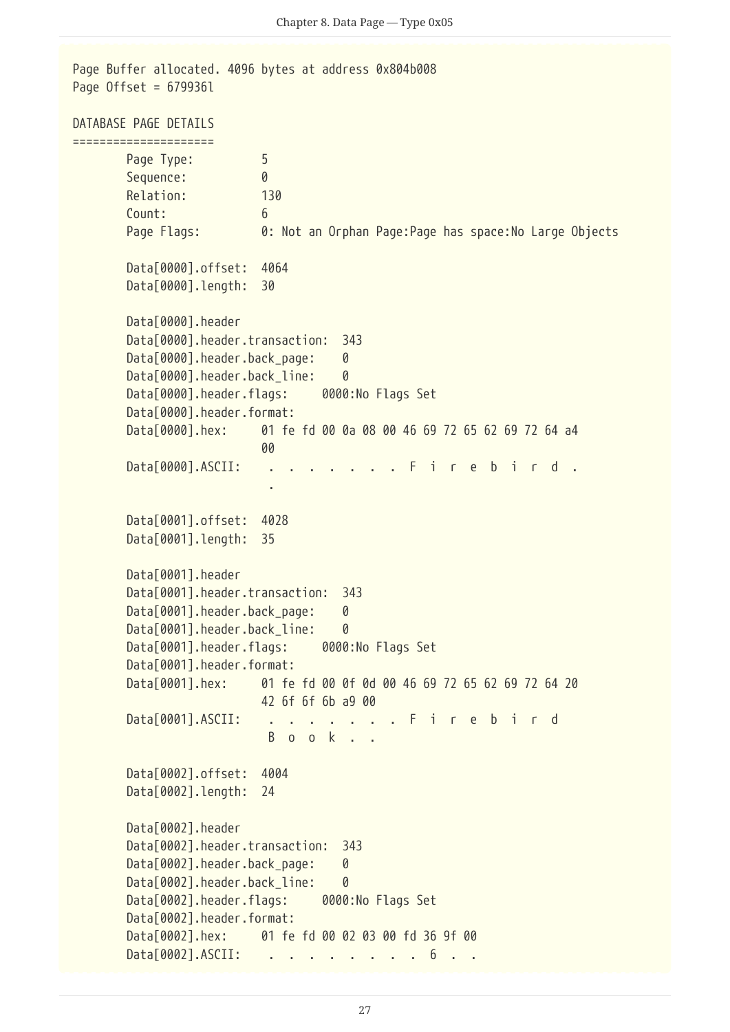```
Page Buffer allocated. 4096 bytes at address 0x804b008
Page Offset = 6799361

DATABASE PAGE DETAILS
=====================
        Page Type:          5
        Sequence:           0
        Relation:           130
        Count:              6
        Page Flags:         0: Not an Orphan Page:Page has space:No Large Objects

        Data[0000].offset:  4064
        Data[0000].length:  30

        Data[0000].header
        Data[0000].header.transaction:  343
        Data[0000].header.back_page:    0
        Data[0000].header.back_line:    0
        Data[0000].header.flags:     0000:No Flags Set
        Data[0000].header.format:
        Data[0000].hex:     01 fe fd 00 0a 08 00 46 69 72 65 62 69 72 64 a4
                            00
        Data[0000].ASCII:    .  .  .  .  .  .  .  F  i  r  e  b  i  r  d  .
                             .

        Data[0001].offset:  4028
        Data[0001].length:  35

        Data[0001].header
        Data[0001].header.transaction:  343
        Data[0001].header.back_page:    0
        Data[0001].header.back_line:    0
        Data[0001].header.flags:     0000:No Flags Set
        Data[0001].header.format:
        Data[0001].hex:     01 fe fd 00 0f 0d 00 46 69 72 65 62 69 72 64 20
                            42 6f 6f 6b a9 00
        Data[0001].ASCII:    .  .  .  .  .  .  .  F  i  r  e  b  i  r  d
                             B  o  o  k  .  .

        Data[0002].offset:  4004
        Data[0002].length:  24

        Data[0002].header
        Data[0002].header.transaction:  343
        Data[0002].header.back_page:    0
        Data[0002].header.back_line:    0
        Data[0002].header.flags:     0000:No Flags Set
        Data[0002].header.format:
        Data[0002].hex:     01 fe fd 00 02 03 00 fd 36 9f 00
        Data[0002].ASCII:    .  .  .  .  .  .  .  .  6  .  .
```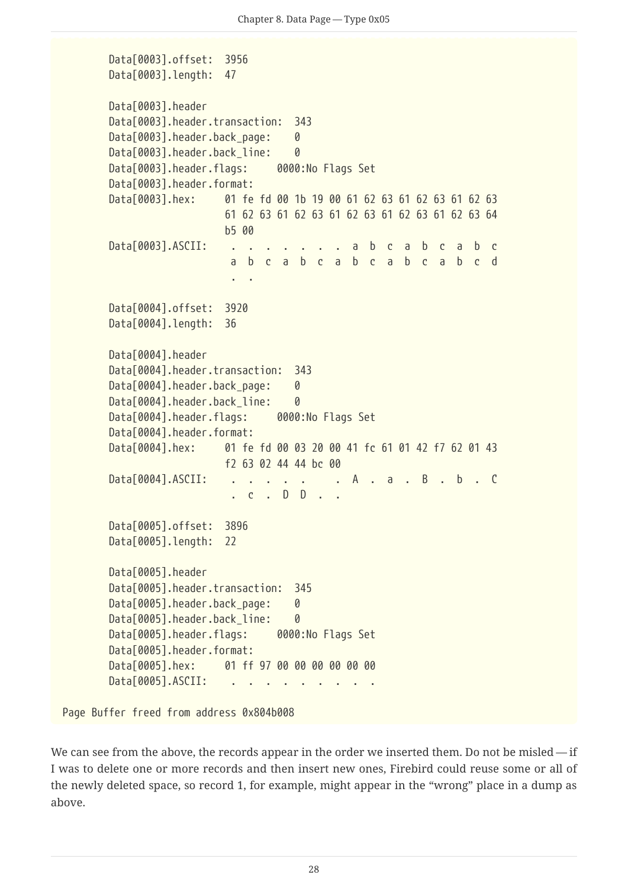```
        Data[0003].offset:  3956
        Data[0003].length:  47

        Data[0003].header
        Data[0003].header.transaction:  343
        Data[0003].header.back_page:    0
        Data[0003].header.back_line:    0
        Data[0003].header.flags:     0000:No Flags Set
        Data[0003].header.format:
        Data[0003].hex:     01 fe fd 00 1b 19 00 61 62 63 61 62 63 61 62 63
                            61 62 63 61 62 63 61 62 63 61 62 63 61 62 63 64
                            b5 00
        Data[0003].ASCII:    .  .  .  .  .  .  .  a  b  c  a  b  c  a  b  c
                             a  b  c  a  b  c  a  b  c  a  b  c  a  b  c  d
                             .  .

        Data[0004].offset:  3920
        Data[0004].length:  36

        Data[0004].header
        Data[0004].header.transaction:  343
        Data[0004].header.back_page:    0
        Data[0004].header.back_line:    0
        Data[0004].header.flags:     0000:No Flags Set
        Data[0004].header.format:
        Data[0004].hex:     01 fe fd 00 03 20 00 41 fc 61 01 42 f7 62 01 43
                            f2 63 02 44 44 bc 00
        Data[0004].ASCII:    .  .  .  .  .     .  A  .  a  .  B  .  b  .  C
                             .  c  .  D  D  .  .

        Data[0005].offset:  3896
        Data[0005].length:  22

        Data[0005].header
        Data[0005].header.transaction:  345
        Data[0005].header.back_page:    0
        Data[0005].header.back_line:    0
        Data[0005].header.flags:     0000:No Flags Set
        Data[0005].header.format:
        Data[0005].hex:     01 ff 97 00 00 00 00 00 00
        Data[0005].ASCII:    .  .  .  .  .  .  .  .  .

  Page Buffer freed from address 0x804b008
```

We can see from the above, the records appear in the order we inserted them. Do not be misled — if I was to delete one or more records and then insert new ones, Firebird could reuse some or all of the newly deleted space, so record 1, for example, might appear in the "wrong" place in a dump as above.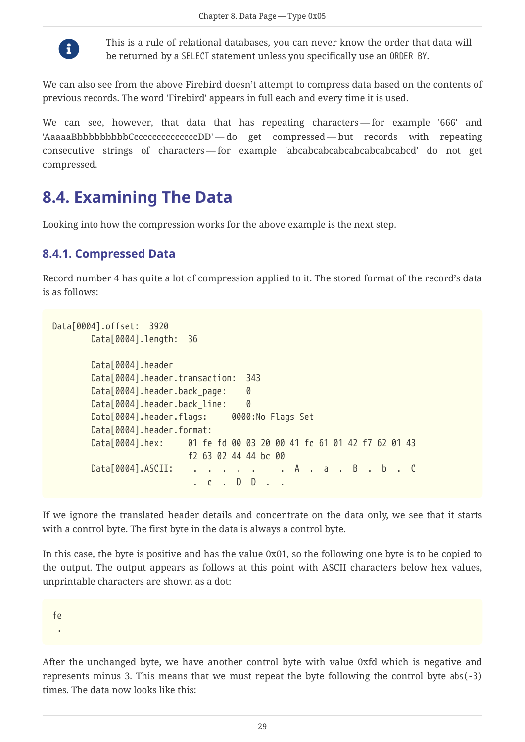> This is a rule of relational databases, you can never know the order that data will be returned by a `SELECT` statement unless you specifically use an `ORDER BY`.

We can also see from the above Firebird doesn't attempt to compress data based on the contents of previous records. The word 'Firebird' appears in full each and every time it is used.

We can see, however, that data that has repeating characters — for example '666' and 'AaaaaBbbbbbbbbbCcccccccccccccccDD' — do get compressed — but records with repeating consecutive strings of characters — for example 'abcabcabcabcabcabcabcabcd' do not get compressed.

## 8.4. Examining The Data

Looking into how the compression works for the above example is the next step.

### 8.4.1. Compressed Data

Record number 4 has quite a lot of compression applied to it. The stored format of the record's data is as follows:

```
Data[0004].offset:  3920
        Data[0004].length:  36

        Data[0004].header
        Data[0004].header.transaction:  343
        Data[0004].header.back_page:    0
        Data[0004].header.back_line:    0
        Data[0004].header.flags:     0000:No Flags Set
        Data[0004].header.format:
        Data[0004].hex:     01 fe fd 00 03 20 00 41 fc 61 01 42 f7 62 01 43
                            f2 63 02 44 44 bc 00
        Data[0004].ASCII:    .  .  .  .  .     .  A  .  a  .  B  .  b  .  C
                             .  c  .  D  D  .  .
```

If we ignore the translated header details and concentrate on the data only, we see that it starts with a control byte. The first byte in the data is always a control byte.

In this case, the byte is positive and has the value 0x01, so the following one byte is to be copied to the output. The output appears as follows at this point with ASCII characters below hex values, unprintable characters are shown as a dot:

```
fe
 .
```

After the unchanged byte, we have another control byte with value 0xfd which is negative and represents minus 3. This means that we must repeat the byte following the control byte `abs(-3)` times. The data now looks like this: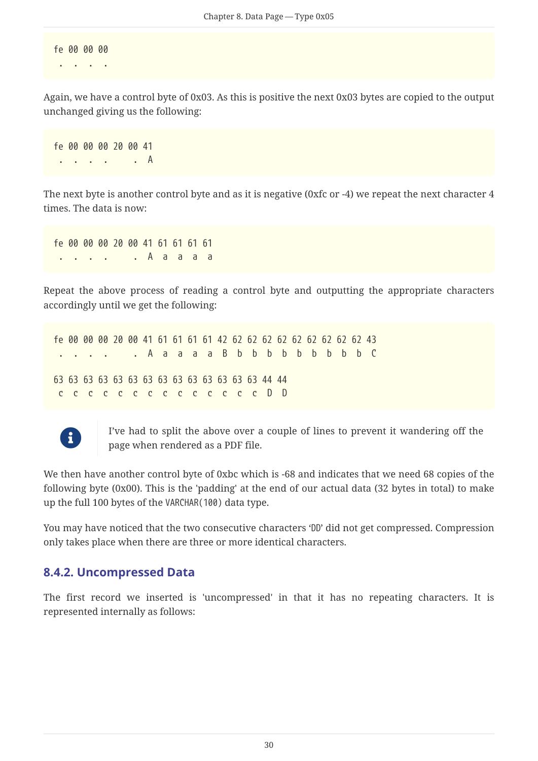```
fe 00 00 00
 .  .  .  .
```

Again, we have a control byte of 0x03. As this is positive the next 0x03 bytes are copied to the output unchanged giving us the following:

```
fe 00 00 00 20 00 41
 .  .  .  .     .  A
```

The next byte is another control byte and as it is negative (0xfc or -4) we repeat the next character 4 times. The data is now:

```
fe 00 00 00 20 00 41 61 61 61 61
 .  .  .  .     .  A  a  a  a  a
```

Repeat the above process of reading a control byte and outputting the appropriate characters accordingly until we get the following:

```
fe 00 00 00 20 00 41 61 61 61 61 42 62 62 62 62 62 62 62 62 62 43
 .  .  .  .     .  A  a  a  a  a  B  b  b  b  b  b  b  b  b  b  C

63 63 63 63 63 63 63 63 63 63 63 63 63 63 44 44
 c  c  c  c  c  c  c  c  c  c  c  c  c  c  D  D
```

> I've had to split the above over a couple of lines to prevent it wandering off the page when rendered as a PDF file.

We then have another control byte of 0xbc which is -68 and indicates that we need 68 copies of the following byte (0x00). This is the 'padding' at the end of our actual data (32 bytes in total) to make up the full 100 bytes of the `VARCHAR(100)` data type.

You may have noticed that the two consecutive characters 'DD' did not get compressed. Compression only takes place when there are three or more identical characters.

### 8.4.2. Uncompressed Data

The first record we inserted is 'uncompressed' in that it has no repeating characters. It is represented internally as follows: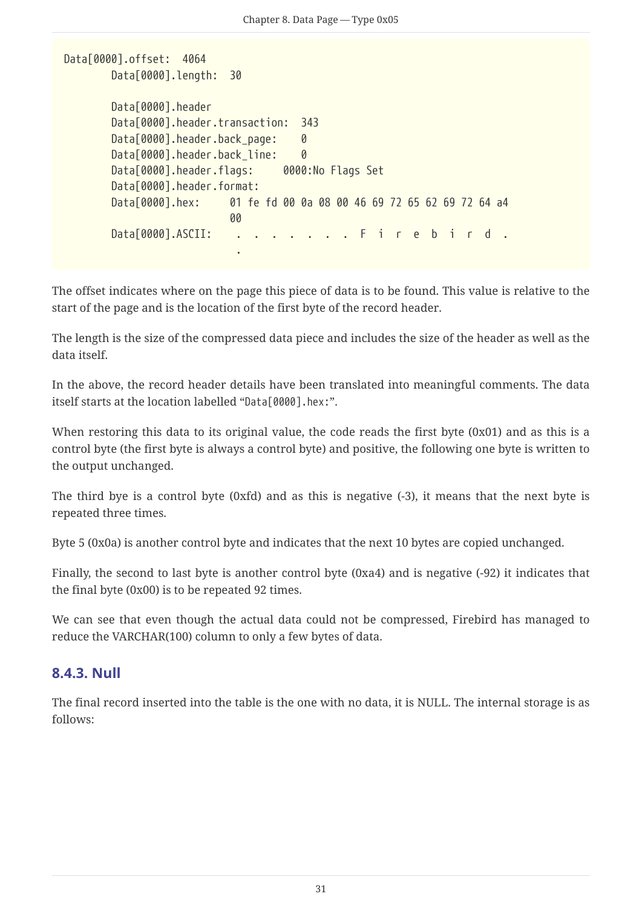```
Data[0000].offset:  4064
        Data[0000].length:  30

        Data[0000].header
        Data[0000].header.transaction:  343
        Data[0000].header.back_page:    0
        Data[0000].header.back_line:    0
        Data[0000].header.flags:     0000:No Flags Set
        Data[0000].header.format:
        Data[0000].hex:     01 fe fd 00 0a 08 00 46 69 72 65 62 69 72 64 a4
                            00
        Data[0000].ASCII:    .  .  .  .  .  .  .  F  i  r  e  b  i  r  d  .
                             .
```

The offset indicates where on the page this piece of data is to be found. This value is relative to the start of the page and is the location of the first byte of the record header.

The length is the size of the compressed data piece and includes the size of the header as well as the data itself.

In the above, the record header details have been translated into meaningful comments. The data itself starts at the location labelled "`Data[0000].hex:`".

When restoring this data to its original value, the code reads the first byte (0x01) and as this is a control byte (the first byte is always a control byte) and positive, the following one byte is written to the output unchanged.

The third bye is a control byte (0xfd) and as this is negative (-3), it means that the next byte is repeated three times.

Byte 5 (0x0a) is another control byte and indicates that the next 10 bytes are copied unchanged.

Finally, the second to last byte is another control byte (0xa4) and is negative (-92) it indicates that the final byte (0x00) is to be repeated 92 times.

We can see that even though the actual data could not be compressed, Firebird has managed to reduce the VARCHAR(100) column to only a few bytes of data.

### 8.4.3. Null

The final record inserted into the table is the one with no data, it is NULL. The internal storage is as follows: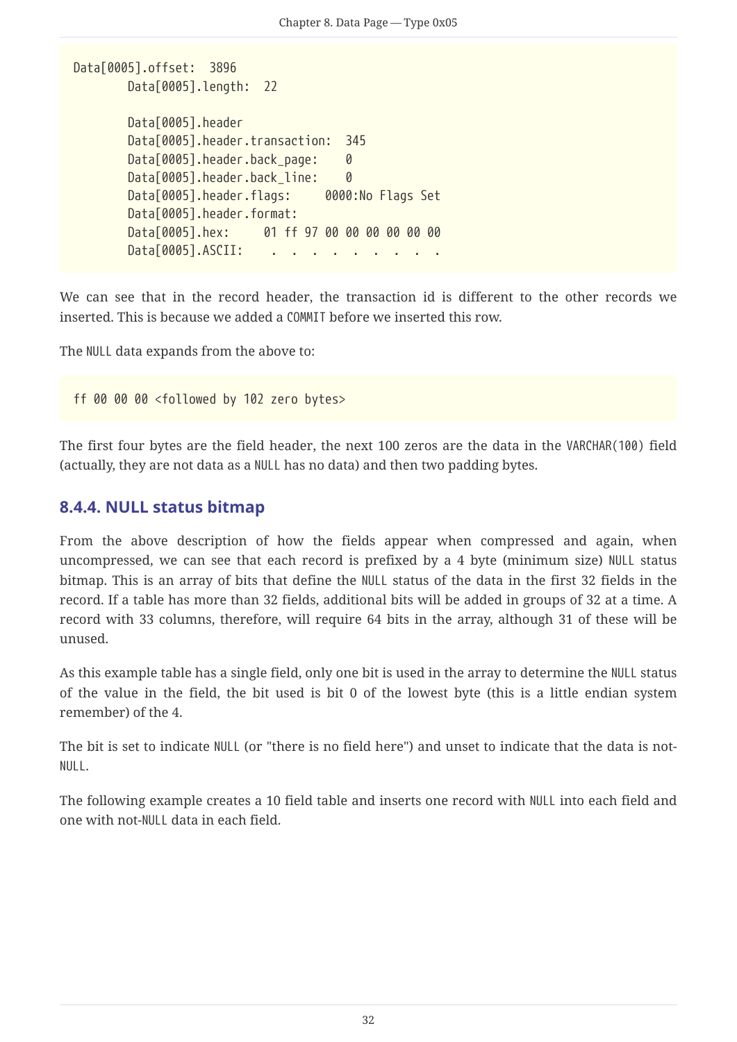```
Data[0005].offset:  3896
        Data[0005].length:  22

        Data[0005].header
        Data[0005].header.transaction:  345
        Data[0005].header.back_page:    0
        Data[0005].header.back_line:    0
        Data[0005].header.flags:     0000:No Flags Set
        Data[0005].header.format:
        Data[0005].hex:     01 ff 97 00 00 00 00 00 00
        Data[0005].ASCII:    .  .  .  .  .  .  .  .  .
```

We can see that in the record header, the transaction id is different to the other records we inserted. This is because we added a COMMIT before we inserted this row.

The NULL data expands from the above to:

```
ff 00 00 00 <followed by 102 zero bytes>
```

The first four bytes are the field header, the next 100 zeros are the data in the VARCHAR(100) field (actually, they are not data as a NULL has no data) and then two padding bytes.

### 8.4.4. NULL status bitmap

From the above description of how the fields appear when compressed and again, when uncompressed, we can see that each record is prefixed by a 4 byte (minimum size) NULL status bitmap. This is an array of bits that define the NULL status of the data in the first 32 fields in the record. If a table has more than 32 fields, additional bits will be added in groups of 32 at a time. A record with 33 columns, therefore, will require 64 bits in the array, although 31 of these will be unused.

As this example table has a single field, only one bit is used in the array to determine the NULL status of the value in the field, the bit used is bit 0 of the lowest byte (this is a little endian system remember) of the 4.

The bit is set to indicate NULL (or "there is no field here") and unset to indicate that the data is not-NULL.

The following example creates a 10 field table and inserts one record with NULL into each field and one with not-NULL data in each field.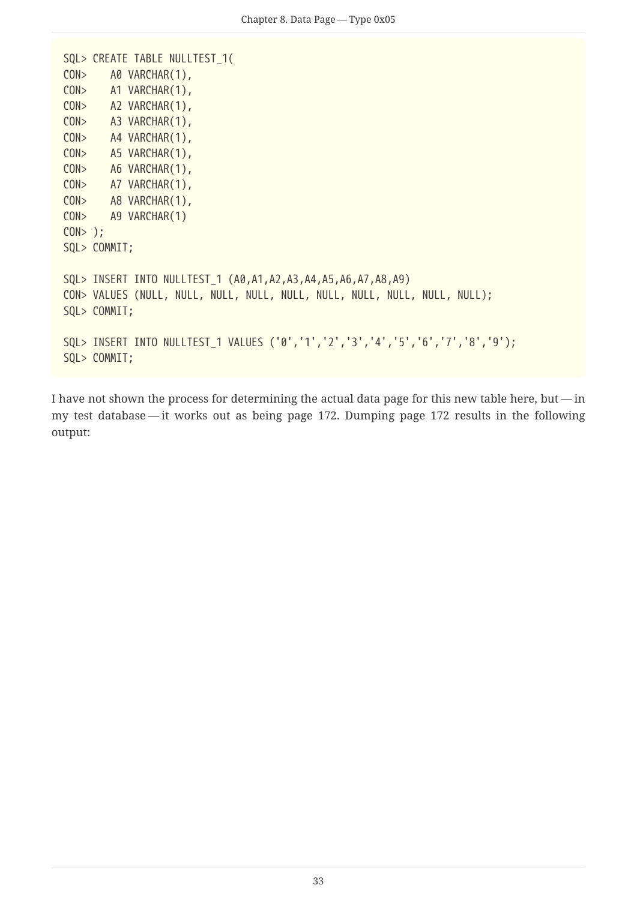```
SQL> CREATE TABLE NULLTEST_1(
CON>    A0 VARCHAR(1),
CON>    A1 VARCHAR(1),
CON>    A2 VARCHAR(1),
CON>    A3 VARCHAR(1),
CON>    A4 VARCHAR(1),
CON>    A5 VARCHAR(1),
CON>    A6 VARCHAR(1),
CON>    A7 VARCHAR(1),
CON>    A8 VARCHAR(1),
CON>    A9 VARCHAR(1)
CON> );
SQL> COMMIT;

SQL> INSERT INTO NULLTEST_1 (A0,A1,A2,A3,A4,A5,A6,A7,A8,A9)
CON> VALUES (NULL, NULL, NULL, NULL, NULL, NULL, NULL, NULL, NULL, NULL);
SQL> COMMIT;

SQL> INSERT INTO NULLTEST_1 VALUES ('0','1','2','3','4','5','6','7','8','9');
SQL> COMMIT;
```

I have not shown the process for determining the actual data page for this new table here, but — in my test database — it works out as being page 172. Dumping page 172 results in the following output: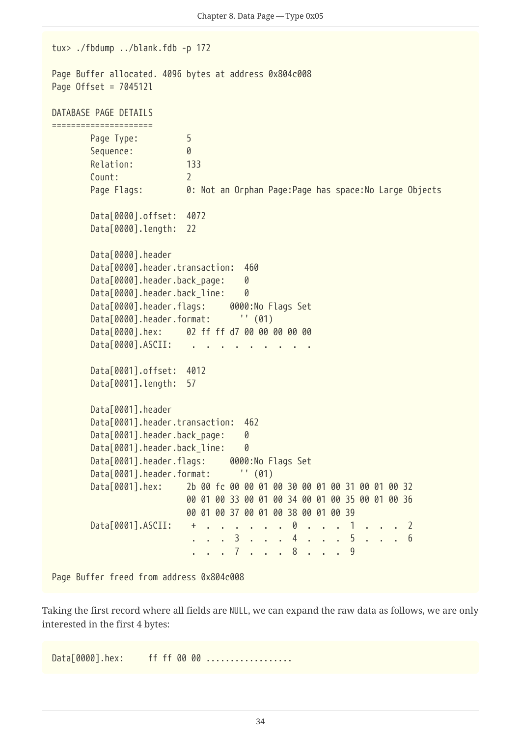```
tux> ./fbdump ../blank.fdb -p 172

Page Buffer allocated. 4096 bytes at address 0x804c008
Page Offset = 704512l

DATABASE PAGE DETAILS
=====================
        Page Type:          5
        Sequence:           0
        Relation:           133
        Count:              2
        Page Flags:         0: Not an Orphan Page:Page has space:No Large Objects

        Data[0000].offset:  4072
        Data[0000].length:  22

        Data[0000].header
        Data[0000].header.transaction:  460
        Data[0000].header.back_page:    0
        Data[0000].header.back_line:    0
        Data[0000].header.flags:     0000:No Flags Set
        Data[0000].header.format:      '' (01)
        Data[0000].hex:     02 ff ff d7 00 00 00 00 00
        Data[0000].ASCII:    .  .  .  .  .  .  .  .  .

        Data[0001].offset:  4012
        Data[0001].length:  57

        Data[0001].header
        Data[0001].header.transaction:  462
        Data[0001].header.back_page:    0
        Data[0001].header.back_line:    0
        Data[0001].header.flags:     0000:No Flags Set
        Data[0001].header.format:      '' (01)
        Data[0001].hex:     2b 00 fc 00 00 01 00 30 00 01 00 31 00 01 00 32
                            00 01 00 33 00 01 00 34 00 01 00 35 00 01 00 36
                            00 01 00 37 00 01 00 38 00 01 00 39
        Data[0001].ASCII:    +  .  .  .  .  .  .  .  0  .  .  .  1  .  .  .  2
                             .  .  .  3  .  .  .  4  .  .  .  5  .  .  .  6
                             .  .  .  7  .  .  .  8  .  .  .  9

Page Buffer freed from address 0x804c008
```

Taking the first record where all fields are NULL, we can expand the raw data as follows, we are only interested in the first 4 bytes:

```
Data[0000].hex:     ff ff 00 00 .................
```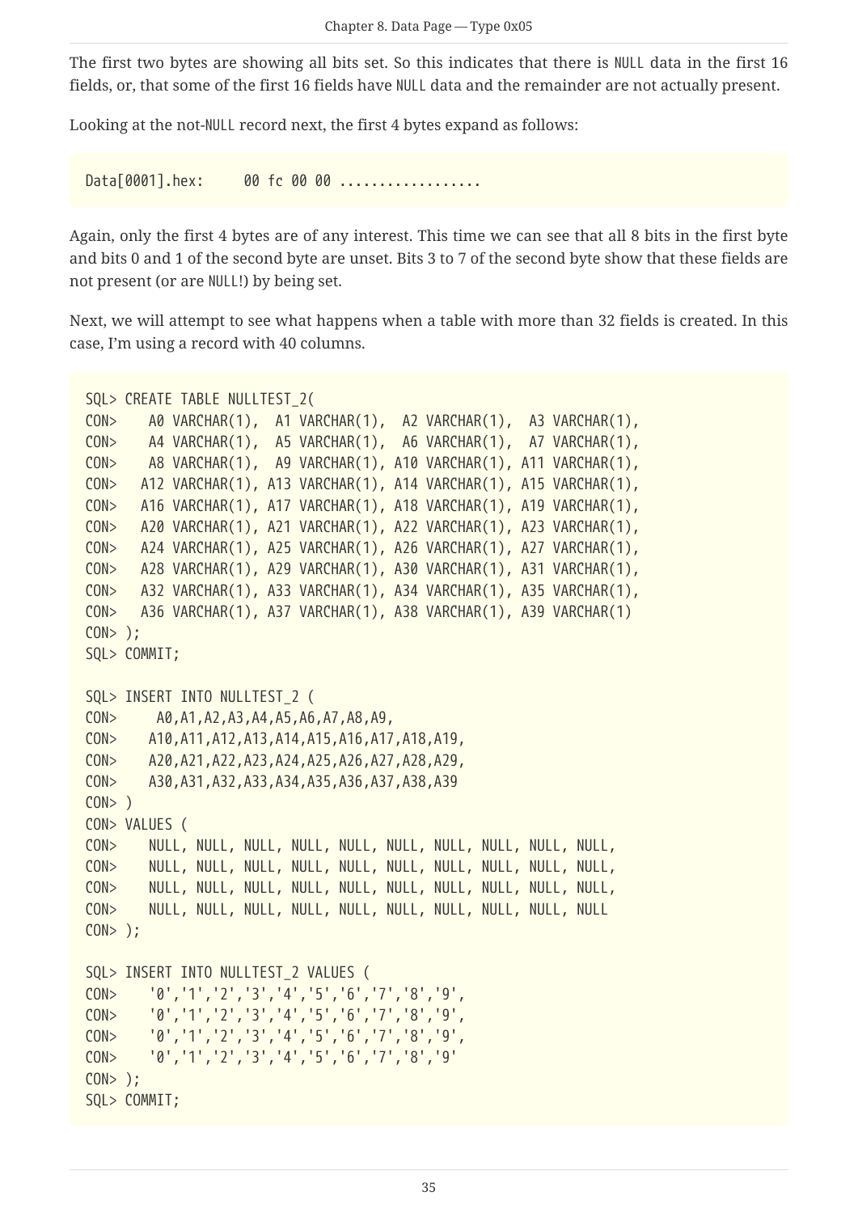The first two bytes are showing all bits set. So this indicates that there is NULL data in the first 16 fields, or, that some of the first 16 fields have NULL data and the remainder are not actually present.

Looking at the not-NULL record next, the first 4 bytes expand as follows:

```
Data[0001].hex:     00 fc 00 00 .................
```

Again, only the first 4 bytes are of any interest. This time we can see that all 8 bits in the first byte and bits 0 and 1 of the second byte are unset. Bits 3 to 7 of the second byte show that these fields are not present (or are NULL!) by being set.

Next, we will attempt to see what happens when a table with more than 32 fields is created. In this case, I'm using a record with 40 columns.

```
SQL> CREATE TABLE NULLTEST_2(
CON>    A0 VARCHAR(1),  A1 VARCHAR(1),  A2 VARCHAR(1),  A3 VARCHAR(1),
CON>    A4 VARCHAR(1),  A5 VARCHAR(1),  A6 VARCHAR(1),  A7 VARCHAR(1),
CON>    A8 VARCHAR(1),  A9 VARCHAR(1), A10 VARCHAR(1), A11 VARCHAR(1),
CON>   A12 VARCHAR(1), A13 VARCHAR(1), A14 VARCHAR(1), A15 VARCHAR(1),
CON>   A16 VARCHAR(1), A17 VARCHAR(1), A18 VARCHAR(1), A19 VARCHAR(1),
CON>   A20 VARCHAR(1), A21 VARCHAR(1), A22 VARCHAR(1), A23 VARCHAR(1),
CON>   A24 VARCHAR(1), A25 VARCHAR(1), A26 VARCHAR(1), A27 VARCHAR(1),
CON>   A28 VARCHAR(1), A29 VARCHAR(1), A30 VARCHAR(1), A31 VARCHAR(1),
CON>   A32 VARCHAR(1), A33 VARCHAR(1), A34 VARCHAR(1), A35 VARCHAR(1),
CON>   A36 VARCHAR(1), A37 VARCHAR(1), A38 VARCHAR(1), A39 VARCHAR(1)
CON> );
SQL> COMMIT;

SQL> INSERT INTO NULLTEST_2 (
CON>     A0,A1,A2,A3,A4,A5,A6,A7,A8,A9,
CON>    A10,A11,A12,A13,A14,A15,A16,A17,A18,A19,
CON>    A20,A21,A22,A23,A24,A25,A26,A27,A28,A29,
CON>    A30,A31,A32,A33,A34,A35,A36,A37,A38,A39
CON> )
CON> VALUES (
CON>    NULL, NULL, NULL, NULL, NULL, NULL, NULL, NULL, NULL, NULL,
CON>    NULL, NULL, NULL, NULL, NULL, NULL, NULL, NULL, NULL, NULL,
CON>    NULL, NULL, NULL, NULL, NULL, NULL, NULL, NULL, NULL, NULL,
CON>    NULL, NULL, NULL, NULL, NULL, NULL, NULL, NULL, NULL, NULL
CON> );

SQL> INSERT INTO NULLTEST_2 VALUES (
CON>    '0','1','2','3','4','5','6','7','8','9',
CON>    '0','1','2','3','4','5','6','7','8','9',
CON>    '0','1','2','3','4','5','6','7','8','9',
CON>    '0','1','2','3','4','5','6','7','8','9'
CON> );
SQL> COMMIT;
```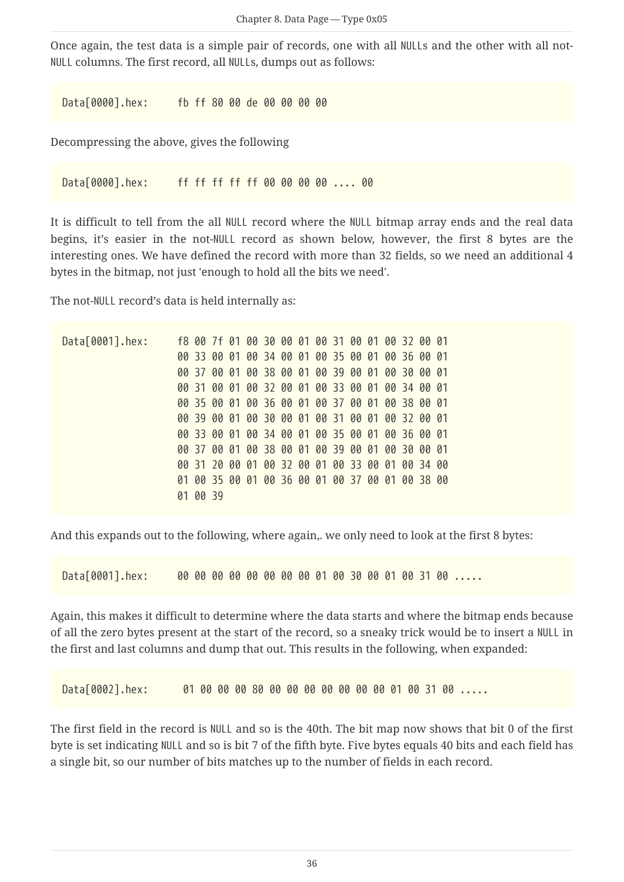Once again, the test data is a simple pair of records, one with all NULLs and the other with all not-NULL columns. The first record, all NULLs, dumps out as follows:

```
Data[0000].hex:     fb ff 80 00 de 00 00 00 00
```

Decompressing the above, gives the following

```
Data[0000].hex:     ff ff ff ff ff 00 00 00 00 .... 00
```

It is difficult to tell from the all NULL record where the NULL bitmap array ends and the real data begins, it's easier in the not-NULL record as shown below, however, the first 8 bytes are the interesting ones. We have defined the record with more than 32 fields, so we need an additional 4 bytes in the bitmap, not just 'enough to hold all the bits we need'.

The not-NULL record's data is held internally as:

```
Data[0001].hex:     f8 00 7f 01 00 30 00 01 00 31 00 01 00 32 00 01
                    00 33 00 01 00 34 00 01 00 35 00 01 00 36 00 01
                    00 37 00 01 00 38 00 01 00 39 00 01 00 30 00 01
                    00 31 00 01 00 32 00 01 00 33 00 01 00 34 00 01
                    00 35 00 01 00 36 00 01 00 37 00 01 00 38 00 01
                    00 39 00 01 00 30 00 01 00 31 00 01 00 32 00 01
                    00 33 00 01 00 34 00 01 00 35 00 01 00 36 00 01
                    00 37 00 01 00 38 00 01 00 39 00 01 00 30 00 01
                    00 31 20 00 01 00 32 00 01 00 33 00 01 00 34 00
                    01 00 35 00 01 00 36 00 01 00 37 00 01 00 38 00
                    01 00 39
```

And this expands out to the following, where again,. we only need to look at the first 8 bytes:

```
Data[0001].hex:     00 00 00 00 00 00 00 00 01 00 30 00 01 00 31 00 .....
```

Again, this makes it difficult to determine where the data starts and where the bitmap ends because of all the zero bytes present at the start of the record, so a sneaky trick would be to insert a NULL in the first and last columns and dump that out. This results in the following, when expanded:

```
Data[0002].hex:      01 00 00 00 80 00 00 00 00 00 00 00 01 00 31 00 .....
```

The first field in the record is NULL and so is the 40th. The bit map now shows that bit 0 of the first byte is set indicating NULL and so is bit 7 of the fifth byte. Five bytes equals 40 bits and each field has a single bit, so our number of bits matches up to the number of fields in each record.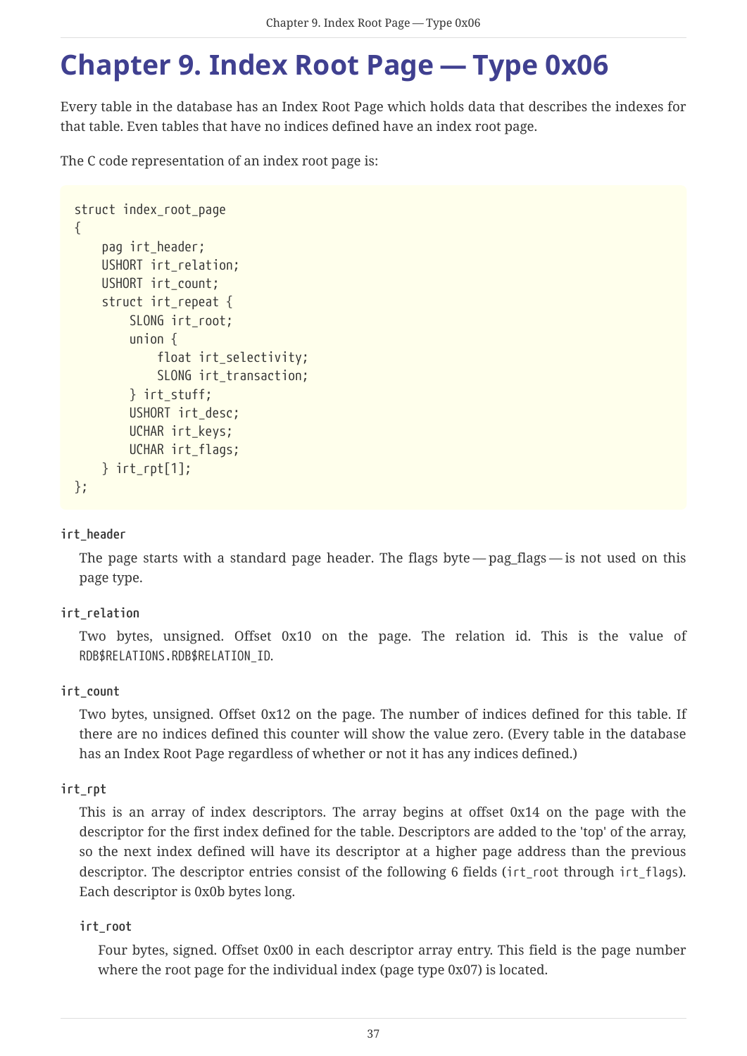# Chapter 9. Index Root Page — Type 0x06

Every table in the database has an Index Root Page which holds data that describes the indexes for that table. Even tables that have no indices defined have an index root page.

The C code representation of an index root page is:

```
struct index_root_page
{
    pag irt_header;
    USHORT irt_relation;
    USHORT irt_count;
    struct irt_repeat {
        SLONG irt_root;
        union {
            float irt_selectivity;
            SLONG irt_transaction;
        } irt_stuff;
        USHORT irt_desc;
        UCHAR irt_keys;
        UCHAR irt_flags;
    } irt_rpt[1];
};
```

**irt_header**

The page starts with a standard page header. The flags byte — pag_flags — is not used on this page type.

**irt_relation**

Two bytes, unsigned. Offset 0x10 on the page. The relation id. This is the value of `RDB$RELATIONS.RDB$RELATION_ID`.

**irt_count**

Two bytes, unsigned. Offset 0x12 on the page. The number of indices defined for this table. If there are no indices defined this counter will show the value zero. (Every table in the database has an Index Root Page regardless of whether or not it has any indices defined.)

**irt_rpt**

This is an array of index descriptors. The array begins at offset 0x14 on the page with the descriptor for the first index defined for the table. Descriptors are added to the 'top' of the array, so the next index defined will have its descriptor at a higher page address than the previous descriptor. The descriptor entries consist of the following 6 fields (`irt_root` through `irt_flags`). Each descriptor is 0x0b bytes long.

**irt_root**

Four bytes, signed. Offset 0x00 in each descriptor array entry. This field is the page number where the root page for the individual index (page type 0x07) is located.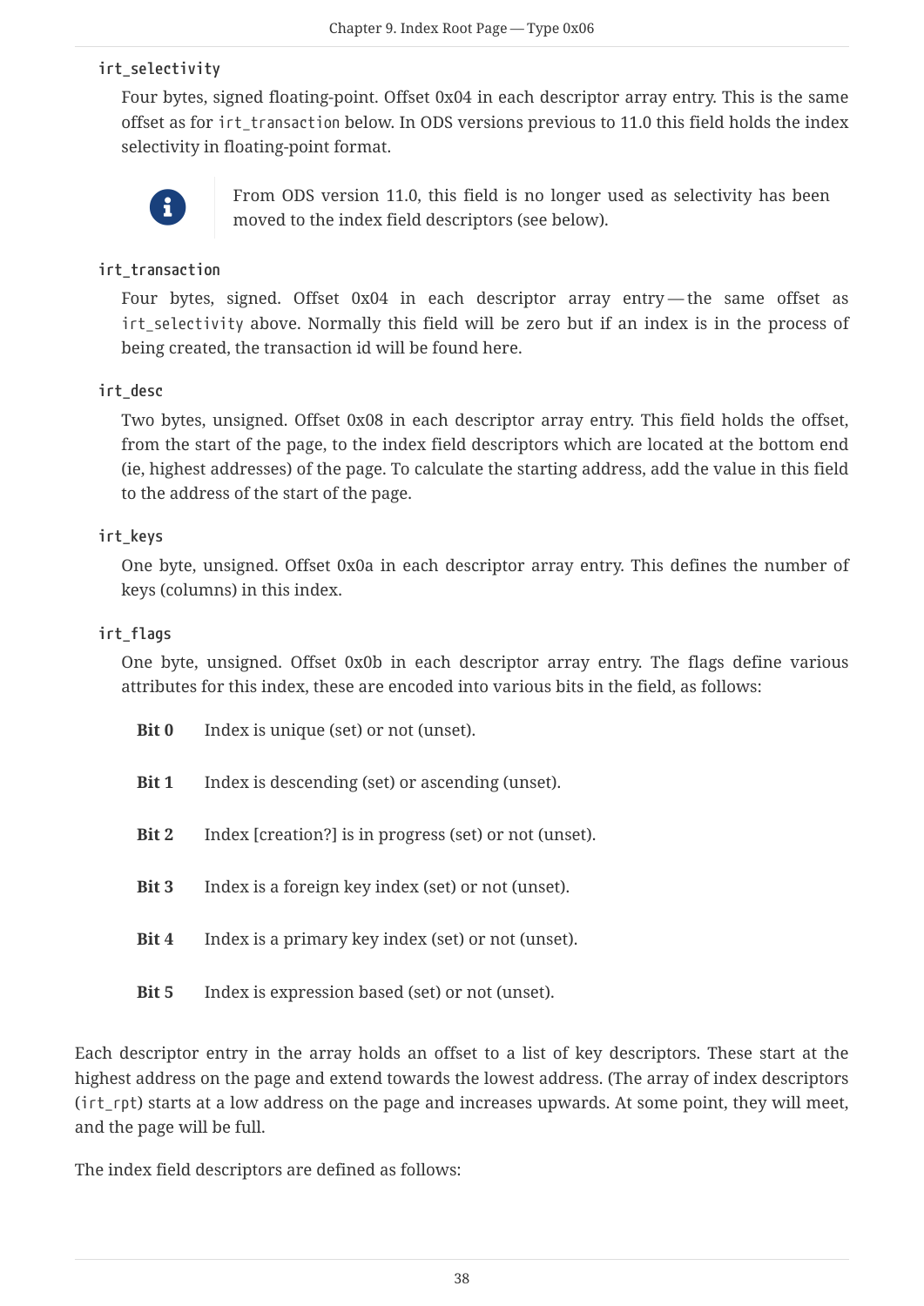`irt_selectivity`

Four bytes, signed floating-point. Offset 0x04 in each descriptor array entry. This is the same offset as for `irt_transaction` below. In ODS versions previous to 11.0 this field holds the index selectivity in floating-point format.

> From ODS version 11.0, this field is no longer used as selectivity has been moved to the index field descriptors (see below).

`irt_transaction`

Four bytes, signed. Offset 0x04 in each descriptor array entry — the same offset as `irt_selectivity` above. Normally this field will be zero but if an index is in the process of being created, the transaction id will be found here.

`irt_desc`

Two bytes, unsigned. Offset 0x08 in each descriptor array entry. This field holds the offset, from the start of the page, to the index field descriptors which are located at the bottom end (ie, highest addresses) of the page. To calculate the starting address, add the value in this field to the address of the start of the page.

`irt_keys`

One byte, unsigned. Offset 0x0a in each descriptor array entry. This defines the number of keys (columns) in this index.

`irt_flags`

One byte, unsigned. Offset 0x0b in each descriptor array entry. The flags define various attributes for this index, these are encoded into various bits in the field, as follows:

- **Bit 0** Index is unique (set) or not (unset).
- **Bit 1** Index is descending (set) or ascending (unset).
- **Bit 2** Index [creation?] is in progress (set) or not (unset).
- **Bit 3** Index is a foreign key index (set) or not (unset).
- **Bit 4** Index is a primary key index (set) or not (unset).
- **Bit 5** Index is expression based (set) or not (unset).

Each descriptor entry in the array holds an offset to a list of key descriptors. These start at the highest address on the page and extend towards the lowest address. (The array of index descriptors (`irt_rpt`) starts at a low address on the page and increases upwards. At some point, they will meet, and the page will be full.

The index field descriptors are defined as follows: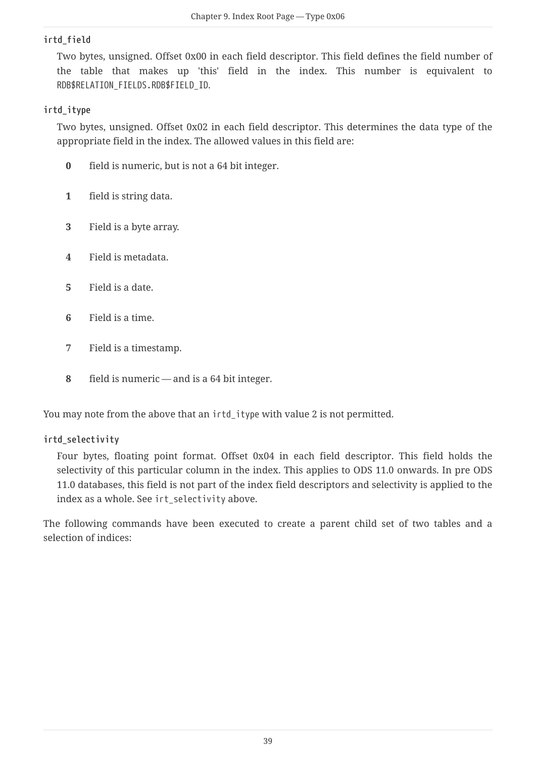**`irtd_field`**

Two bytes, unsigned. Offset 0x00 in each field descriptor. This field defines the field number of the table that makes up 'this' field in the index. This number is equivalent to `RDB$RELATION_FIELDS.RDB$FIELD_ID`.

**`irtd_itype`**

Two bytes, unsigned. Offset 0x02 in each field descriptor. This determines the data type of the appropriate field in the index. The allowed values in this field are:

**0** field is numeric, but is not a 64 bit integer.

**1** field is string data.

**3** Field is a byte array.

**4** Field is metadata.

**5** Field is a date.

**6** Field is a time.

**7** Field is a timestamp.

**8** field is numeric — and is a 64 bit integer.

You may note from the above that an `irtd_itype` with value 2 is not permitted.

**`irtd_selectivity`**

Four bytes, floating point format. Offset 0x04 in each field descriptor. This field holds the selectivity of this particular column in the index. This applies to ODS 11.0 onwards. In pre ODS 11.0 databases, this field is not part of the index field descriptors and selectivity is applied to the index as a whole. See `irt_selectivity` above.

The following commands have been executed to create a parent child set of two tables and a selection of indices: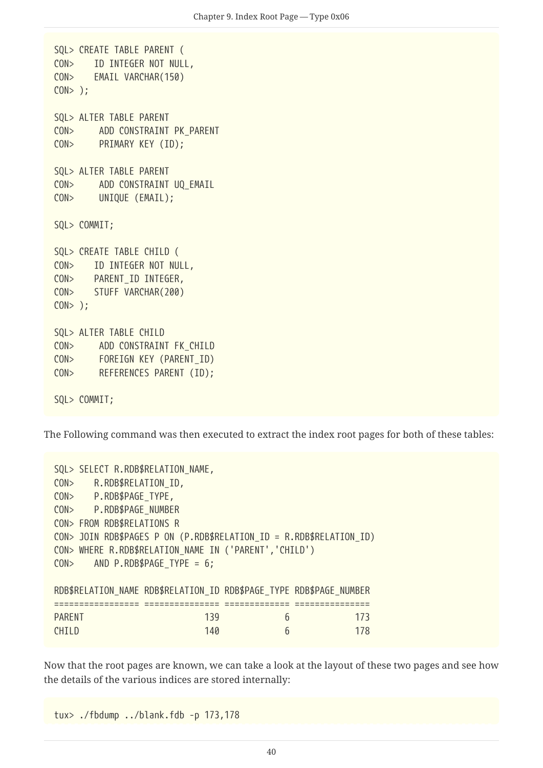```
SQL> CREATE TABLE PARENT (
CON>    ID INTEGER NOT NULL,
CON>    EMAIL VARCHAR(150)
CON> );

SQL> ALTER TABLE PARENT
CON>     ADD CONSTRAINT PK_PARENT
CON>     PRIMARY KEY (ID);

SQL> ALTER TABLE PARENT
CON>     ADD CONSTRAINT UQ_EMAIL
CON>     UNIQUE (EMAIL);

SQL> COMMIT;

SQL> CREATE TABLE CHILD (
CON>    ID INTEGER NOT NULL,
CON>    PARENT_ID INTEGER,
CON>    STUFF VARCHAR(200)
CON> );

SQL> ALTER TABLE CHILD
CON>     ADD CONSTRAINT FK_CHILD
CON>     FOREIGN KEY (PARENT_ID)
CON>     REFERENCES PARENT (ID);

SQL> COMMIT;
```

The Following command was then executed to extract the index root pages for both of these tables:

```
SQL> SELECT R.RDB$RELATION_NAME,
CON>    R.RDB$RELATION_ID,
CON>    P.RDB$PAGE_TYPE,
CON>    P.RDB$PAGE_NUMBER
CON> FROM RDB$RELATIONS R
CON> JOIN RDB$PAGES P ON (P.RDB$RELATION_ID = R.RDB$RELATION_ID)
CON> WHERE R.RDB$RELATION_NAME IN ('PARENT','CHILD')
CON>    AND P.RDB$PAGE_TYPE = 6;

RDB$RELATION_NAME RDB$RELATION_ID RDB$PAGE_TYPE RDB$PAGE_NUMBER
================= =============== ============= ===============
PARENT                        139             6             173
CHILD                         140             6             178
```

Now that the root pages are known, we can take a look at the layout of these two pages and see how the details of the various indices are stored internally:

```
tux> ./fbdump ../blank.fdb -p 173,178
```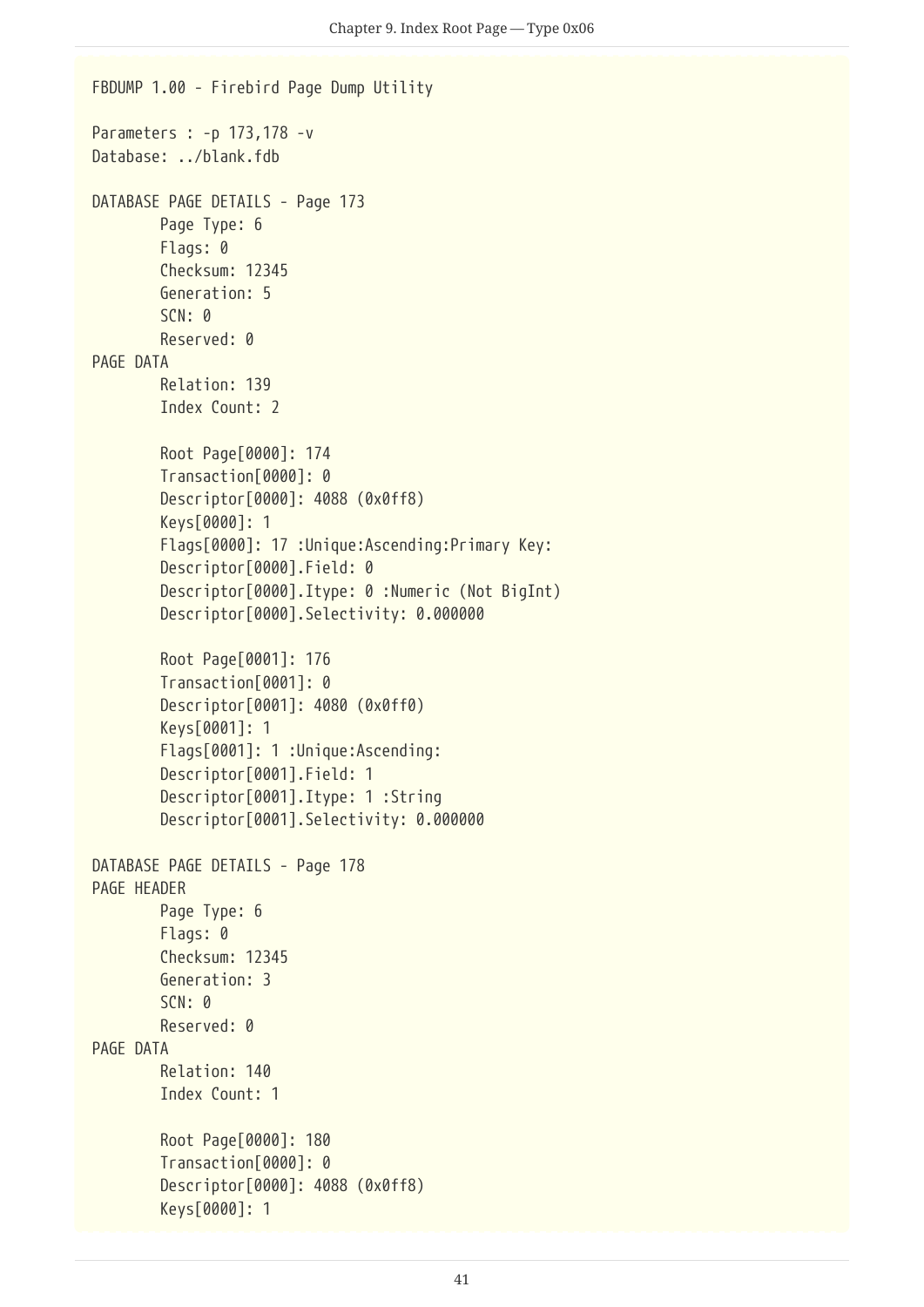```
FBDUMP 1.00 - Firebird Page Dump Utility

Parameters : -p 173,178 -v
Database: ../blank.fdb

DATABASE PAGE DETAILS - Page 173
        Page Type: 6
        Flags: 0
        Checksum: 12345
        Generation: 5
        SCN: 0
        Reserved: 0
PAGE DATA
        Relation: 139
        Index Count: 2

        Root Page[0000]: 174
        Transaction[0000]: 0
        Descriptor[0000]: 4088 (0x0ff8)
        Keys[0000]: 1
        Flags[0000]: 17 :Unique:Ascending:Primary Key:
        Descriptor[0000].Field: 0
        Descriptor[0000].Itype: 0 :Numeric (Not BigInt)
        Descriptor[0000].Selectivity: 0.000000

        Root Page[0001]: 176
        Transaction[0001]: 0
        Descriptor[0001]: 4080 (0x0ff0)
        Keys[0001]: 1
        Flags[0001]: 1 :Unique:Ascending:
        Descriptor[0001].Field: 1
        Descriptor[0001].Itype: 1 :String
        Descriptor[0001].Selectivity: 0.000000

DATABASE PAGE DETAILS - Page 178
PAGE HEADER
        Page Type: 6
        Flags: 0
        Checksum: 12345
        Generation: 3
        SCN: 0
        Reserved: 0
PAGE DATA
        Relation: 140
        Index Count: 1

        Root Page[0000]: 180
        Transaction[0000]: 0
        Descriptor[0000]: 4088 (0x0ff8)
        Keys[0000]: 1
```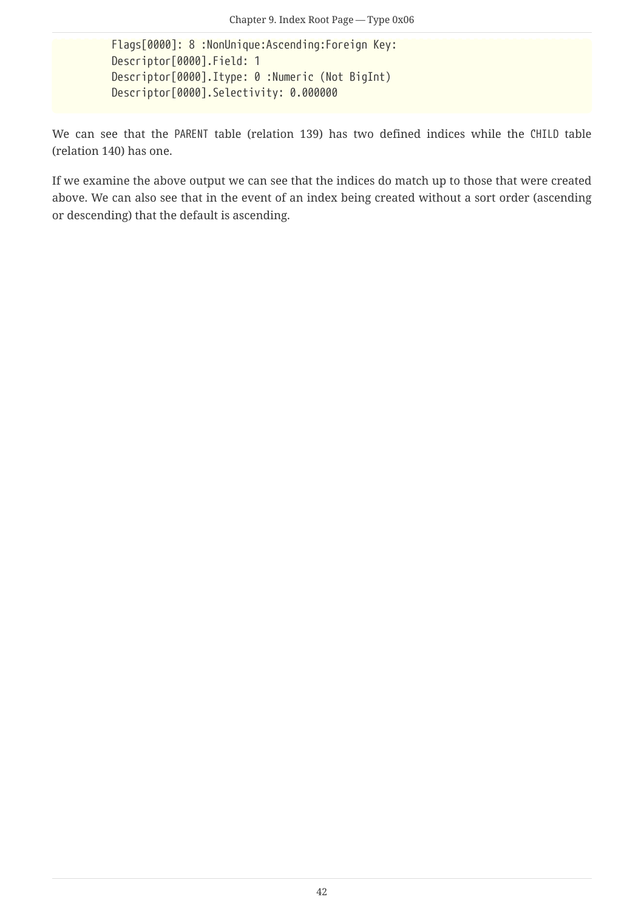```
        Flags[0000]: 8 :NonUnique:Ascending:Foreign Key:
        Descriptor[0000].Field: 1
        Descriptor[0000].Itype: 0 :Numeric (Not BigInt)
        Descriptor[0000].Selectivity: 0.000000
```

We can see that the PARENT table (relation 139) has two defined indices while the CHILD table (relation 140) has one.

If we examine the above output we can see that the indices do match up to those that were created above. We can also see that in the event of an index being created without a sort order (ascending or descending) that the default is ascending.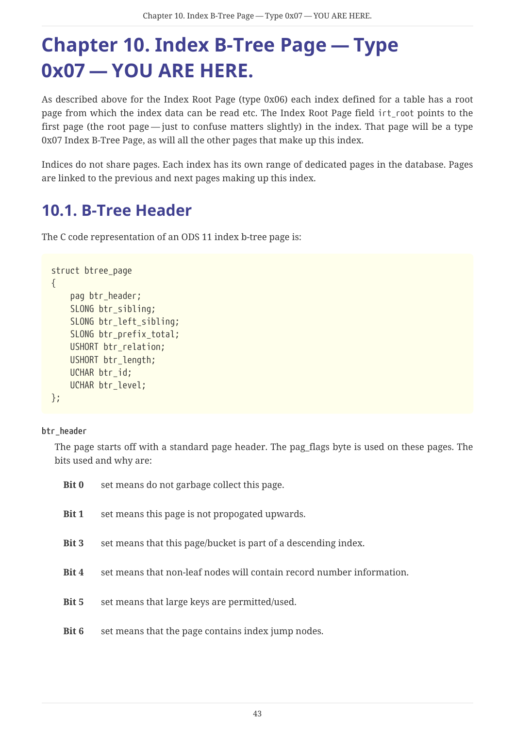# Chapter 10. Index B-Tree Page — Type 0x07 — YOU ARE HERE.

As described above for the Index Root Page (type 0x06) each index defined for a table has a root page from which the index data can be read etc. The Index Root Page field `irt_root` points to the first page (the root page — just to confuse matters slightly) in the index. That page will be a type 0x07 Index B-Tree Page, as will all the other pages that make up this index.

Indices do not share pages. Each index has its own range of dedicated pages in the database. Pages are linked to the previous and next pages making up this index.

## 10.1. B-Tree Header

The C code representation of an ODS 11 index b-tree page is:

```
struct btree_page
{
    pag btr_header;
    SLONG btr_sibling;
    SLONG btr_left_sibling;
    SLONG btr_prefix_total;
    USHORT btr_relation;
    USHORT btr_length;
    UCHAR btr_id;
    UCHAR btr_level;
};
```

**`btr_header`**

The page starts off with a standard page header. The pag_flags byte is used on these pages. The bits used and why are:

- **Bit 0** set means do not garbage collect this page.
- **Bit 1** set means this page is not propogated upwards.
- **Bit 3** set means that this page/bucket is part of a descending index.
- **Bit 4** set means that non-leaf nodes will contain record number information.
- **Bit 5** set means that large keys are permitted/used.
- **Bit 6** set means that the page contains index jump nodes.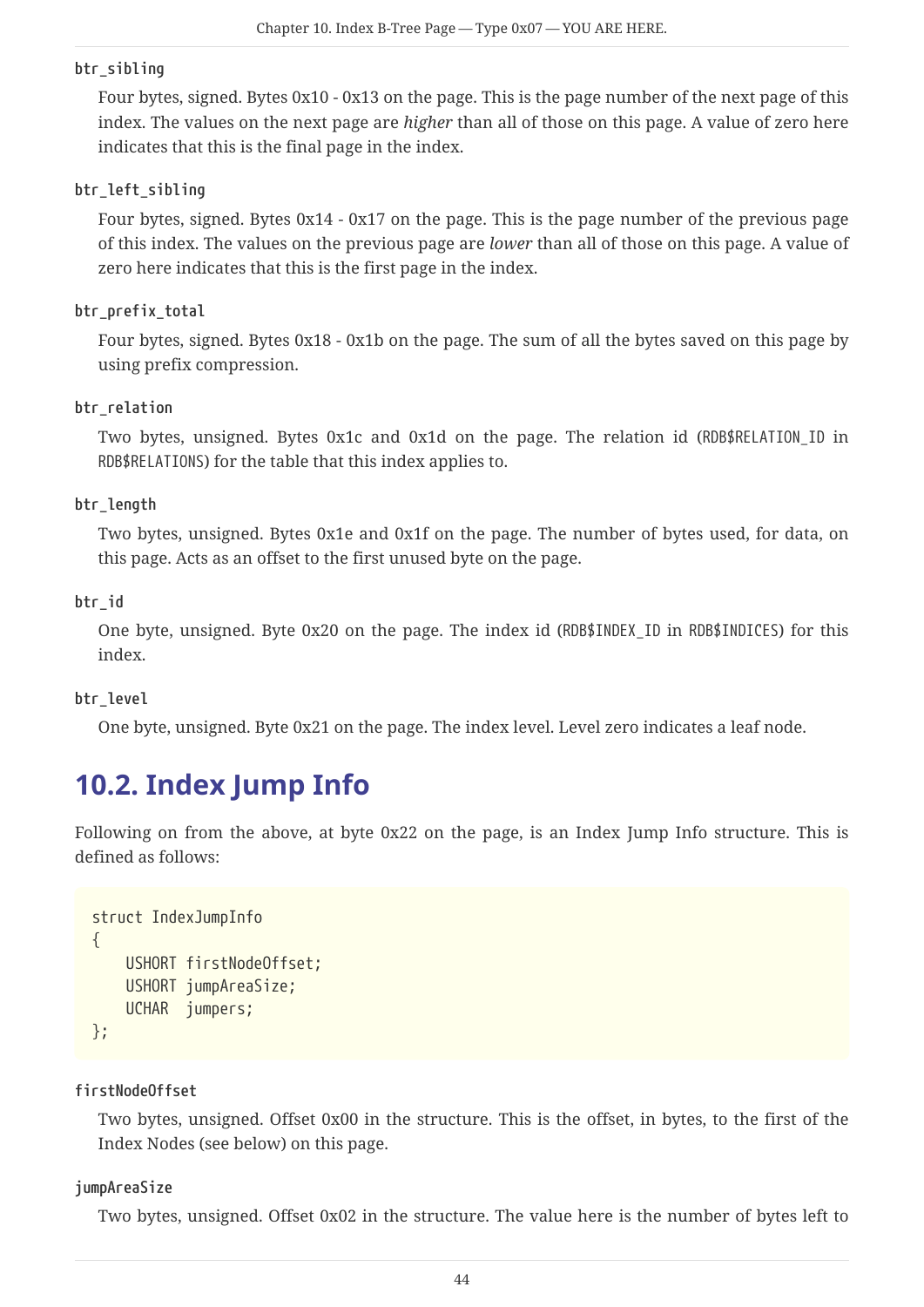**btr_sibling**

Four bytes, signed. Bytes 0x10 - 0x13 on the page. This is the page number of the next page of this index. The values on the next page are *higher* than all of those on this page. A value of zero here indicates that this is the final page in the index.

**btr_left_sibling**

Four bytes, signed. Bytes 0x14 - 0x17 on the page. This is the page number of the previous page of this index. The values on the previous page are *lower* than all of those on this page. A value of zero here indicates that this is the first page in the index.

**btr_prefix_total**

Four bytes, signed. Bytes 0x18 - 0x1b on the page. The sum of all the bytes saved on this page by using prefix compression.

**btr_relation**

Two bytes, unsigned. Bytes 0x1c and 0x1d on the page. The relation id (`RDB$RELATION_ID` in `RDB$RELATIONS`) for the table that this index applies to.

**btr_length**

Two bytes, unsigned. Bytes 0x1e and 0x1f on the page. The number of bytes used, for data, on this page. Acts as an offset to the first unused byte on the page.

**btr_id**

One byte, unsigned. Byte 0x20 on the page. The index id (`RDB$INDEX_ID` in `RDB$INDICES`) for this index.

**btr_level**

One byte, unsigned. Byte 0x21 on the page. The index level. Level zero indicates a leaf node.

## 10.2. Index Jump Info

Following on from the above, at byte 0x22 on the page, is an Index Jump Info structure. This is defined as follows:

```
struct IndexJumpInfo
{
    USHORT firstNodeOffset;
    USHORT jumpAreaSize;
    UCHAR  jumpers;
};
```

**firstNodeOffset**

Two bytes, unsigned. Offset 0x00 in the structure. This is the offset, in bytes, to the first of the Index Nodes (see below) on this page.

**jumpAreaSize**

Two bytes, unsigned. Offset 0x02 in the structure. The value here is the number of bytes left to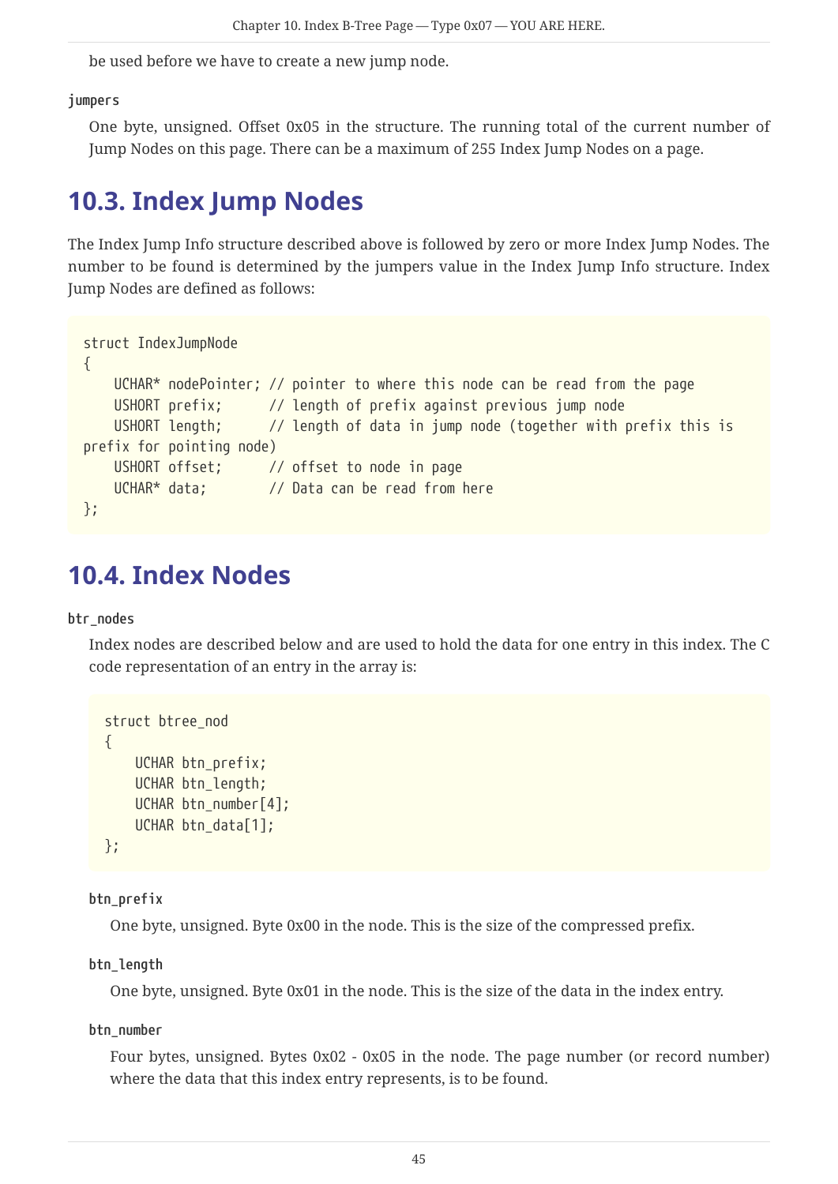be used before we have to create a new jump node.

**jumpers**

One byte, unsigned. Offset 0x05 in the structure. The running total of the current number of Jump Nodes on this page. There can be a maximum of 255 Index Jump Nodes on a page.

## 10.3. Index Jump Nodes

The Index Jump Info structure described above is followed by zero or more Index Jump Nodes. The number to be found is determined by the jumpers value in the Index Jump Info structure. Index Jump Nodes are defined as follows:

```
struct IndexJumpNode
{
    UCHAR* nodePointer; // pointer to where this node can be read from the page
    USHORT prefix;      // length of prefix against previous jump node
    USHORT length;      // length of data in jump node (together with prefix this is
prefix for pointing node)
    USHORT offset;      // offset to node in page
    UCHAR* data;        // Data can be read from here
};
```

## 10.4. Index Nodes

**btr_nodes**

Index nodes are described below and are used to hold the data for one entry in this index. The C code representation of an entry in the array is:

```
struct btree_nod
{
    UCHAR btn_prefix;
    UCHAR btn_length;
    UCHAR btn_number[4];
    UCHAR btn_data[1];
};
```

**btn_prefix**

One byte, unsigned. Byte 0x00 in the node. This is the size of the compressed prefix.

**btn_length**

One byte, unsigned. Byte 0x01 in the node. This is the size of the data in the index entry.

**btn_number**

Four bytes, unsigned. Bytes 0x02 - 0x05 in the node. The page number (or record number) where the data that this index entry represents, is to be found.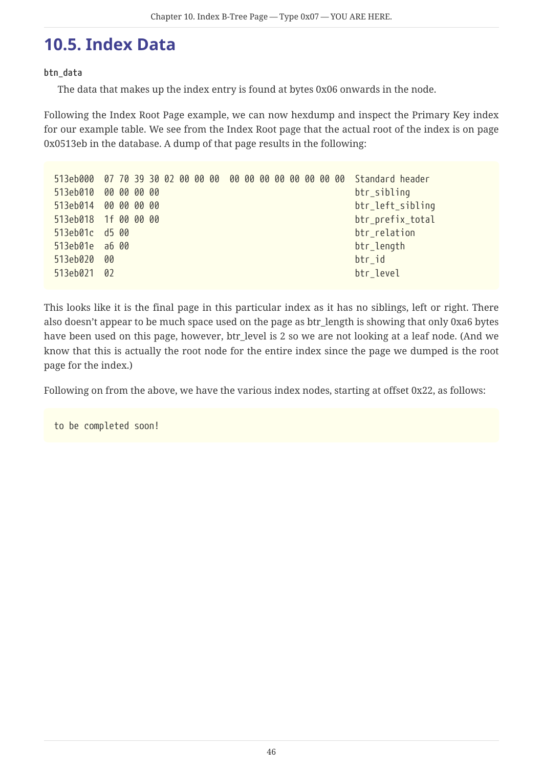## 10.5. Index Data

**btn_data**

The data that makes up the index entry is found at bytes 0x06 onwards in the node.

Following the Index Root Page example, we can now hexdump and inspect the Primary Key index for our example table. We see from the Index Root page that the actual root of the index is on page 0x0513eb in the database. A dump of that page results in the following:

```
513eb000  07 70 39 30 02 00 00 00  00 00 00 00 00 00 00 00  Standard header
513eb010  00 00 00 00                                        btr_sibling
513eb014  00 00 00 00                                        btr_left_sibling
513eb018  1f 00 00 00                                        btr_prefix_total
513eb01c  d5 00                                              btr_relation
513eb01e  a6 00                                              btr_length
513eb020  00                                                 btr_id
513eb021  02                                                 btr_level
```

This looks like it is the final page in this particular index as it has no siblings, left or right. There also doesn't appear to be much space used on the page as btr_length is showing that only 0xa6 bytes have been used on this page, however, btr_level is 2 so we are not looking at a leaf node. (And we know that this is actually the root node for the entire index since the page we dumped is the root page for the index.)

Following on from the above, we have the various index nodes, starting at offset 0x22, as follows:

```
to be completed soon!
```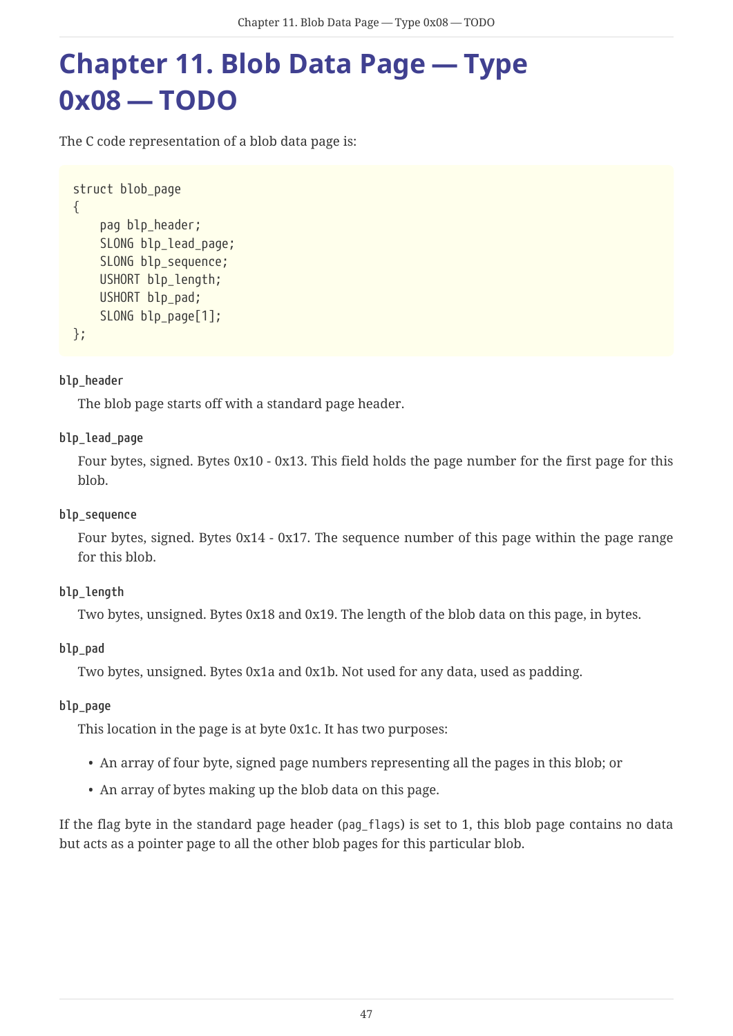# Chapter 11. Blob Data Page — Type 0x08 — TODO

The C code representation of a blob data page is:

```
struct blob_page
{
    pag blp_header;
    SLONG blp_lead_page;
    SLONG blp_sequence;
    USHORT blp_length;
    USHORT blp_pad;
    SLONG blp_page[1];
};
```

**blp_header**

The blob page starts off with a standard page header.

**blp_lead_page**

Four bytes, signed. Bytes 0x10 - 0x13. This field holds the page number for the first page for this blob.

**blp_sequence**

Four bytes, signed. Bytes 0x14 - 0x17. The sequence number of this page within the page range for this blob.

**blp_length**

Two bytes, unsigned. Bytes 0x18 and 0x19. The length of the blob data on this page, in bytes.

**blp_pad**

Two bytes, unsigned. Bytes 0x1a and 0x1b. Not used for any data, used as padding.

**blp_page**

This location in the page is at byte 0x1c. It has two purposes:

- An array of four byte, signed page numbers representing all the pages in this blob; or
- An array of bytes making up the blob data on this page.

If the flag byte in the standard page header (`pag_flags`) is set to 1, this blob page contains no data but acts as a pointer page to all the other blob pages for this particular blob.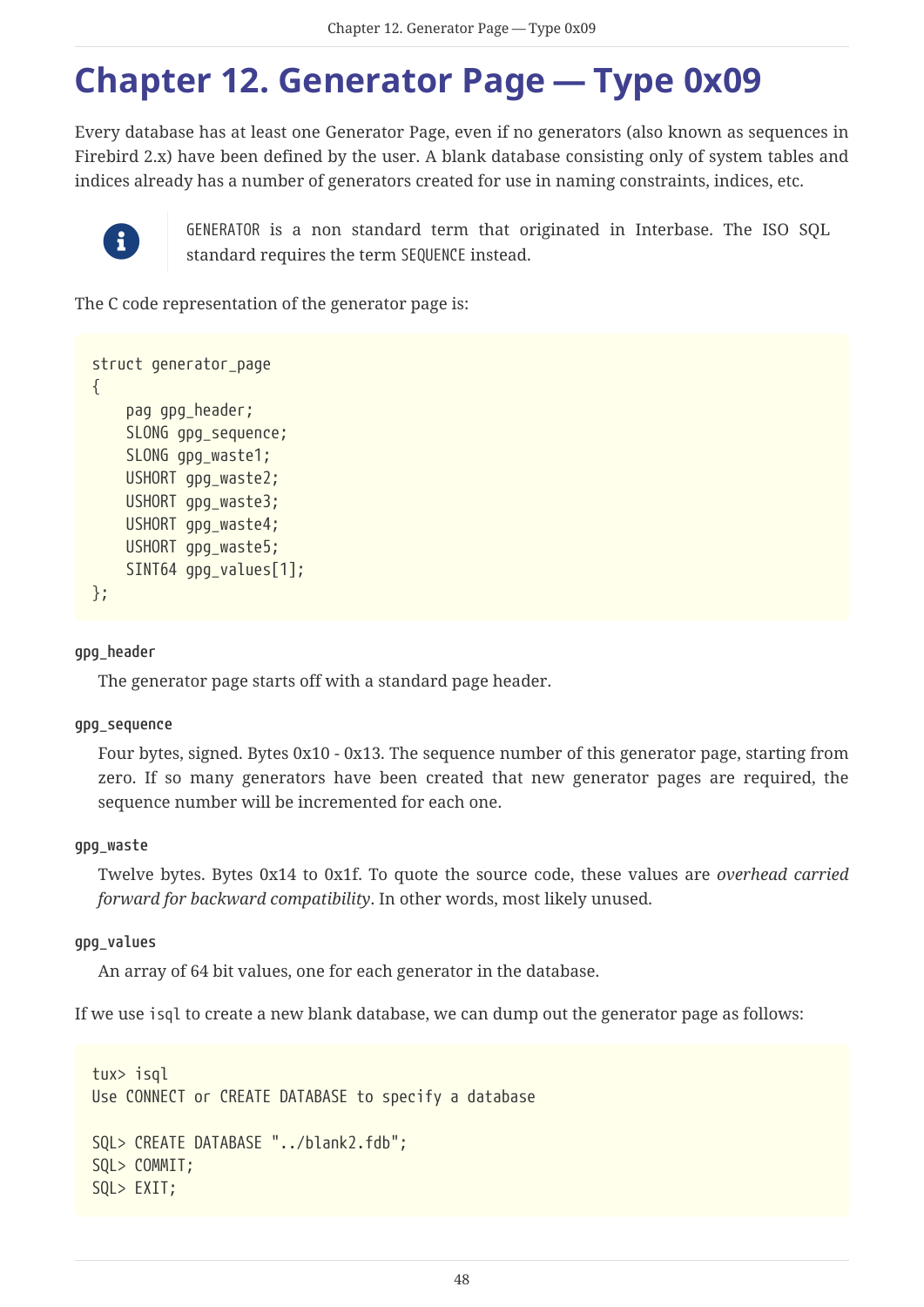# Chapter 12. Generator Page — Type 0x09

Every database has at least one Generator Page, even if no generators (also known as sequences in Firebird 2.x) have been defined by the user. A blank database consisting only of system tables and indices already has a number of generators created for use in naming constraints, indices, etc.

> GENERATOR is a non standard term that originated in Interbase. The ISO SQL standard requires the term SEQUENCE instead.

The C code representation of the generator page is:

```
struct generator_page
{
    pag gpg_header;
    SLONG gpg_sequence;
    SLONG gpg_waste1;
    USHORT gpg_waste2;
    USHORT gpg_waste3;
    USHORT gpg_waste4;
    USHORT gpg_waste5;
    SINT64 gpg_values[1];
};
```

**gpg_header**

The generator page starts off with a standard page header.

**gpg_sequence**

Four bytes, signed. Bytes 0x10 - 0x13. The sequence number of this generator page, starting from zero. If so many generators have been created that new generator pages are required, the sequence number will be incremented for each one.

**gpg_waste**

Twelve bytes. Bytes 0x14 to 0x1f. To quote the source code, these values are *overhead carried forward for backward compatibility*. In other words, most likely unused.

**gpg_values**

An array of 64 bit values, one for each generator in the database.

If we use `isql` to create a new blank database, we can dump out the generator page as follows:

```
tux> isql
Use CONNECT or CREATE DATABASE to specify a database

SQL> CREATE DATABASE "../blank2.fdb";
SQL> COMMIT;
SQL> EXIT;
```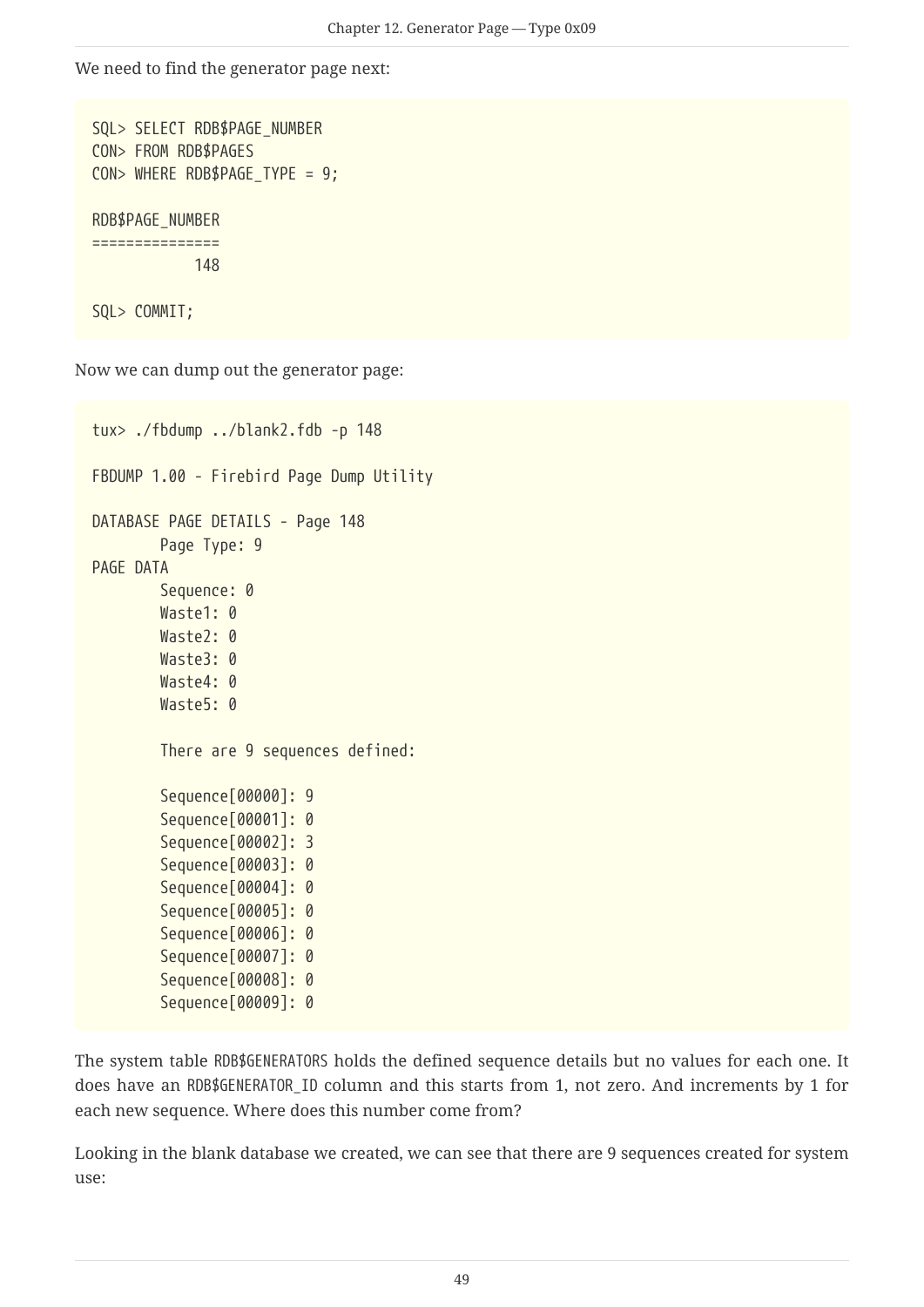We need to find the generator page next:

```
SQL> SELECT RDB$PAGE_NUMBER
CON> FROM RDB$PAGES
CON> WHERE RDB$PAGE_TYPE = 9;

RDB$PAGE_NUMBER
===============
            148

SQL> COMMIT;
```

Now we can dump out the generator page:

```
tux> ./fbdump ../blank2.fdb -p 148

FBDUMP 1.00 - Firebird Page Dump Utility

DATABASE PAGE DETAILS - Page 148
        Page Type: 9
PAGE DATA
        Sequence: 0
        Waste1: 0
        Waste2: 0
        Waste3: 0
        Waste4: 0
        Waste5: 0

        There are 9 sequences defined:

        Sequence[00000]: 9
        Sequence[00001]: 0
        Sequence[00002]: 3
        Sequence[00003]: 0
        Sequence[00004]: 0
        Sequence[00005]: 0
        Sequence[00006]: 0
        Sequence[00007]: 0
        Sequence[00008]: 0
        Sequence[00009]: 0
```

The system table RDB$GENERATORS holds the defined sequence details but no values for each one. It does have an RDB$GENERATOR_ID column and this starts from 1, not zero. And increments by 1 for each new sequence. Where does this number come from?

Looking in the blank database we created, we can see that there are 9 sequences created for system use: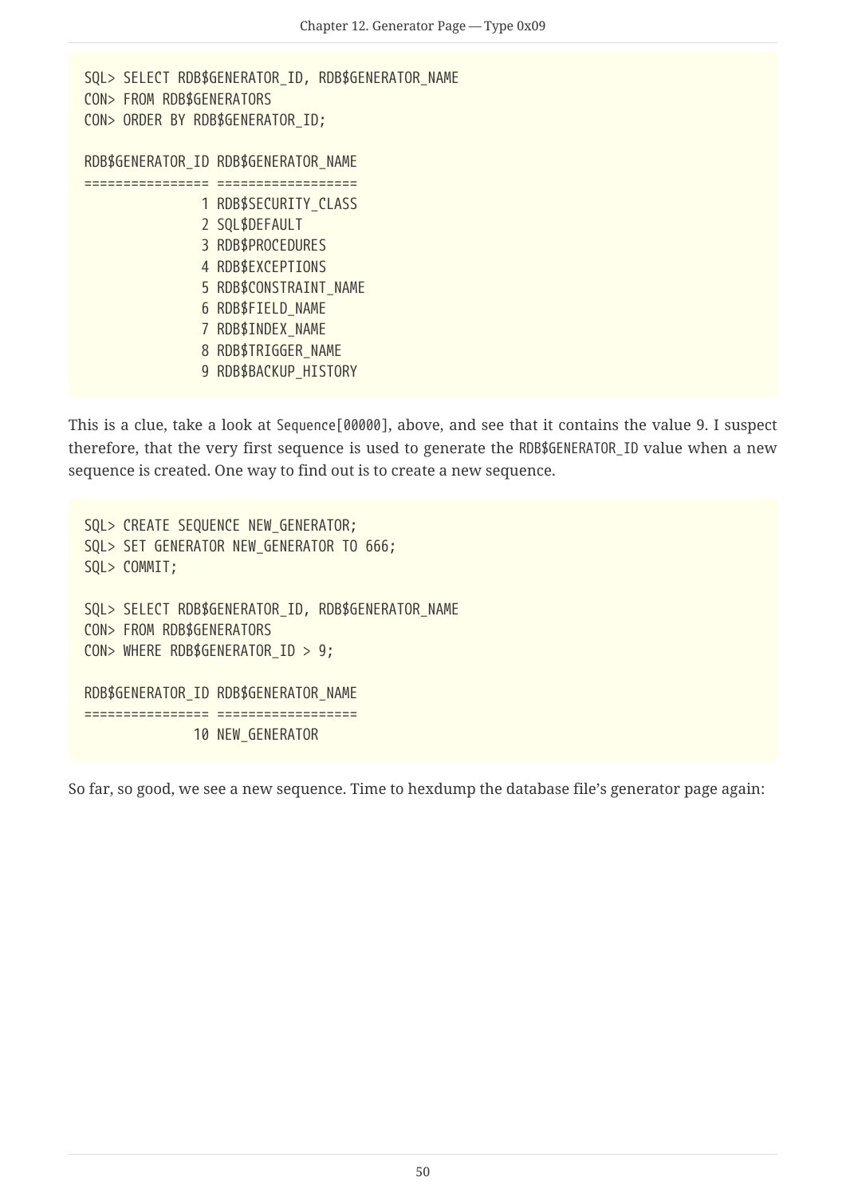```
SQL> SELECT RDB$GENERATOR_ID, RDB$GENERATOR_NAME
CON> FROM RDB$GENERATORS
CON> ORDER BY RDB$GENERATOR_ID;

RDB$GENERATOR_ID RDB$GENERATOR_NAME
================ ==================
               1 RDB$SECURITY_CLASS
               2 SQL$DEFAULT
               3 RDB$PROCEDURES
               4 RDB$EXCEPTIONS
               5 RDB$CONSTRAINT_NAME
               6 RDB$FIELD_NAME
               7 RDB$INDEX_NAME
               8 RDB$TRIGGER_NAME
               9 RDB$BACKUP_HISTORY
```

This is a clue, take a look at `Sequence[00000]`, above, and see that it contains the value 9. I suspect therefore, that the very first sequence is used to generate the `RDB$GENERATOR_ID` value when a new sequence is created. One way to find out is to create a new sequence.

```
SQL> CREATE SEQUENCE NEW_GENERATOR;
SQL> SET GENERATOR NEW_GENERATOR TO 666;
SQL> COMMIT;

SQL> SELECT RDB$GENERATOR_ID, RDB$GENERATOR_NAME
CON> FROM RDB$GENERATORS
CON> WHERE RDB$GENERATOR_ID > 9;

RDB$GENERATOR_ID RDB$GENERATOR_NAME
================ ==================
              10 NEW_GENERATOR
```

So far, so good, we see a new sequence. Time to hexdump the database file's generator page again: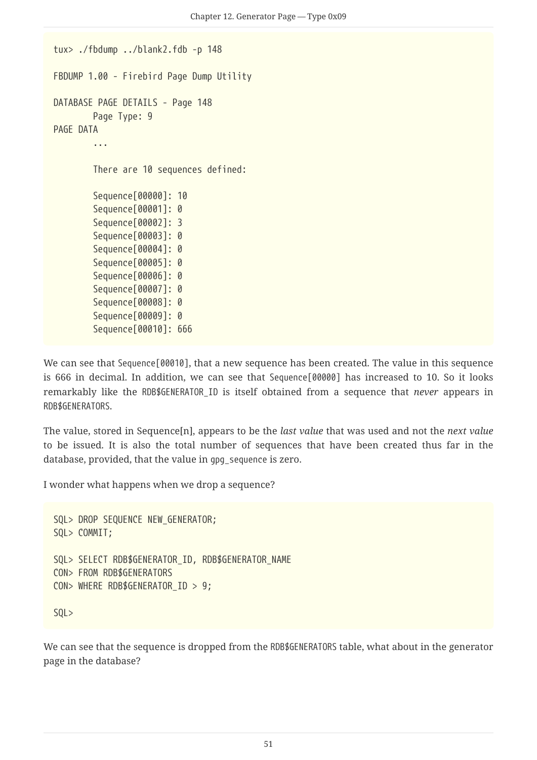```
tux> ./fbdump ../blank2.fdb -p 148

FBDUMP 1.00 - Firebird Page Dump Utility

DATABASE PAGE DETAILS - Page 148
        Page Type: 9
PAGE DATA
        ...

        There are 10 sequences defined:

        Sequence[00000]: 10
        Sequence[00001]: 0
        Sequence[00002]: 3
        Sequence[00003]: 0
        Sequence[00004]: 0
        Sequence[00005]: 0
        Sequence[00006]: 0
        Sequence[00007]: 0
        Sequence[00008]: 0
        Sequence[00009]: 0
        Sequence[00010]: 666
```

We can see that `Sequence[00010]`, that a new sequence has been created. The value in this sequence is 666 in decimal. In addition, we can see that `Sequence[00000]` has increased to 10. So it looks remarkably like the `RDB$GENERATOR_ID` is itself obtained from a sequence that *never* appears in `RDB$GENERATORS`.

The value, stored in Sequence[n], appears to be the *last value* that was used and not the *next value* to be issued. It is also the total number of sequences that have been created thus far in the database, provided, that the value in `gpg_sequence` is zero.

I wonder what happens when we drop a sequence?

```
SQL> DROP SEQUENCE NEW_GENERATOR;
SQL> COMMIT;

SQL> SELECT RDB$GENERATOR_ID, RDB$GENERATOR_NAME
CON> FROM RDB$GENERATORS
CON> WHERE RDB$GENERATOR_ID > 9;

SQL>
```

We can see that the sequence is dropped from the `RDB$GENERATORS` table, what about in the generator page in the database?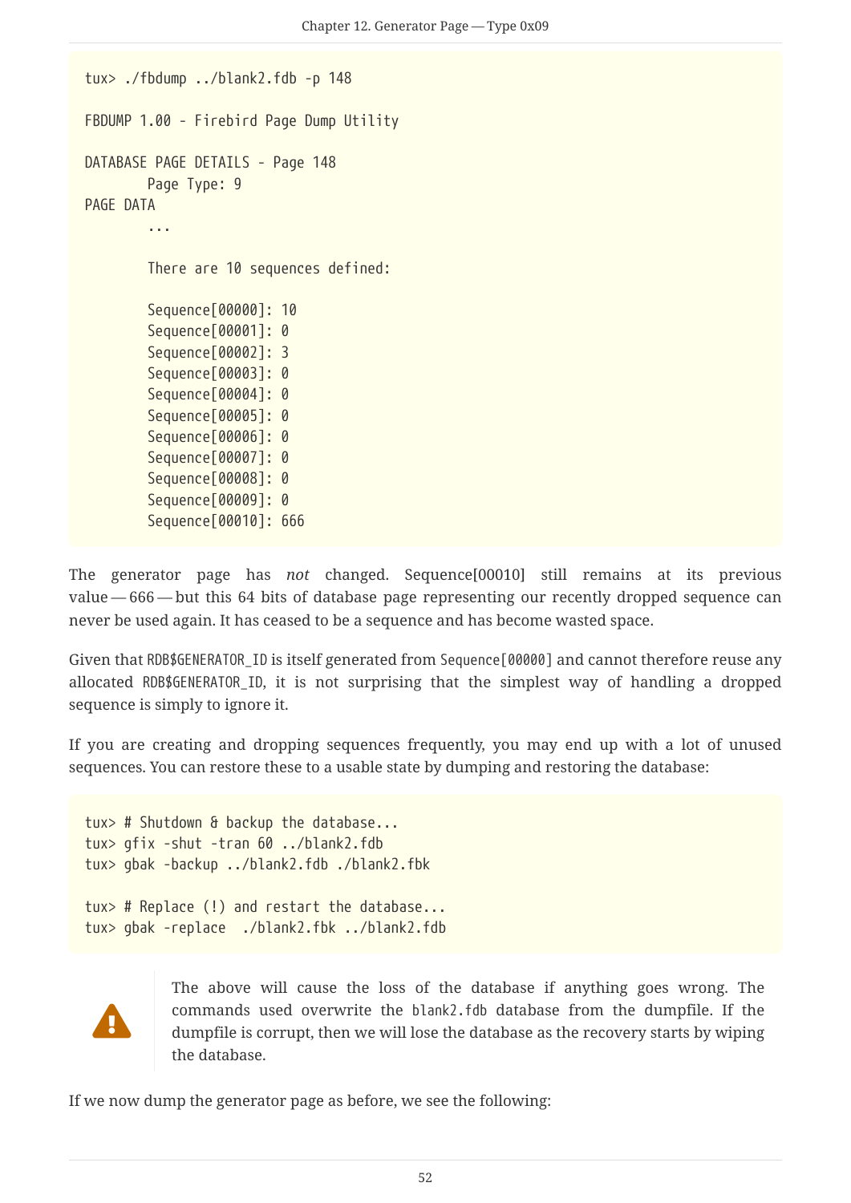```
tux> ./fbdump ../blank2.fdb -p 148

FBDUMP 1.00 - Firebird Page Dump Utility

DATABASE PAGE DETAILS - Page 148
        Page Type: 9
PAGE DATA
        ...

        There are 10 sequences defined:

        Sequence[00000]: 10
        Sequence[00001]: 0
        Sequence[00002]: 3
        Sequence[00003]: 0
        Sequence[00004]: 0
        Sequence[00005]: 0
        Sequence[00006]: 0
        Sequence[00007]: 0
        Sequence[00008]: 0
        Sequence[00009]: 0
        Sequence[00010]: 666
```

The generator page has *not* changed. Sequence[00010] still remains at its previous value — 666 — but this 64 bits of database page representing our recently dropped sequence can never be used again. It has ceased to be a sequence and has become wasted space.

Given that `RDB$GENERATOR_ID` is itself generated from `Sequence[00000]` and cannot therefore reuse any allocated `RDB$GENERATOR_ID`, it is not surprising that the simplest way of handling a dropped sequence is simply to ignore it.

If you are creating and dropping sequences frequently, you may end up with a lot of unused sequences. You can restore these to a usable state by dumping and restoring the database:

```
tux> # Shutdown & backup the database...
tux> gfix -shut -tran 60 ../blank2.fdb
tux> gbak -backup ../blank2.fdb ./blank2.fbk

tux> # Replace (!) and restart the database...
tux> gbak -replace  ./blank2.fbk ../blank2.fdb
```

The above will cause the loss of the database if anything goes wrong. The commands used overwrite the `blank2.fdb` database from the dumpfile. If the dumpfile is corrupt, then we will lose the database as the recovery starts by wiping the database.

If we now dump the generator page as before, we see the following: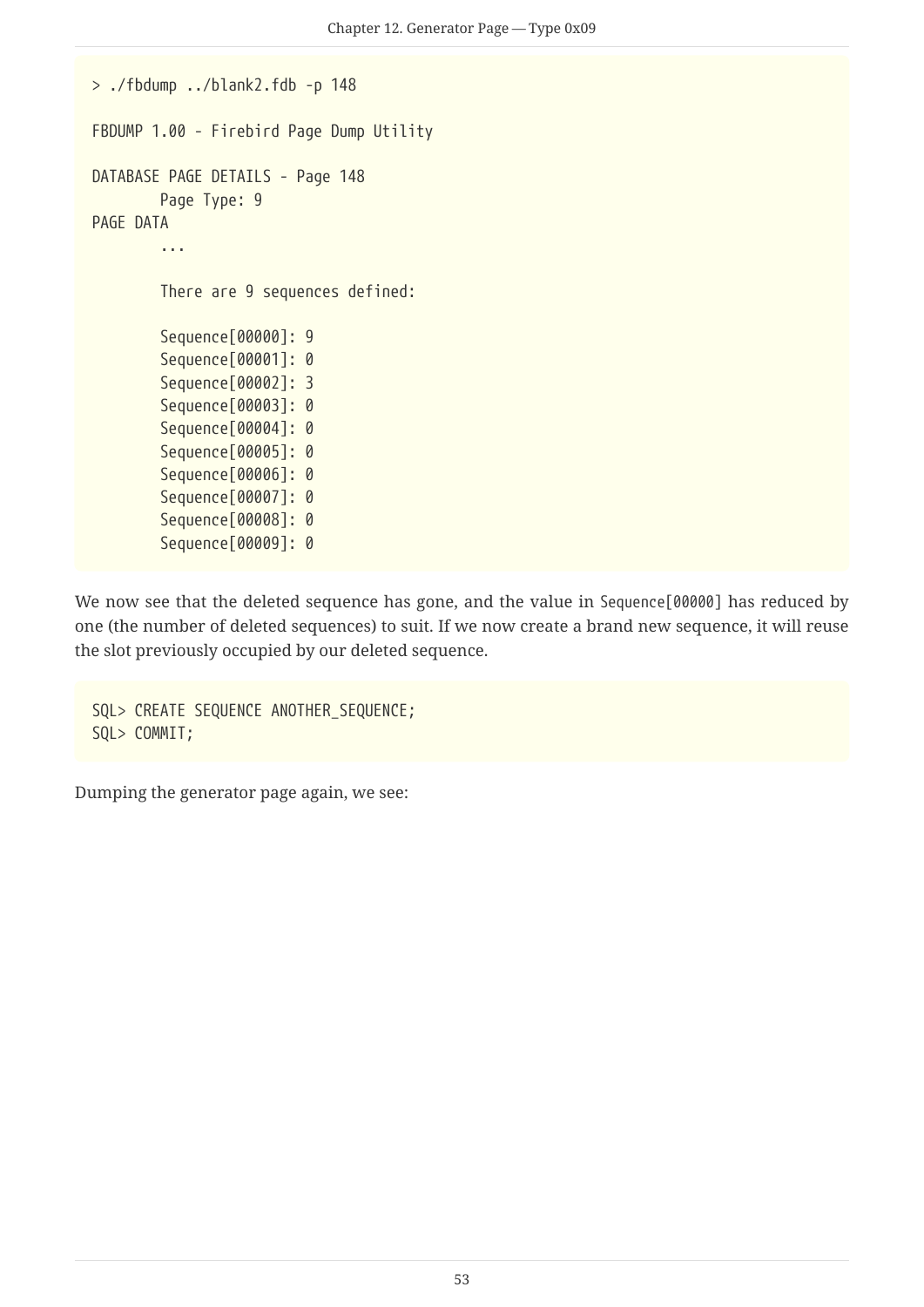```
> ./fbdump ../blank2.fdb -p 148

FBDUMP 1.00 - Firebird Page Dump Utility

DATABASE PAGE DETAILS - Page 148
        Page Type: 9
PAGE DATA
        ...

        There are 9 sequences defined:

        Sequence[00000]: 9
        Sequence[00001]: 0
        Sequence[00002]: 3
        Sequence[00003]: 0
        Sequence[00004]: 0
        Sequence[00005]: 0
        Sequence[00006]: 0
        Sequence[00007]: 0
        Sequence[00008]: 0
        Sequence[00009]: 0
```

We now see that the deleted sequence has gone, and the value in `Sequence[00000]` has reduced by one (the number of deleted sequences) to suit. If we now create a brand new sequence, it will reuse the slot previously occupied by our deleted sequence.

```
SQL> CREATE SEQUENCE ANOTHER_SEQUENCE;
SQL> COMMIT;
```

Dumping the generator page again, we see: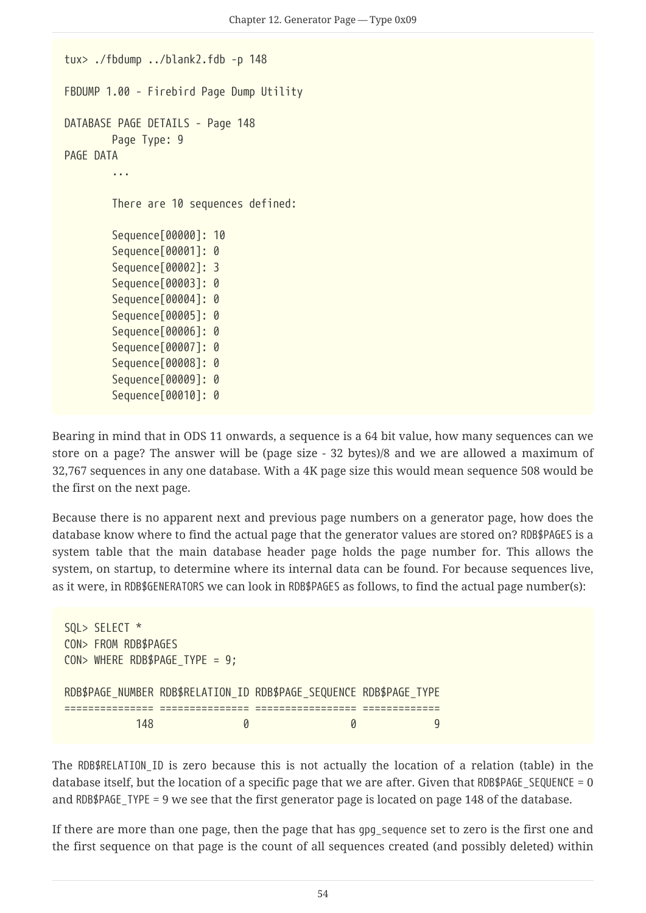```
tux> ./fbdump ../blank2.fdb -p 148

FBDUMP 1.00 - Firebird Page Dump Utility

DATABASE PAGE DETAILS - Page 148
        Page Type: 9
PAGE DATA
        ...

        There are 10 sequences defined:

        Sequence[00000]: 10
        Sequence[00001]: 0
        Sequence[00002]: 3
        Sequence[00003]: 0
        Sequence[00004]: 0
        Sequence[00005]: 0
        Sequence[00006]: 0
        Sequence[00007]: 0
        Sequence[00008]: 0
        Sequence[00009]: 0
        Sequence[00010]: 0
```

Bearing in mind that in ODS 11 onwards, a sequence is a 64 bit value, how many sequences can we store on a page? The answer will be (page size - 32 bytes)/8 and we are allowed a maximum of 32,767 sequences in any one database. With a 4K page size this would mean sequence 508 would be the first on the next page.

Because there is no apparent next and previous page numbers on a generator page, how does the database know where to find the actual page that the generator values are stored on? RDB$PAGES is a system table that the main database header page holds the page number for. This allows the system, on startup, to determine where its internal data can be found. For because sequences live, as it were, in RDB$GENERATORS we can look in RDB$PAGES as follows, to find the actual page number(s):

```
SQL> SELECT *
CON> FROM RDB$PAGES
CON> WHERE RDB$PAGE_TYPE = 9;

RDB$PAGE_NUMBER RDB$RELATION_ID RDB$PAGE_SEQUENCE RDB$PAGE_TYPE
=============== =============== ================= =============
            148               0                 0             9
```

The RDB$RELATION_ID is zero because this is not actually the location of a relation (table) in the database itself, but the location of a specific page that we are after. Given that RDB$PAGE_SEQUENCE = 0 and RDB$PAGE_TYPE = 9 we see that the first generator page is located on page 148 of the database.

If there are more than one page, then the page that has gpg_sequence set to zero is the first one and the first sequence on that page is the count of all sequences created (and possibly deleted) within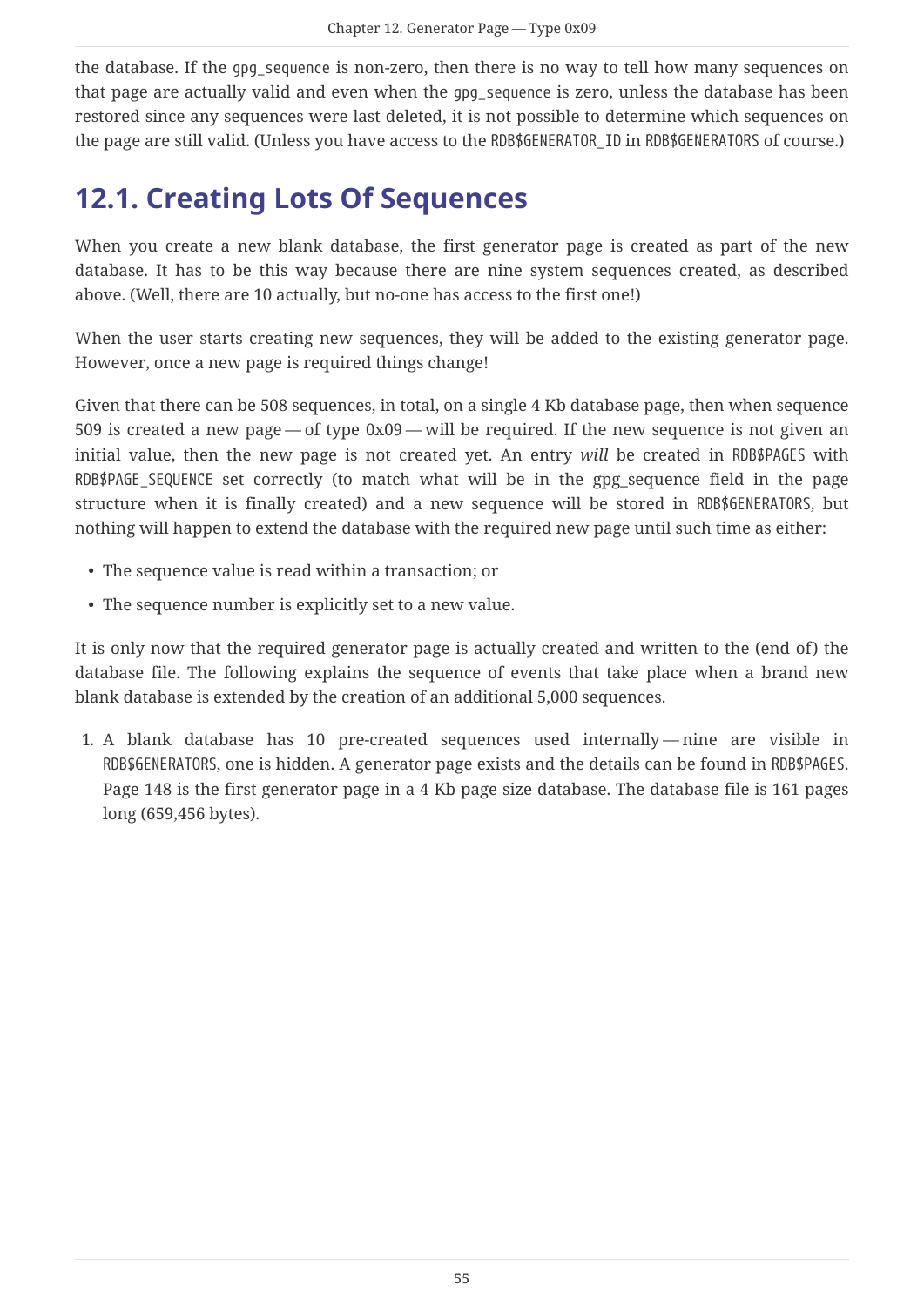the database. If the `gpg_sequence` is non-zero, then there is no way to tell how many sequences on that page are actually valid and even when the `gpg_sequence` is zero, unless the database has been restored since any sequences were last deleted, it is not possible to determine which sequences on the page are still valid. (Unless you have access to the `RDB$GENERATOR_ID` in `RDB$GENERATORS` of course.)

## 12.1. Creating Lots Of Sequences

When you create a new blank database, the first generator page is created as part of the new database. It has to be this way because there are nine system sequences created, as described above. (Well, there are 10 actually, but no-one has access to the first one!)

When the user starts creating new sequences, they will be added to the existing generator page. However, once a new page is required things change!

Given that there can be 508 sequences, in total, on a single 4 Kb database page, then when sequence 509 is created a new page — of type 0x09 — will be required. If the new sequence is not given an initial value, then the new page is not created yet. An entry *will* be created in `RDB$PAGES` with `RDB$PAGE_SEQUENCE` set correctly (to match what will be in the gpg_sequence field in the page structure when it is finally created) and a new sequence will be stored in `RDB$GENERATORS`, but nothing will happen to extend the database with the required new page until such time as either:

- The sequence value is read within a transaction; or
- The sequence number is explicitly set to a new value.

It is only now that the required generator page is actually created and written to the (end of) the database file. The following explains the sequence of events that take place when a brand new blank database is extended by the creation of an additional 5,000 sequences.

1. A blank database has 10 pre-created sequences used internally — nine are visible in `RDB$GENERATORS`, one is hidden. A generator page exists and the details can be found in `RDB$PAGES`. Page 148 is the first generator page in a 4 Kb page size database. The database file is 161 pages long (659,456 bytes).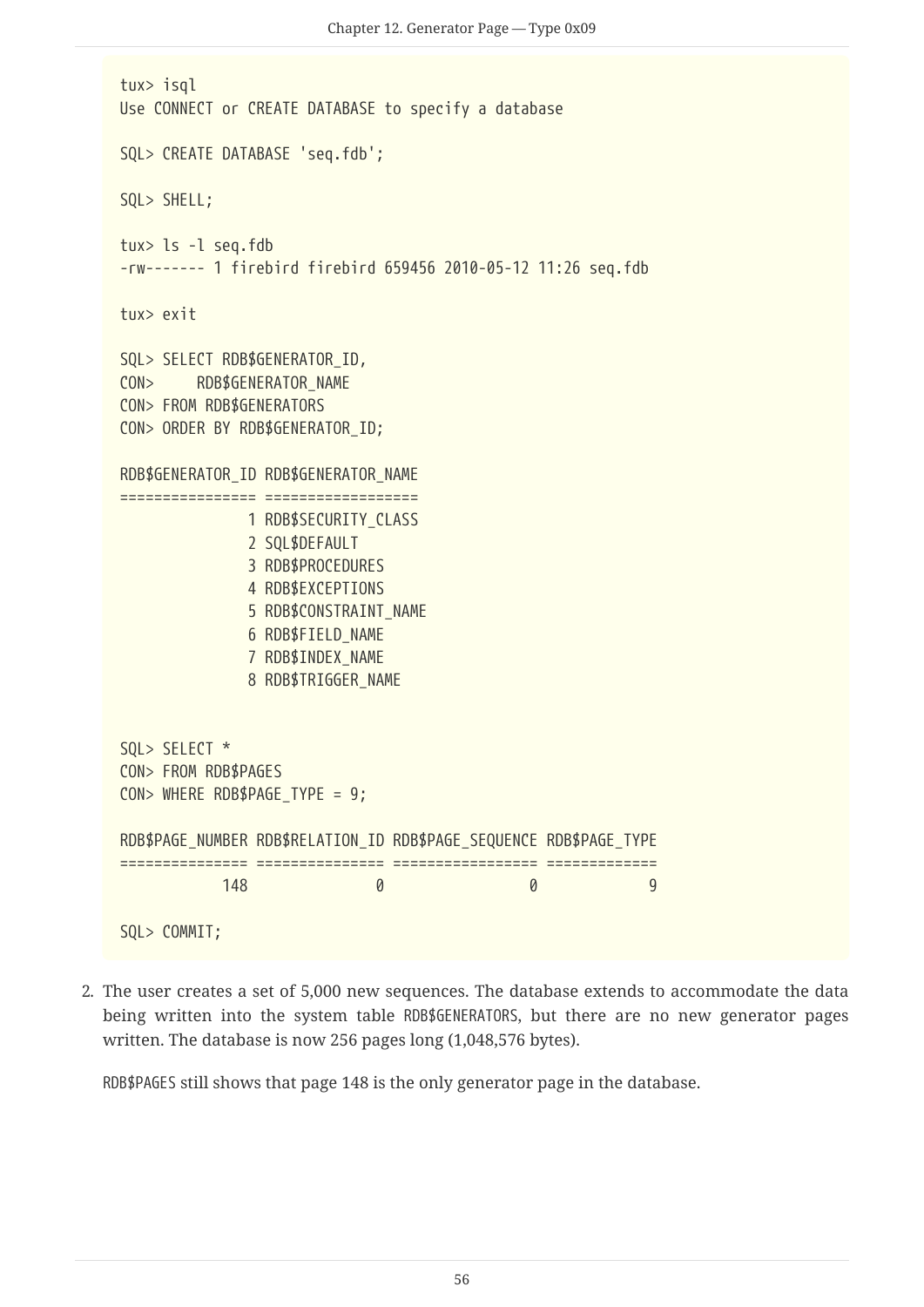```
tux> isql
Use CONNECT or CREATE DATABASE to specify a database

SQL> CREATE DATABASE 'seq.fdb';

SQL> SHELL;

tux> ls -l seq.fdb
-rw------- 1 firebird firebird 659456 2010-05-12 11:26 seq.fdb

tux> exit

SQL> SELECT RDB$GENERATOR_ID,
CON>     RDB$GENERATOR_NAME
CON> FROM RDB$GENERATORS
CON> ORDER BY RDB$GENERATOR_ID;

RDB$GENERATOR_ID RDB$GENERATOR_NAME
================ ==================
               1 RDB$SECURITY_CLASS
               2 SQL$DEFAULT
               3 RDB$PROCEDURES
               4 RDB$EXCEPTIONS
               5 RDB$CONSTRAINT_NAME
               6 RDB$FIELD_NAME
               7 RDB$INDEX_NAME
               8 RDB$TRIGGER_NAME


SQL> SELECT *
CON> FROM RDB$PAGES
CON> WHERE RDB$PAGE_TYPE = 9;

RDB$PAGE_NUMBER RDB$RELATION_ID RDB$PAGE_SEQUENCE RDB$PAGE_TYPE
=============== =============== ================= =============
            148               0                 0             9

SQL> COMMIT;
```

2. The user creates a set of 5,000 new sequences. The database extends to accommodate the data being written into the system table RDB$GENERATORS, but there are no new generator pages written. The database is now 256 pages long (1,048,576 bytes).

   RDB$PAGES still shows that page 148 is the only generator page in the database.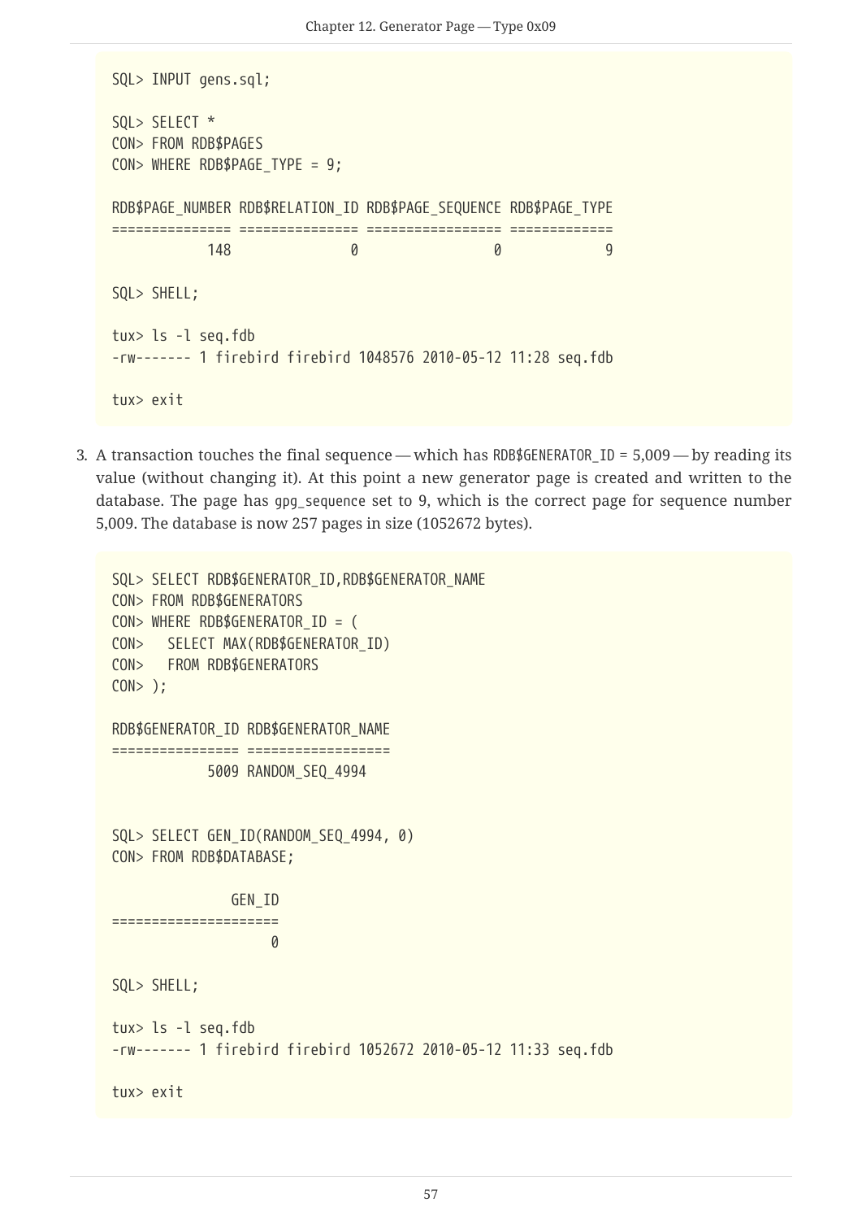```
SQL> INPUT gens.sql;

SQL> SELECT *
CON> FROM RDB$PAGES
CON> WHERE RDB$PAGE_TYPE = 9;

RDB$PAGE_NUMBER RDB$RELATION_ID RDB$PAGE_SEQUENCE RDB$PAGE_TYPE
=============== =============== ================= =============
            148               0                 0             9

SQL> SHELL;

tux> ls -l seq.fdb
-rw------- 1 firebird firebird 1048576 2010-05-12 11:28 seq.fdb

tux> exit
```

3. A transaction touches the final sequence — which has `RDB$GENERATOR_ID` = 5,009 — by reading its value (without changing it). At this point a new generator page is created and written to the database. The page has `gpg_sequence` set to 9, which is the correct page for sequence number 5,009. The database is now 257 pages in size (1052672 bytes).

```
SQL> SELECT RDB$GENERATOR_ID,RDB$GENERATOR_NAME
CON> FROM RDB$GENERATORS
CON> WHERE RDB$GENERATOR_ID = (
CON>   SELECT MAX(RDB$GENERATOR_ID)
CON>   FROM RDB$GENERATORS
CON> );

RDB$GENERATOR_ID RDB$GENERATOR_NAME
================ ==================
            5009 RANDOM_SEQ_4994


SQL> SELECT GEN_ID(RANDOM_SEQ_4994, 0)
CON> FROM RDB$DATABASE;

              GEN_ID
=====================
                    0

SQL> SHELL;

tux> ls -l seq.fdb
-rw------- 1 firebird firebird 1052672 2010-05-12 11:33 seq.fdb

tux> exit
```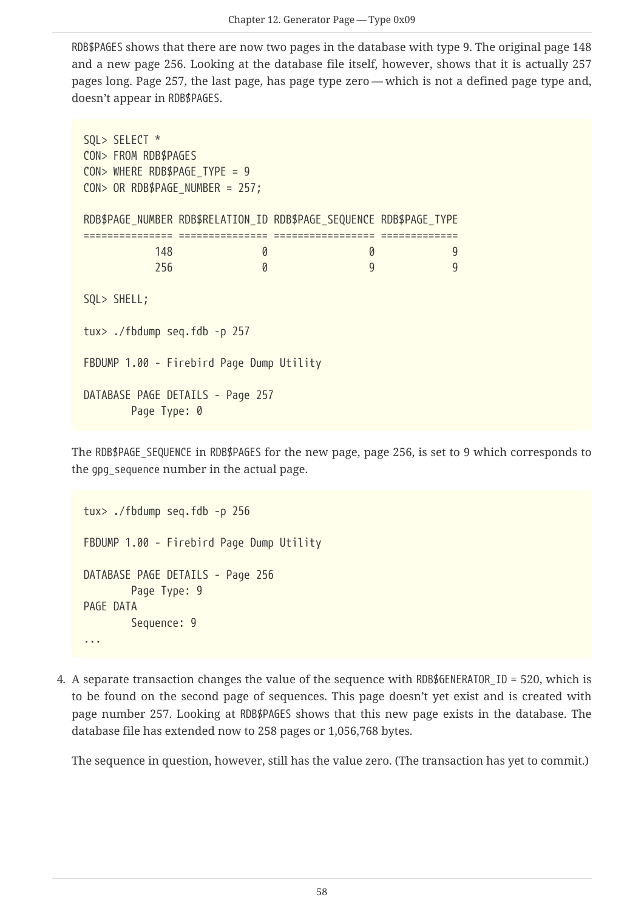RDB$PAGES shows that there are now two pages in the database with type 9. The original page 148 and a new page 256. Looking at the database file itself, however, shows that it is actually 257 pages long. Page 257, the last page, has page type zero — which is not a defined page type and, doesn't appear in RDB$PAGES.

```
SQL> SELECT *
CON> FROM RDB$PAGES
CON> WHERE RDB$PAGE_TYPE = 9
CON> OR RDB$PAGE_NUMBER = 257;

RDB$PAGE_NUMBER RDB$RELATION_ID RDB$PAGE_SEQUENCE RDB$PAGE_TYPE
=============== =============== ================= =============
            148               0                 0             9
            256               0                 9             9

SQL> SHELL;

tux> ./fbdump seq.fdb -p 257

FBDUMP 1.00 - Firebird Page Dump Utility

DATABASE PAGE DETAILS - Page 257
        Page Type: 0
```

The RDB$PAGE_SEQUENCE in RDB$PAGES for the new page, page 256, is set to 9 which corresponds to the gpg_sequence number in the actual page.

```
tux> ./fbdump seq.fdb -p 256

FBDUMP 1.00 - Firebird Page Dump Utility

DATABASE PAGE DETAILS - Page 256
        Page Type: 9
PAGE DATA
        Sequence: 9
...
```

4. A separate transaction changes the value of the sequence with RDB$GENERATOR_ID = 520, which is to be found on the second page of sequences. This page doesn't yet exist and is created with page number 257. Looking at RDB$PAGES shows that this new page exists in the database. The database file has extended now to 258 pages or 1,056,768 bytes.

   The sequence in question, however, still has the value zero. (The transaction has yet to commit.)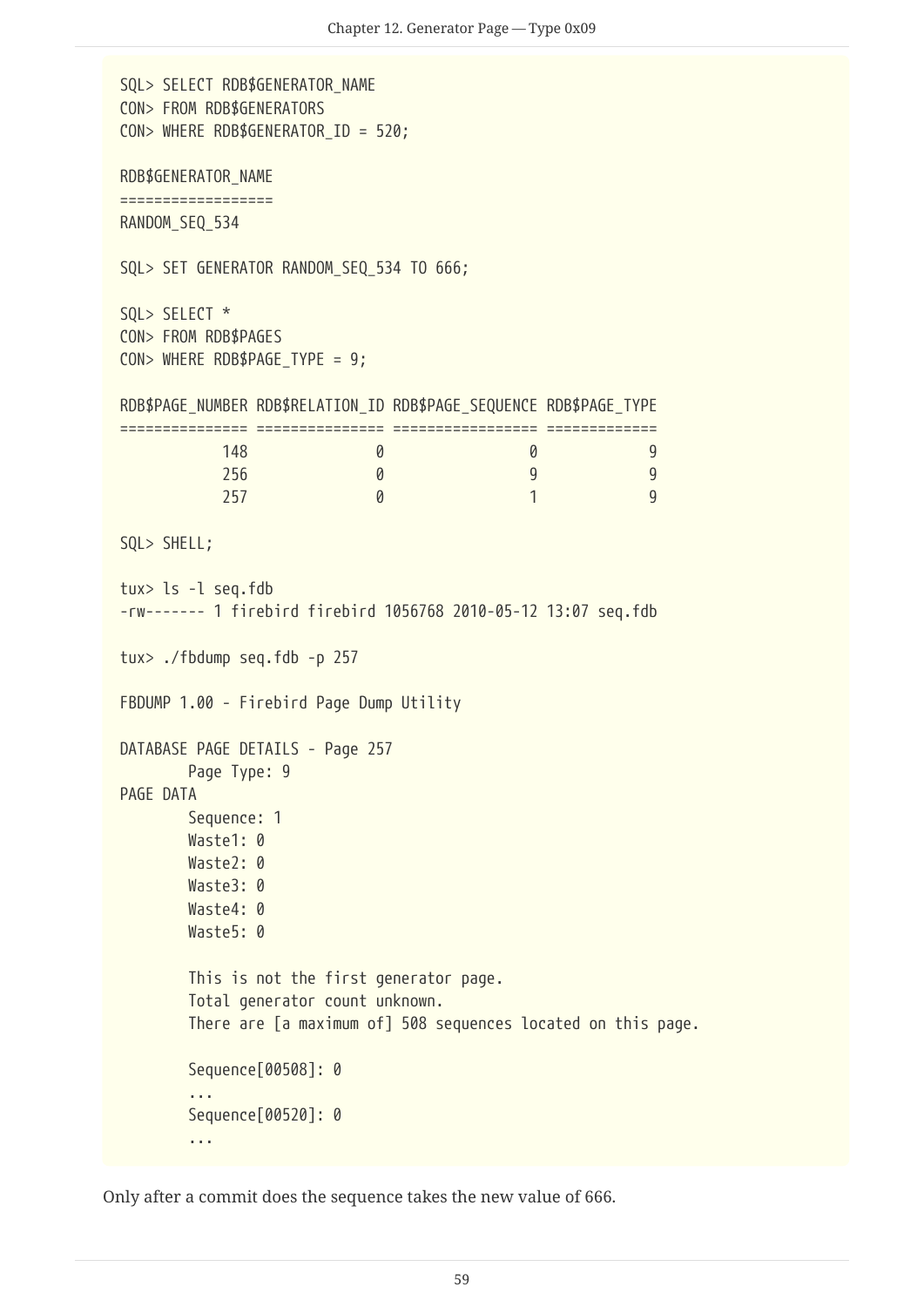```
SQL> SELECT RDB$GENERATOR_NAME
CON> FROM RDB$GENERATORS
CON> WHERE RDB$GENERATOR_ID = 520;

RDB$GENERATOR_NAME
==================
RANDOM_SEQ_534

SQL> SET GENERATOR RANDOM_SEQ_534 TO 666;

SQL> SELECT *
CON> FROM RDB$PAGES
CON> WHERE RDB$PAGE_TYPE = 9;

RDB$PAGE_NUMBER RDB$RELATION_ID RDB$PAGE_SEQUENCE RDB$PAGE_TYPE
=============== =============== ================= =============
            148               0                 0             9
            256               0                 9             9
            257               0                 1             9

SQL> SHELL;

tux> ls -l seq.fdb
-rw------- 1 firebird firebird 1056768 2010-05-12 13:07 seq.fdb

tux> ./fbdump seq.fdb -p 257

FBDUMP 1.00 - Firebird Page Dump Utility

DATABASE PAGE DETAILS - Page 257
        Page Type: 9
PAGE DATA
        Sequence: 1
        Waste1: 0
        Waste2: 0
        Waste3: 0
        Waste4: 0
        Waste5: 0

        This is not the first generator page.
        Total generator count unknown.
        There are [a maximum of] 508 sequences located on this page.

        Sequence[00508]: 0
        ...
        Sequence[00520]: 0
        ...
```

Only after a commit does the sequence takes the new value of 666.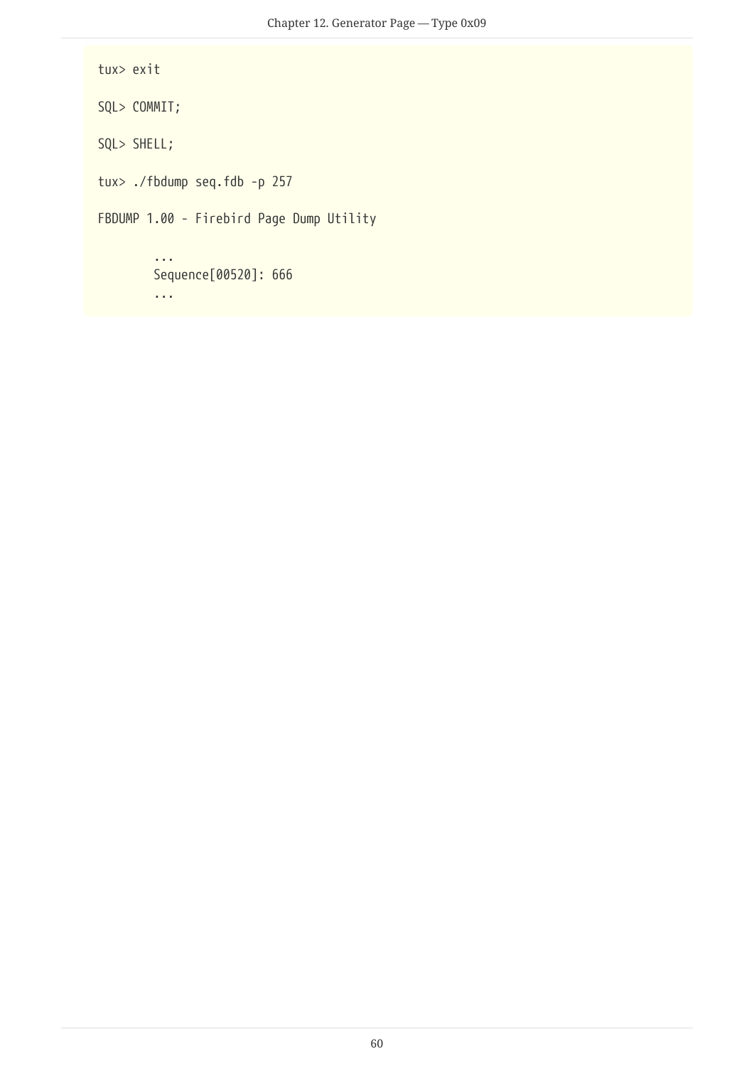```
tux> exit

SQL> COMMIT;

SQL> SHELL;

tux> ./fbdump seq.fdb -p 257

FBDUMP 1.00 - Firebird Page Dump Utility

        ...
        Sequence[00520]: 666
        ...
```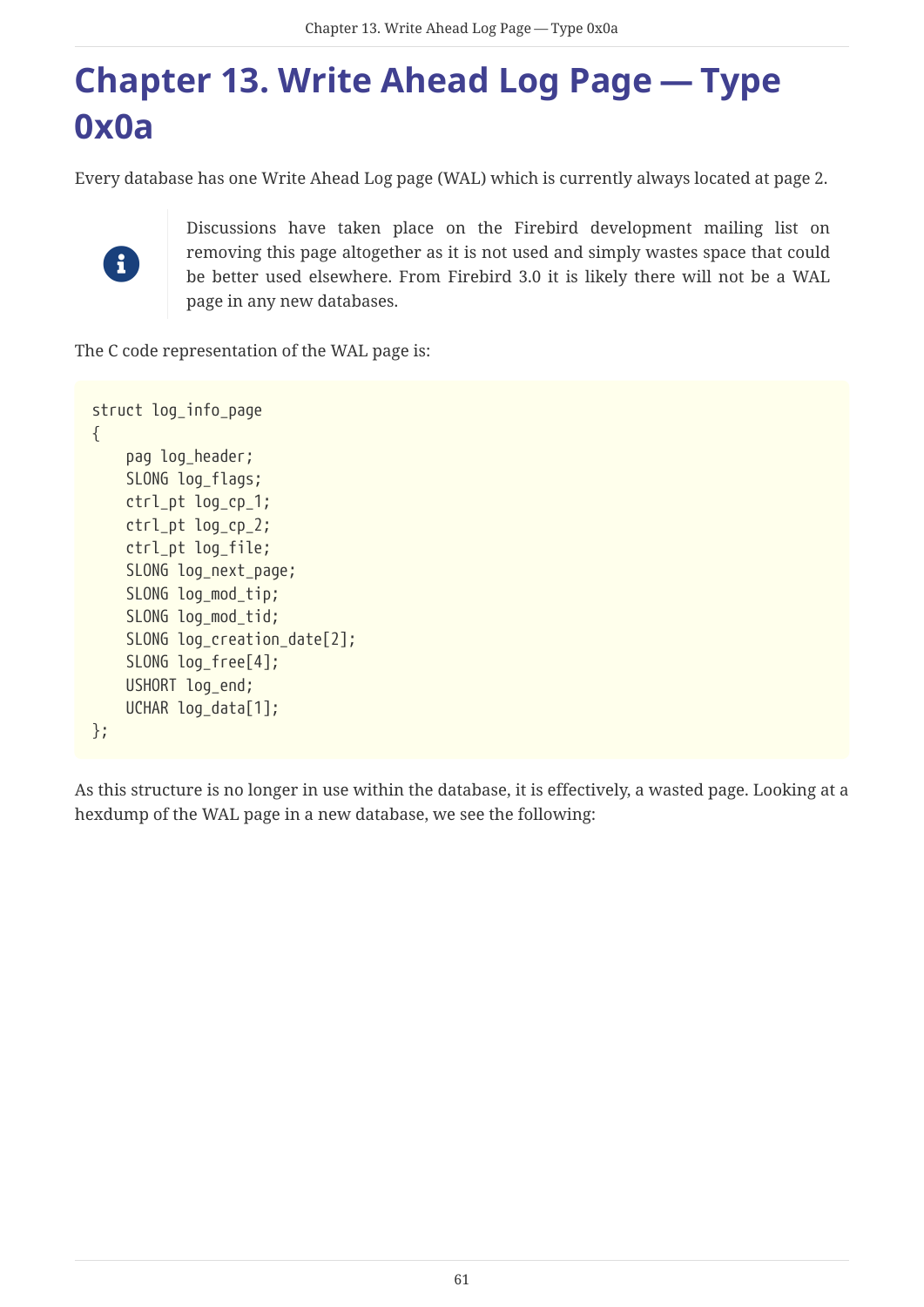# Chapter 13. Write Ahead Log Page — Type 0x0a

Every database has one Write Ahead Log page (WAL) which is currently always located at page 2.

> Discussions have taken place on the Firebird development mailing list on removing this page altogether as it is not used and simply wastes space that could be better used elsewhere. From Firebird 3.0 it is likely there will not be a WAL page in any new databases.

The C code representation of the WAL page is:

```
struct log_info_page
{
    pag log_header;
    SLONG log_flags;
    ctrl_pt log_cp_1;
    ctrl_pt log_cp_2;
    ctrl_pt log_file;
    SLONG log_next_page;
    SLONG log_mod_tip;
    SLONG log_mod_tid;
    SLONG log_creation_date[2];
    SLONG log_free[4];
    USHORT log_end;
    UCHAR log_data[1];
};
```

As this structure is no longer in use within the database, it is effectively, a wasted page. Looking at a hexdump of the WAL page in a new database, we see the following: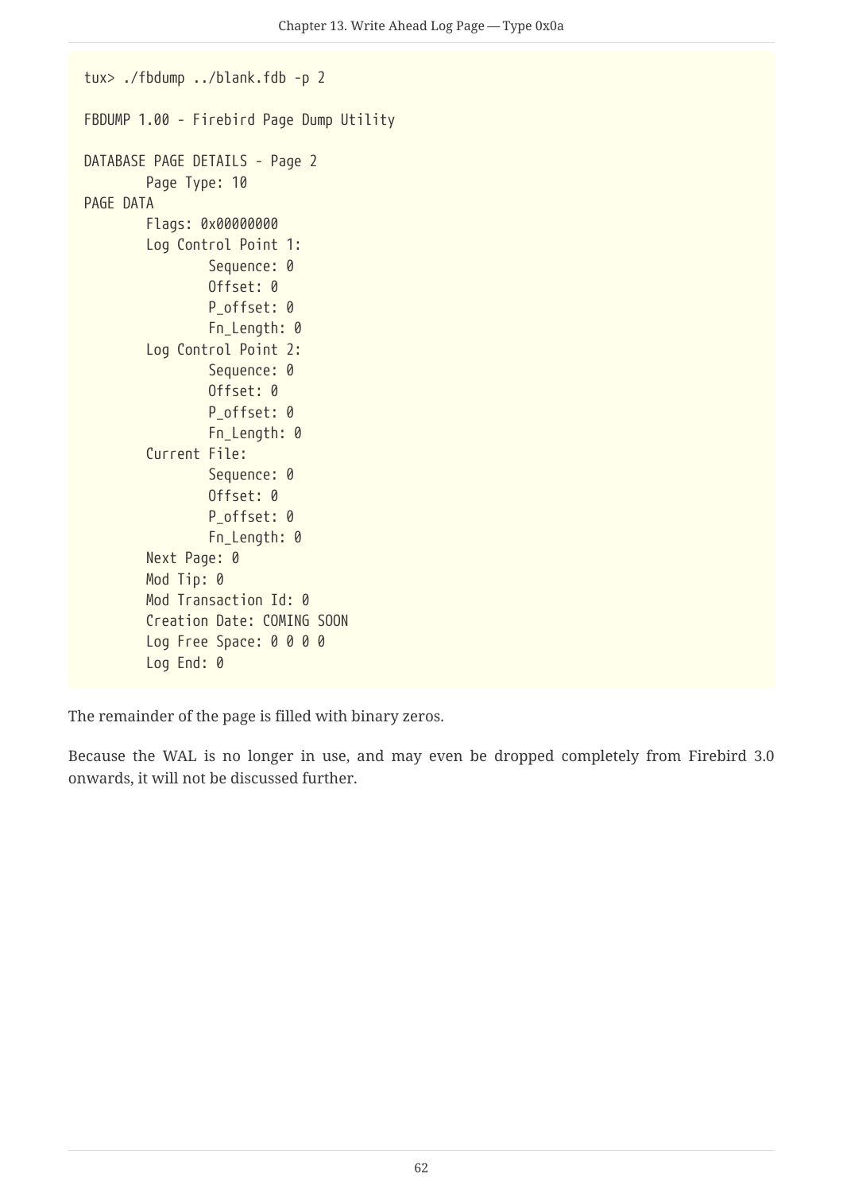```
tux> ./fbdump ../blank.fdb -p 2

FBDUMP 1.00 - Firebird Page Dump Utility

DATABASE PAGE DETAILS - Page 2
        Page Type: 10
PAGE DATA
        Flags: 0x00000000
        Log Control Point 1:
                Sequence: 0
                Offset: 0
                P_offset: 0
                Fn_Length: 0
        Log Control Point 2:
                Sequence: 0
                Offset: 0
                P_offset: 0
                Fn_Length: 0
        Current File:
                Sequence: 0
                Offset: 0
                P_offset: 0
                Fn_Length: 0
        Next Page: 0
        Mod Tip: 0
        Mod Transaction Id: 0
        Creation Date: COMING SOON
        Log Free Space: 0 0 0 0
        Log End: 0
```

The remainder of the page is filled with binary zeros.

Because the WAL is no longer in use, and may even be dropped completely from Firebird 3.0 onwards, it will not be discussed further.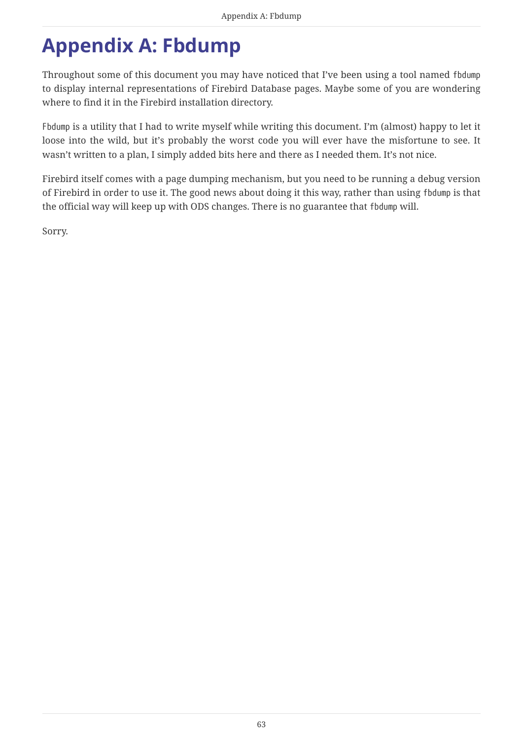# Appendix A: Fbdump

Throughout some of this document you may have noticed that I've been using a tool named `fbdump` to display internal representations of Firebird Database pages. Maybe some of you are wondering where to find it in the Firebird installation directory.

`Fbdump` is a utility that I had to write myself while writing this document. I'm (almost) happy to let it loose into the wild, but it's probably the worst code you will ever have the misfortune to see. It wasn't written to a plan, I simply added bits here and there as I needed them. It's not nice.

Firebird itself comes with a page dumping mechanism, but you need to be running a debug version of Firebird in order to use it. The good news about doing it this way, rather than using `fbdump` is that the official way will keep up with ODS changes. There is no guarantee that `fbdump` will.

Sorry.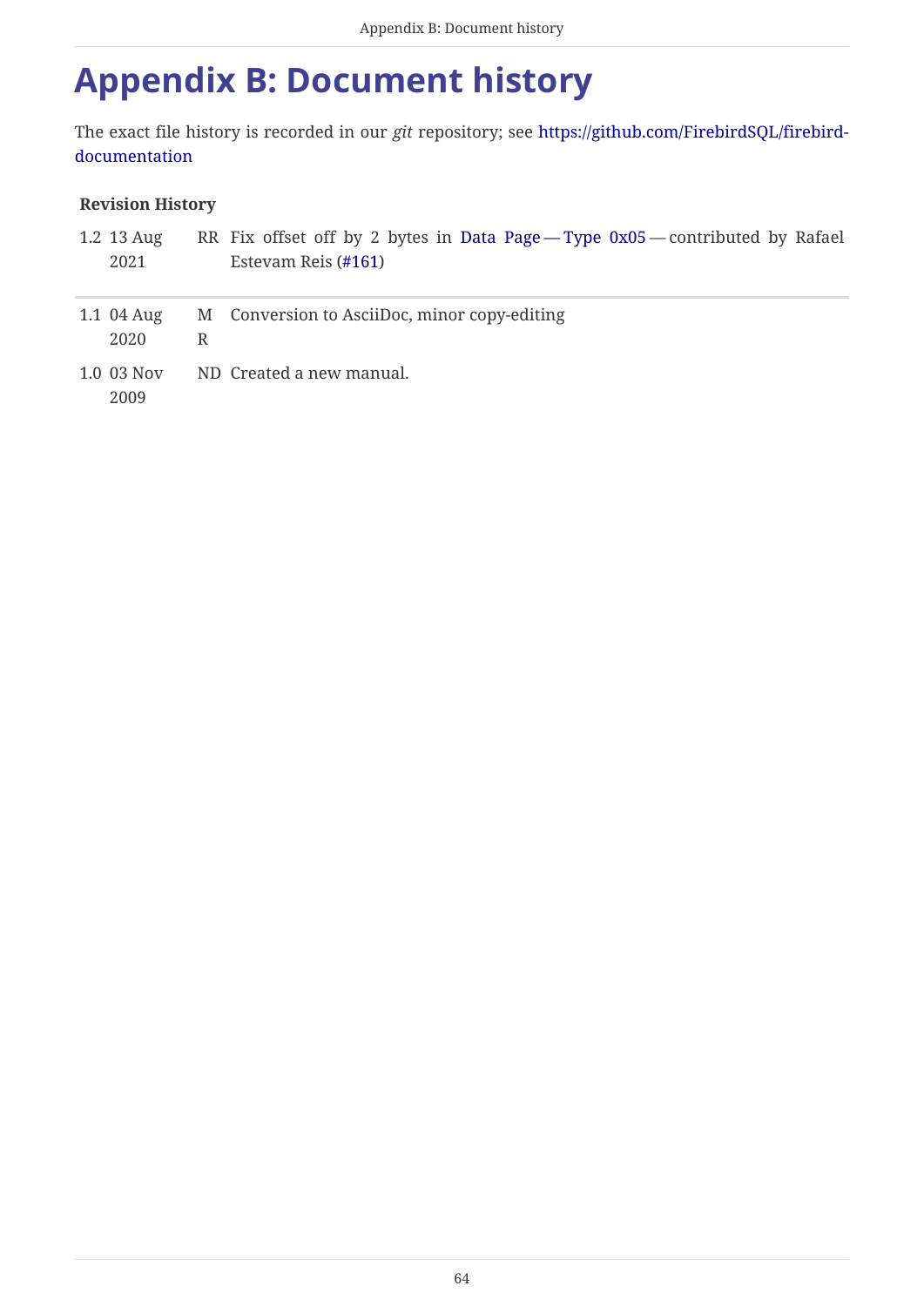# Appendix B: Document history

The exact file history is recorded in our *git* repository; see https://github.com/FirebirdSQL/firebird-documentation

**Revision History**

| | | | |
|---|---|---|---|
| 1.2 | 13 Aug 2021 | RR | Fix offset off by 2 bytes in Data Page — Type 0x05 — contributed by Rafael Estevam Reis (#161) |
| 1.1 | 04 Aug 2020 | MR | Conversion to AsciiDoc, minor copy-editing |
| 1.0 | 03 Nov 2009 | ND | Created a new manual. |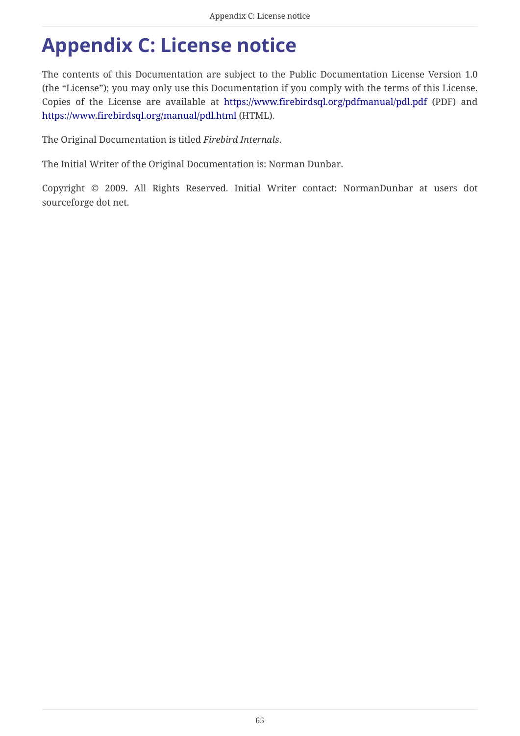# Appendix C: License notice

The contents of this Documentation are subject to the Public Documentation License Version 1.0 (the “License”); you may only use this Documentation if you comply with the terms of this License. Copies of the License are available at https://www.firebirdsql.org/pdfmanual/pdl.pdf (PDF) and https://www.firebirdsql.org/manual/pdl.html (HTML).

The Original Documentation is titled *Firebird Internals*.

The Initial Writer of the Original Documentation is: Norman Dunbar.

Copyright © 2009. All Rights Reserved. Initial Writer contact: NormanDunbar at users dot sourceforge dot net.